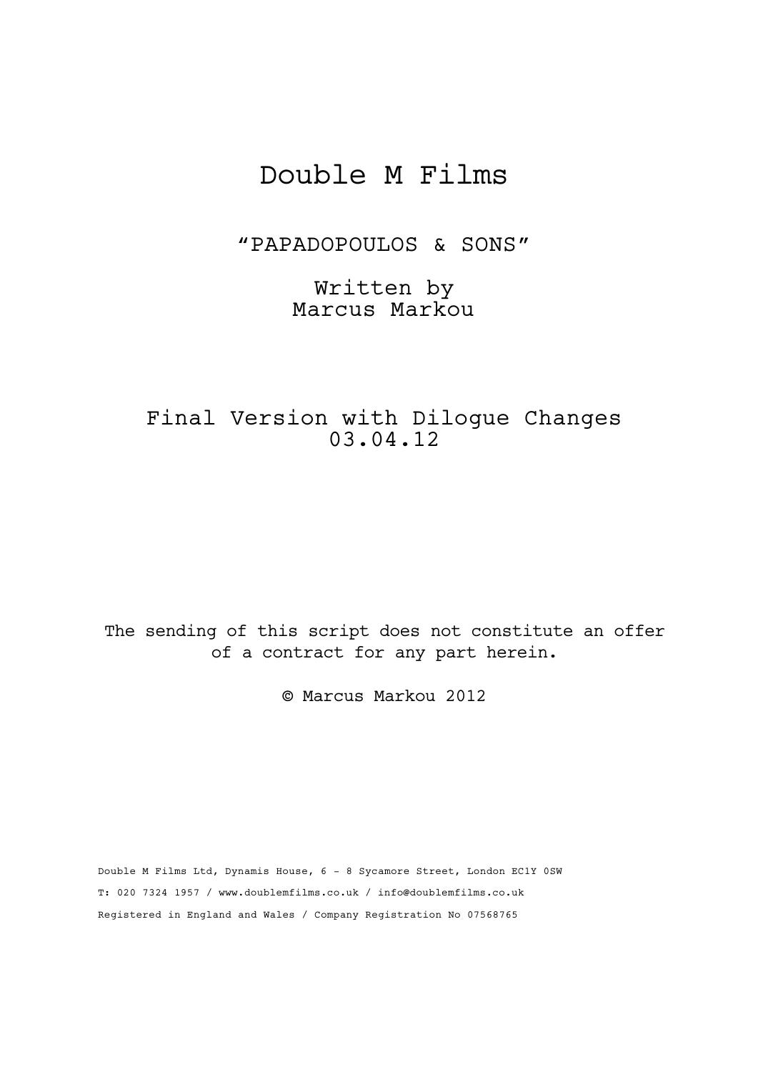# Double M Films

"PAPADOPOULOS & SONS"

Written by
Marcus Markou

Final Version with Dilogue Changes
03.04.12

The sending of this script does not constitute an offer of a contract for any part herein.

© Marcus Markou 2012

Double M Films Ltd, Dynamis House, 6 - 8 Sycamore Street, London EC1Y 0SW

T: 020 7324 1957 / www.doublemfilms.co.uk / info@doublemfilms.co.uk

Registered in England and Wales / Company Registration No 07568765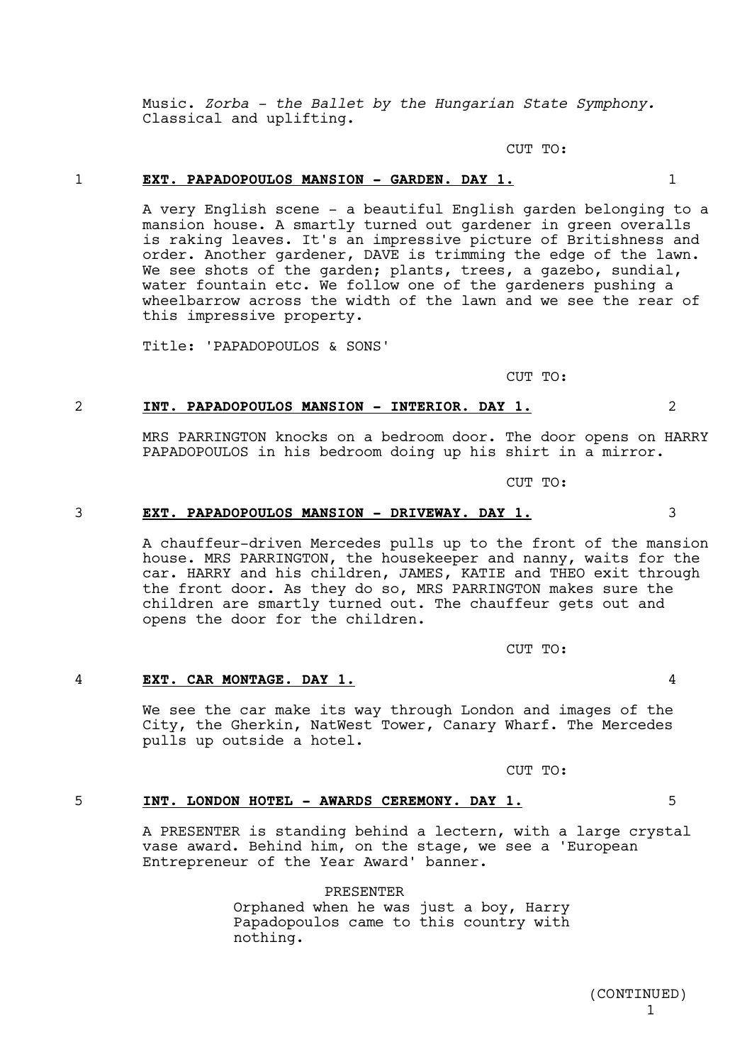Music. *Zorba - the Ballet by the Hungarian State Symphony.* Classical and uplifting.

CUT TO:

**1 EXT. PAPADOPOULOS MANSION - GARDEN. DAY 1. 1**

A very English scene - a beautiful English garden belonging to a mansion house. A smartly turned out gardener in green overalls is raking leaves. It's an impressive picture of Britishness and order. Another gardener, DAVE is trimming the edge of the lawn. We see shots of the garden; plants, trees, a gazebo, sundial, water fountain etc. We follow one of the gardeners pushing a wheelbarrow across the width of the lawn and we see the rear of this impressive property.

Title: 'PAPADOPOULOS & SONS'

CUT TO:

**2 INT. PAPADOPOULOS MANSION - INTERIOR. DAY 1. 2**

MRS PARRINGTON knocks on a bedroom door. The door opens on HARRY PAPADOPOULOS in his bedroom doing up his shirt in a mirror.

CUT TO:

**3 EXT. PAPADOPOULOS MANSION - DRIVEWAY. DAY 1. 3**

A chauffeur-driven Mercedes pulls up to the front of the mansion house. MRS PARRINGTON, the housekeeper and nanny, waits for the car. HARRY and his children, JAMES, KATIE and THEO exit through the front door. As they do so, MRS PARRINGTON makes sure the children are smartly turned out. The chauffeur gets out and opens the door for the children.

CUT TO:

**4 EXT. CAR MONTAGE. DAY 1. 4**

We see the car make its way through London and images of the City, the Gherkin, NatWest Tower, Canary Wharf. The Mercedes pulls up outside a hotel.

CUT TO:

**5 INT. LONDON HOTEL - AWARDS CEREMONY. DAY 1. 5**

A PRESENTER is standing behind a lectern, with a large crystal vase award. Behind him, on the stage, we see a 'European Entrepreneur of the Year Award' banner.

PRESENTER
Orphaned when he was just a boy, Harry Papadopoulos came to this country with nothing.

(CONTINUED)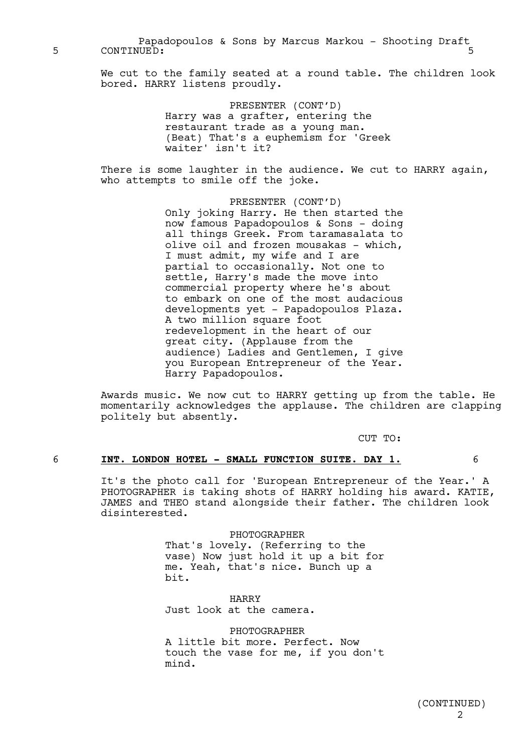5 CONTINUED: 5

We cut to the family seated at a round table. The children look bored. HARRY listens proudly.

PRESENTER (CONT'D)
Harry was a grafter, entering the restaurant trade as a young man. (Beat) That's a euphemism for 'Greek waiter' isn't it?

There is some laughter in the audience. We cut to HARRY again, who attempts to smile off the joke.

PRESENTER (CONT'D)
Only joking Harry. He then started the now famous Papadopoulos & Sons - doing all things Greek. From taramasalata to olive oil and frozen mousakas - which, I must admit, my wife and I are partial to occasionally. Not one to settle, Harry's made the move into commercial property where he's about to embark on one of the most audacious developments yet - Papadopoulos Plaza. A two million square foot redevelopment in the heart of our great city. (Applause from the audience) Ladies and Gentlemen, I give you European Entrepreneur of the Year. Harry Papadopoulos.

Awards music. We now cut to HARRY getting up from the table. He momentarily acknowledges the applause. The children are clapping politely but absently.

CUT TO:

6 **INT. LONDON HOTEL - SMALL FUNCTION SUITE. DAY 1.** 6

It's the photo call for 'European Entrepreneur of the Year.' A PHOTOGRAPHER is taking shots of HARRY holding his award. KATIE, JAMES and THEO stand alongside their father. The children look disinterested.

PHOTOGRAPHER
That's lovely. (Referring to the vase) Now just hold it up a bit for me. Yeah, that's nice. Bunch up a bit.

HARRY
Just look at the camera.

PHOTOGRAPHER
A little bit more. Perfect. Now touch the vase for me, if you don't mind.

(CONTINUED)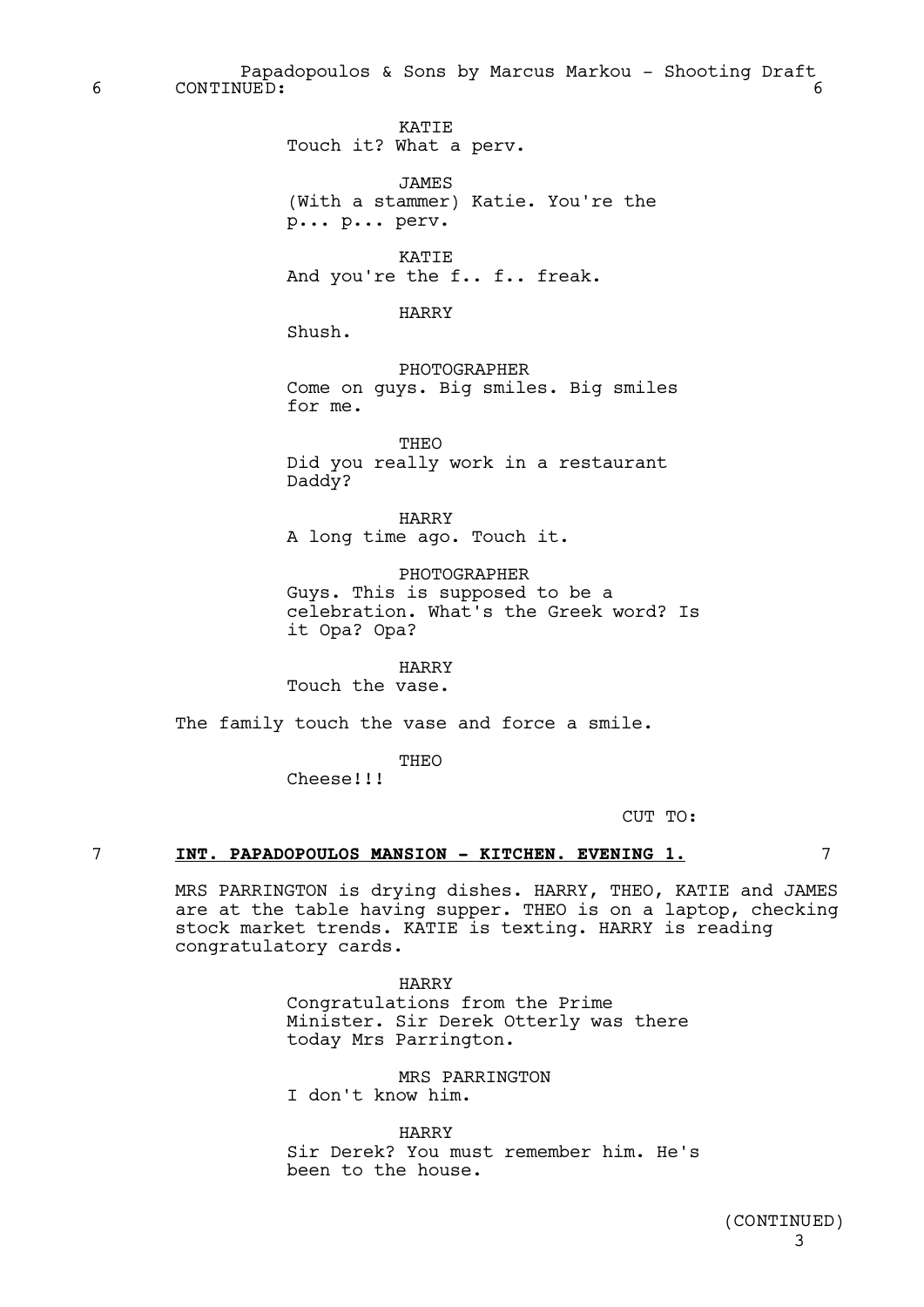6 CONTINUED: 6

KATIE
Touch it? What a perv.

JAMES
(With a stammer) Katie. You're the p... p... perv.

KATIE
And you're the f.. f.. freak.

HARRY
Shush.

PHOTOGRAPHER
Come on guys. Big smiles. Big smiles for me.

THEO
Did you really work in a restaurant Daddy?

HARRY
A long time ago. Touch it.

PHOTOGRAPHER
Guys. This is supposed to be a celebration. What's the Greek word? Is it Opa? Opa?

HARRY
Touch the vase.

The family touch the vase and force a smile.

THEO
Cheese!!!

CUT TO:

7 **INT. PAPADOPOULOS MANSION - KITCHEN. EVENING 1.** 7

MRS PARRINGTON is drying dishes. HARRY, THEO, KATIE and JAMES are at the table having supper. THEO is on a laptop, checking stock market trends. KATIE is texting. HARRY is reading congratulatory cards.

HARRY
Congratulations from the Prime Minister. Sir Derek Otterly was there today Mrs Parrington.

MRS PARRINGTON
I don't know him.

HARRY
Sir Derek? You must remember him. He's been to the house.

(CONTINUED)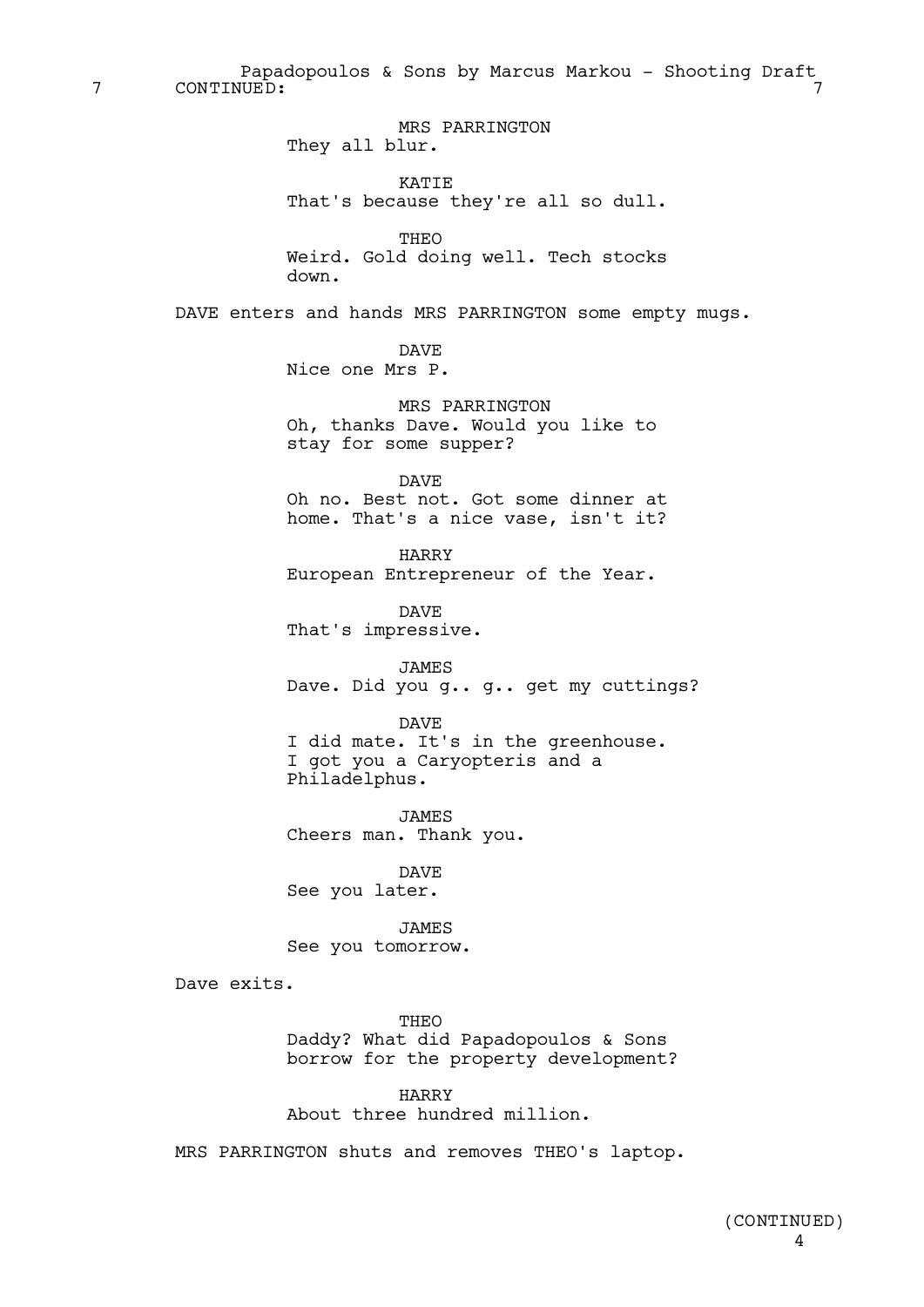7 CONTINUED: 7

MRS PARRINGTON
They all blur.

KATIE
That's because they're all so dull.

THEO
Weird. Gold doing well. Tech stocks down.

DAVE enters and hands MRS PARRINGTON some empty mugs.

DAVE
Nice one Mrs P.

MRS PARRINGTON
Oh, thanks Dave. Would you like to stay for some supper?

DAVE
Oh no. Best not. Got some dinner at home. That's a nice vase, isn't it?

HARRY
European Entrepreneur of the Year.

DAVE
That's impressive.

JAMES
Dave. Did you g.. g.. get my cuttings?

DAVE
I did mate. It's in the greenhouse. I got you a Caryopteris and a Philadelphus.

JAMES
Cheers man. Thank you.

DAVE
See you later.

JAMES
See you tomorrow.

Dave exits.

THEO
Daddy? What did Papadopoulos & Sons borrow for the property development?

HARRY
About three hundred million.

MRS PARRINGTON shuts and removes THEO's laptop.

(CONTINUED)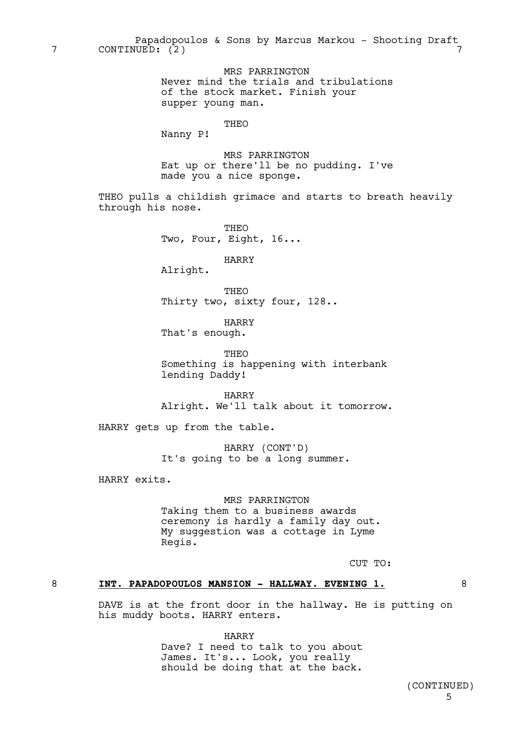7 CONTINUED: (2) 7

MRS PARRINGTON
Never mind the trials and tribulations of the stock market. Finish your supper young man.

THEO
Nanny P!

MRS PARRINGTON
Eat up or there'll be no pudding. I've made you a nice sponge.

THEO pulls a childish grimace and starts to breath heavily through his nose.

THEO
Two, Four, Eight, 16...

HARRY
Alright.

THEO
Thirty two, sixty four, 128..

HARRY
That's enough.

THEO
Something is happening with interbank lending Daddy!

HARRY
Alright. We'll talk about it tomorrow.

HARRY gets up from the table.

HARRY (CONT'D)
It's going to be a long summer.

HARRY exits.

MRS PARRINGTON
Taking them to a business awards ceremony is hardly a family day out. My suggestion was a cottage in Lyme Regis.

CUT TO:

8 **INT. PAPADOPOULOS MANSION - HALLWAY. EVENING 1.** 8

DAVE is at the front door in the hallway. He is putting on his muddy boots. HARRY enters.

HARRY
Dave? I need to talk to you about James. It's... Look, you really should be doing that at the back.

(CONTINUED)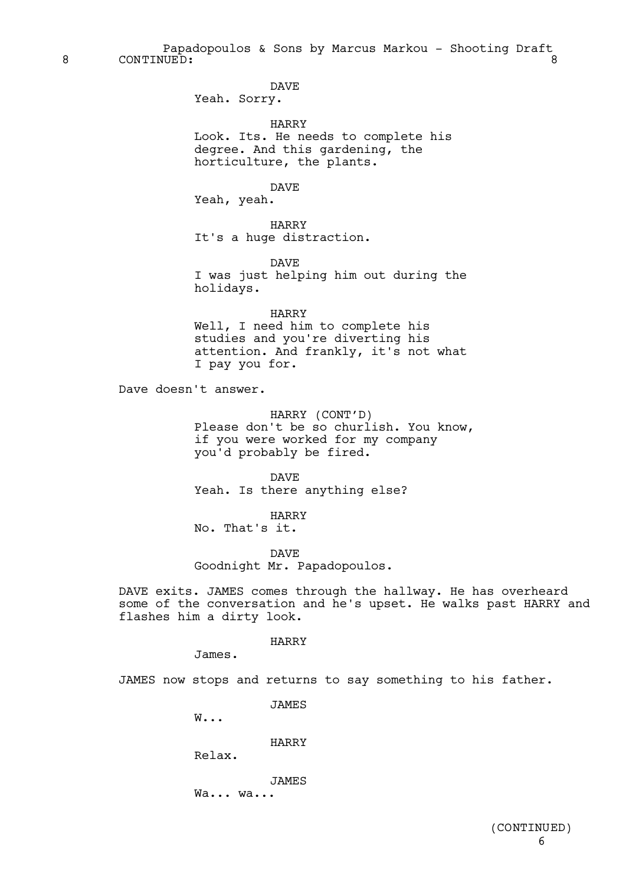8 CONTINUED: 8

DAVE
Yeah. Sorry.

HARRY
Look. Its. He needs to complete his degree. And this gardening, the horticulture, the plants.

DAVE
Yeah, yeah.

HARRY
It's a huge distraction.

DAVE
I was just helping him out during the holidays.

HARRY
Well, I need him to complete his studies and you're diverting his attention. And frankly, it's not what I pay you for.

Dave doesn't answer.

HARRY (CONT'D)
Please don't be so churlish. You know, if you were worked for my company you'd probably be fired.

DAVE
Yeah. Is there anything else?

HARRY
No. That's it.

DAVE
Goodnight Mr. Papadopoulos.

DAVE exits. JAMES comes through the hallway. He has overheard some of the conversation and he's upset. He walks past HARRY and flashes him a dirty look.

HARRY
James.

JAMES now stops and returns to say something to his father.

JAMES
W...

HARRY
Relax.

JAMES
Wa... wa...

(CONTINUED)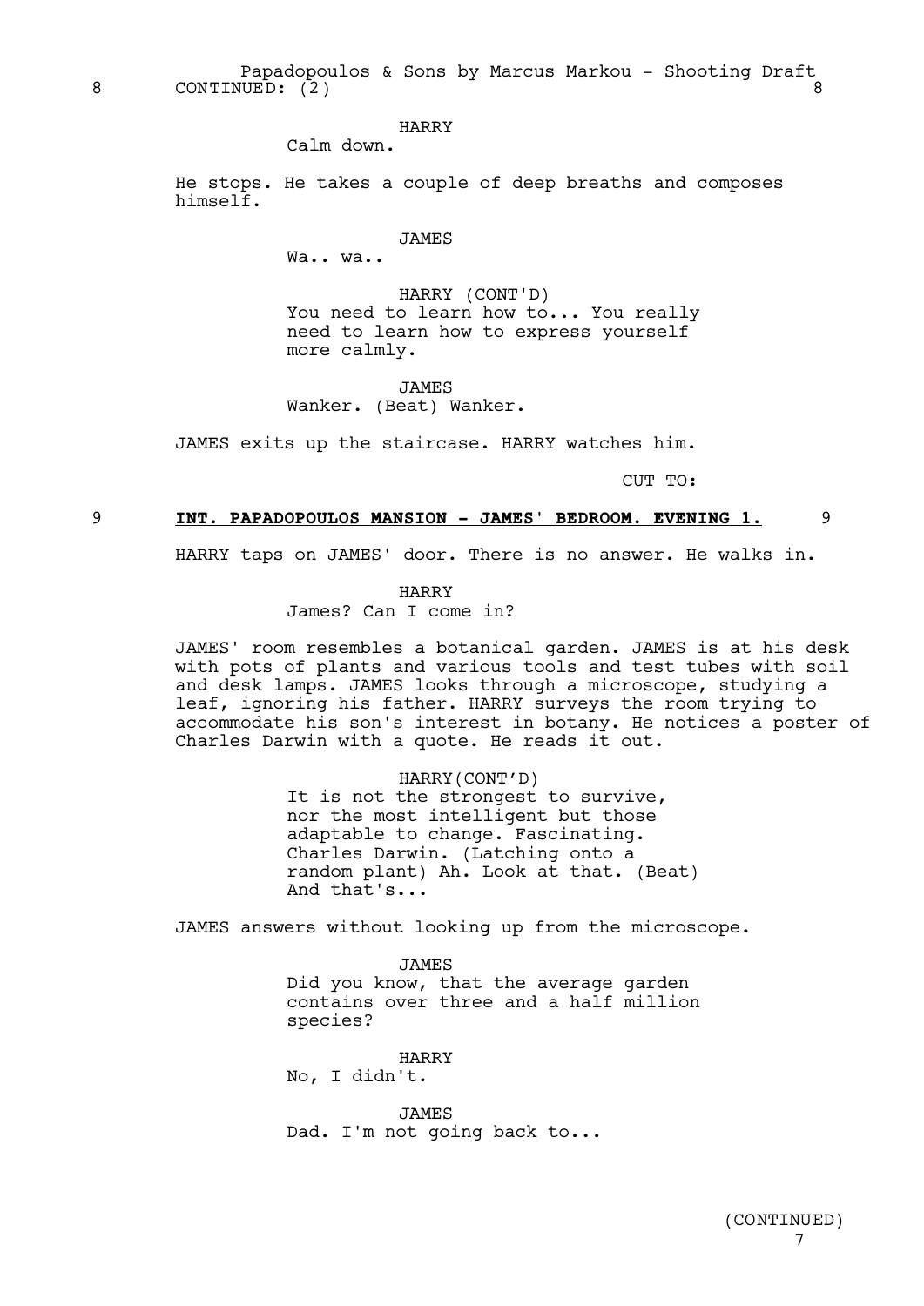8 CONTINUED: (2) 8

HARRY
Calm down.

He stops. He takes a couple of deep breaths and composes himself.

JAMES
Wa.. wa..

HARRY (CONT'D)
You need to learn how to... You really need to learn how to express yourself more calmly.

JAMES
Wanker. (Beat) Wanker.

JAMES exits up the staircase. HARRY watches him.

CUT TO:

9 **INT. PAPADOPOULOS MANSION - JAMES' BEDROOM. EVENING 1.** 9

HARRY taps on JAMES' door. There is no answer. He walks in.

HARRY
James? Can I come in?

JAMES' room resembles a botanical garden. JAMES is at his desk with pots of plants and various tools and test tubes with soil and desk lamps. JAMES looks through a microscope, studying a leaf, ignoring his father. HARRY surveys the room trying to accommodate his son's interest in botany. He notices a poster of Charles Darwin with a quote. He reads it out.

HARRY(CONT'D)
It is not the strongest to survive, nor the most intelligent but those adaptable to change. Charles Darwin. (Latching onto a random plant) Ah. Look at that. (Beat) And that's...

JAMES answers without looking up from the microscope.

JAMES
Did you know, that the average garden contains over three and a half million species?

HARRY
No, I didn't.

JAMES
Dad. I'm not going back to...

(CONTINUED)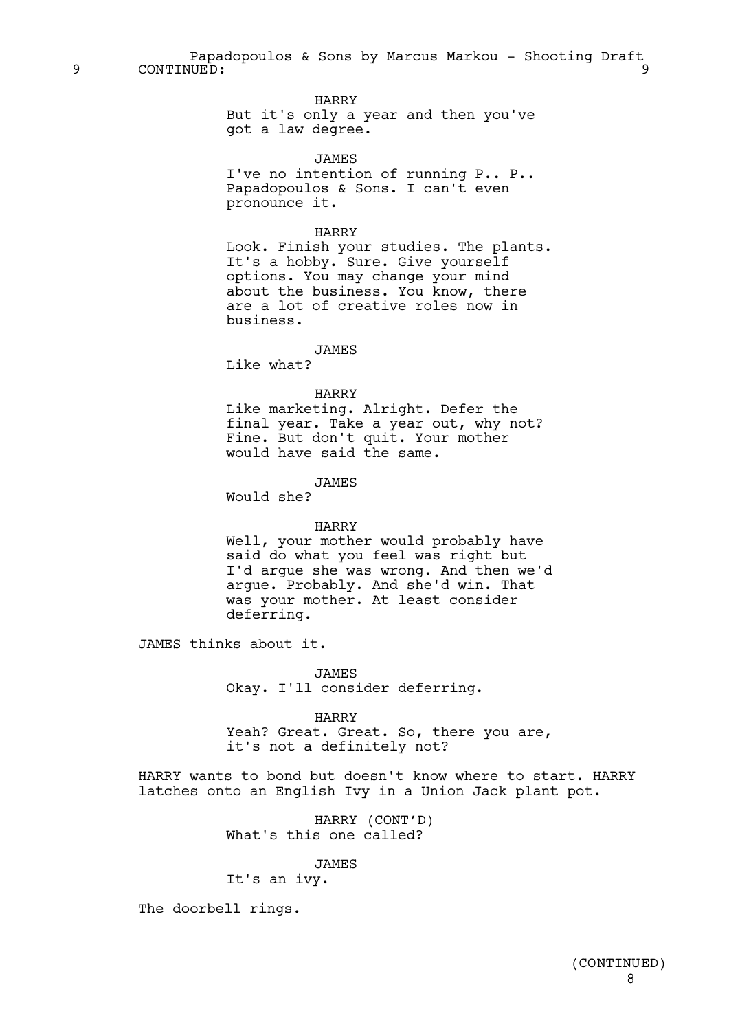HARRY
But it's only a year and then you've got a law degree.

JAMES
I've no intention of running P.. P.. Papadopoulos & Sons. I can't even pronounce it.

HARRY
Look. Finish your studies. The plants. It's a hobby. Sure. Give yourself options. You may change your mind about the business. You know, there are a lot of creative roles now in business.

JAMES
Like what?

HARRY
Like marketing. Alright. Defer the final year. Take a year out, why not? Fine. But don't quit. Your mother would have said the same.

JAMES
Would she?

HARRY
Well, your mother would probably have said do what you feel was right but I'd argue she was wrong. And then we'd argue. Probably. And she'd win. That was your mother. At least consider deferring.

JAMES thinks about it.

JAMES
Okay. I'll consider deferring.

HARRY
Yeah? Great. Great. So, there you are, it's not a definitely not?

HARRY wants to bond but doesn't know where to start. HARRY latches onto an English Ivy in a Union Jack plant pot.

HARRY (CONT'D)
What's this one called?

JAMES
It's an ivy.

The doorbell rings.

(CONTINUED)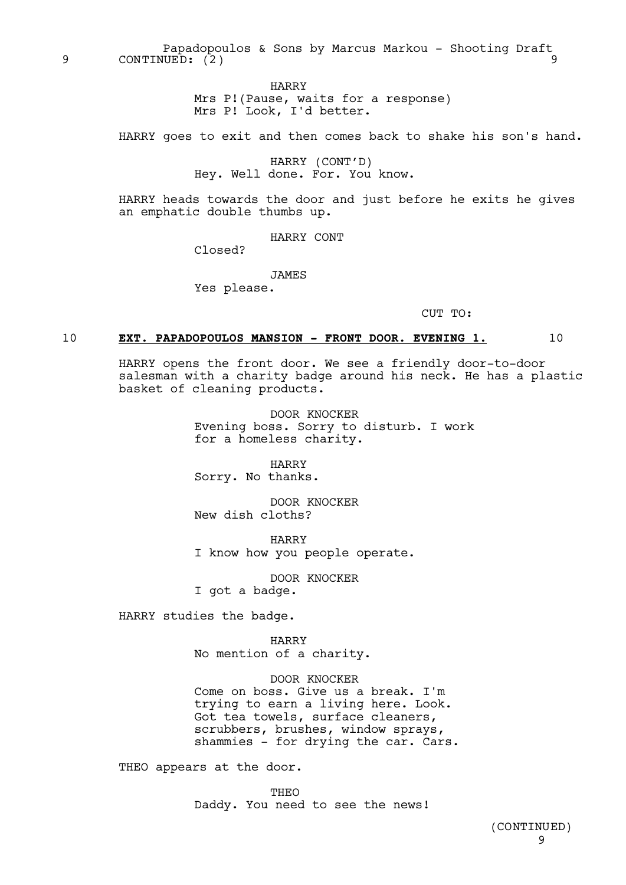9 CONTINUED: (2) 9

HARRY
Mrs P!(Pause, waits for a response)
Mrs P! Look, I'd better.

HARRY goes to exit and then comes back to shake his son's hand.

HARRY (CONT'D)
Hey. Well done. For. You know.

HARRY heads towards the door and just before he exits he gives an emphatic double thumbs up.

HARRY CONT
Closed?

JAMES
Yes please.

CUT TO:

10 **EXT. PAPADOPOULOS MANSION - FRONT DOOR. EVENING 1.** 10

HARRY opens the front door. We see a friendly door-to-door salesman with a charity badge around his neck. He has a plastic basket of cleaning products.

DOOR KNOCKER
Evening boss. Sorry to disturb. I work for a homeless charity.

HARRY
Sorry. No thanks.

DOOR KNOCKER
New dish cloths?

HARRY
I know how you people operate.

DOOR KNOCKER
I got a badge.

HARRY studies the badge.

HARRY
No mention of a charity.

DOOR KNOCKER
Come on boss. Give us a break. I'm trying to earn a living here. Look. Got tea towels, surface cleaners, scrubbers, brushes, window sprays, shammies - for drying the car. Cars.

THEO appears at the door.

THEO
Daddy. You need to see the news!

(CONTINUED)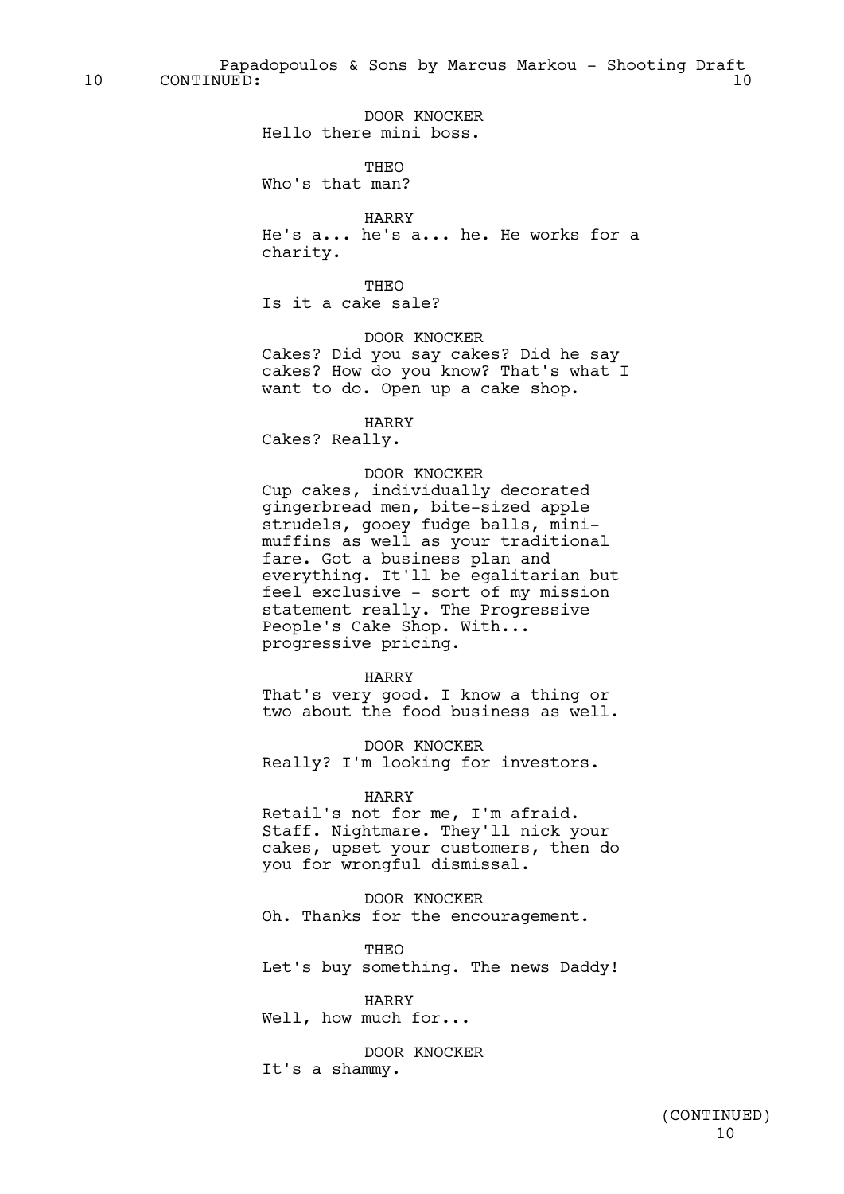DOOR KNOCKER
Hello there mini boss.

THEO
Who's that man?

HARRY
He's a... he's a... he. He works for a charity.

THEO
Is it a cake sale?

DOOR KNOCKER
Cakes? Did you say cakes? Did he say cakes? How do you know? That's what I want to do. Open up a cake shop.

HARRY
Cakes? Really.

DOOR KNOCKER
Cup cakes, individually decorated gingerbread men, bite-sized apple strudels, gooey fudge balls, mini-muffins as well as your traditional fare. Got a business plan and everything. It'll be egalitarian but feel exclusive - sort of my mission statement really. The Progressive People's Cake Shop. With... progressive pricing.

HARRY
That's very good. I know a thing or two about the food business as well.

DOOR KNOCKER
Really? I'm looking for investors.

HARRY
Retail's not for me, I'm afraid. Staff. Nightmare. They'll nick your cakes, upset your customers, then do you for wrongful dismissal.

DOOR KNOCKER
Oh. Thanks for the encouragement.

THEO
Let's buy something. The news Daddy!

HARRY
Well, how much for...

DOOR KNOCKER
It's a shammy.

(CONTINUED)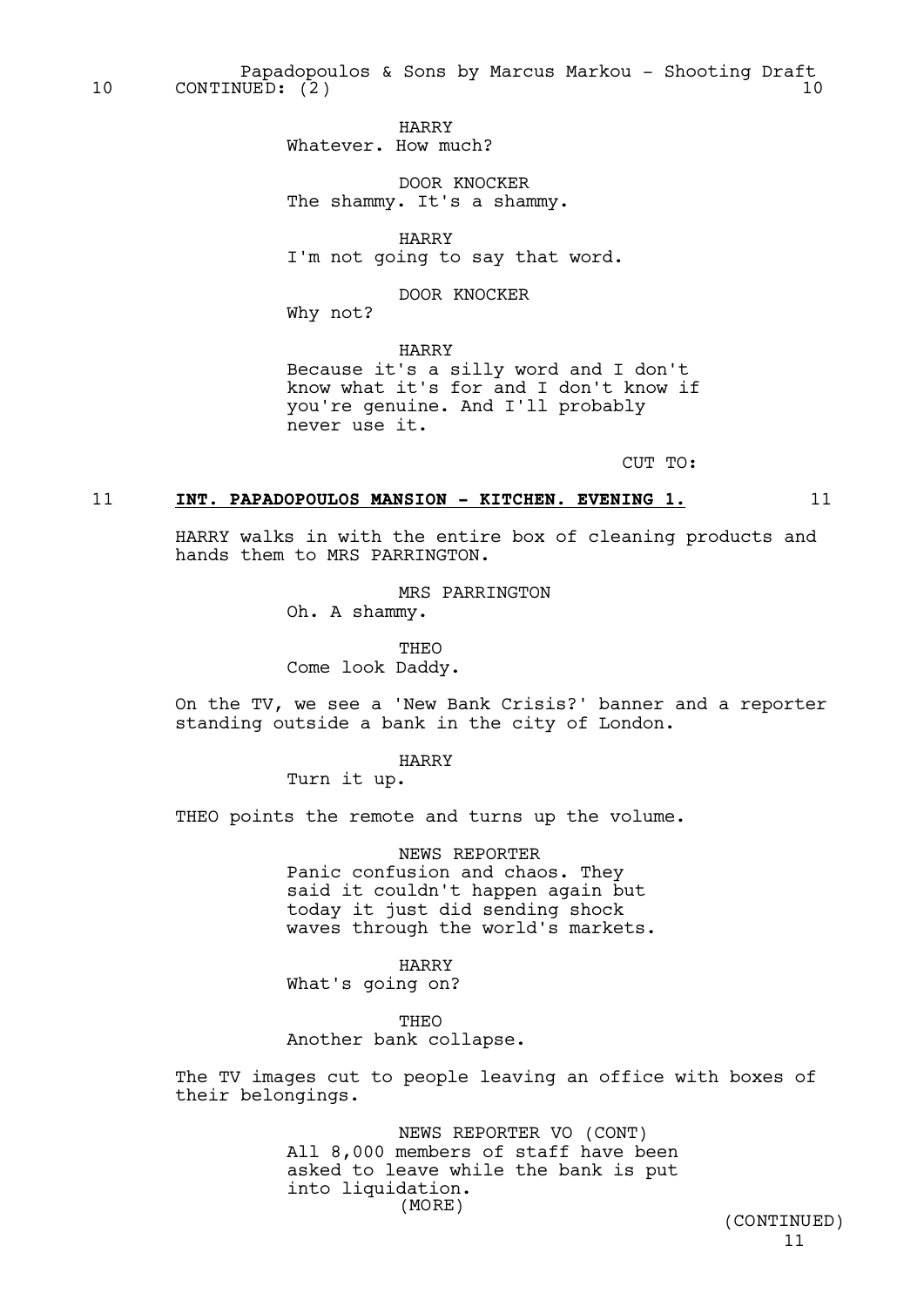10 CONTINUED: (2) 10

HARRY
Whatever. How much?

DOOR KNOCKER
The shammy. It's a shammy.

HARRY
I'm not going to say that word.

DOOR KNOCKER
Why not?

HARRY
Because it's a silly word and I don't know what it's for and I don't know if you're genuine. And I'll probably never use it.

CUT TO:

11 **INT. PAPADOPOULOS MANSION - KITCHEN. EVENING 1.** 11

HARRY walks in with the entire box of cleaning products and hands them to MRS PARRINGTON.

MRS PARRINGTON
Oh. A shammy.

THEO
Come look Daddy.

On the TV, we see a 'New Bank Crisis?' banner and a reporter standing outside a bank in the city of London.

HARRY
Turn it up.

THEO points the remote and turns up the volume.

NEWS REPORTER
Panic confusion and chaos. They said it couldn't happen again but today it just did sending shock waves through the world's markets.

HARRY
What's going on?

THEO
Another bank collapse.

The TV images cut to people leaving an office with boxes of their belongings.

NEWS REPORTER VO (CONT)
All 8,000 members of staff have been asked to leave while the bank is put into liquidation.
(MORE)

(CONTINUED)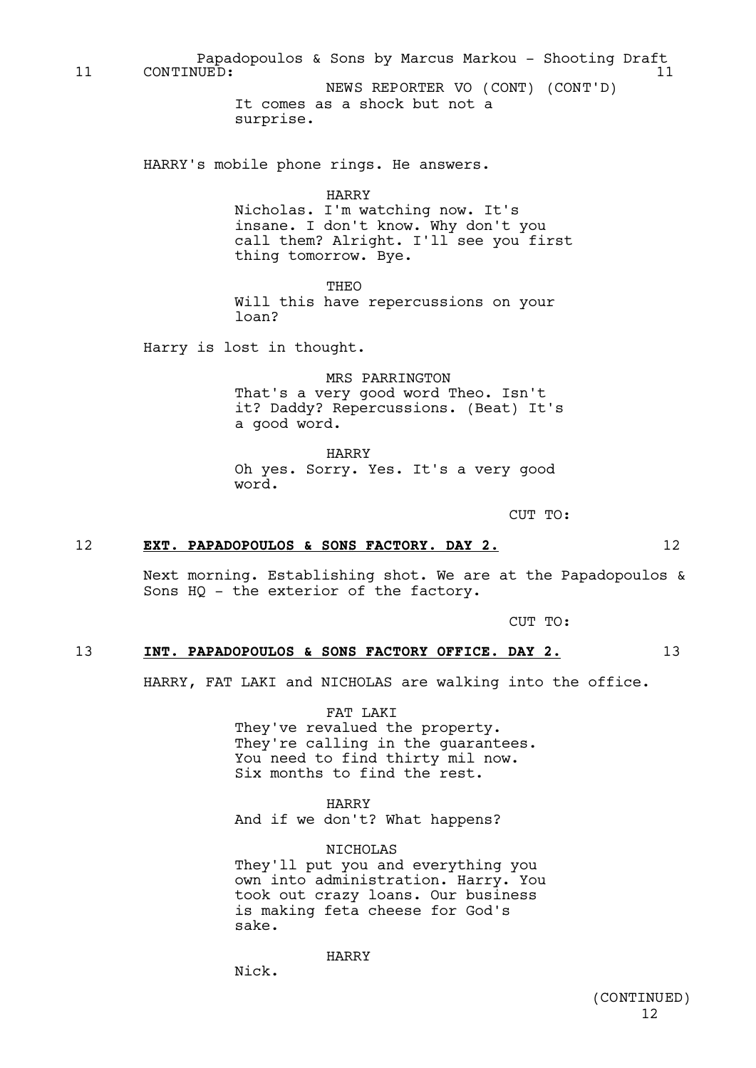11 CONTINUED: 11

NEWS REPORTER VO (CONT) (CONT'D)
It comes as a shock but not a surprise.

HARRY's mobile phone rings. He answers.

HARRY
Nicholas. I'm watching now. It's insane. I don't know. Why don't you call them? Alright. I'll see you first thing tomorrow. Bye.

THEO
Will this have repercussions on your loan?

Harry is lost in thought.

MRS PARRINGTON
That's a very good word Theo. Isn't it? Daddy? Repercussions. (Beat) It's a good word.

HARRY
Oh yes. Sorry. Yes. It's a very good word.

CUT TO:

12 **EXT. PAPADOPOULOS & SONS FACTORY. DAY 2.** 12

Next morning. Establishing shot. We are at the Papadopoulos & Sons HQ - the exterior of the factory.

CUT TO:

13 **INT. PAPADOPOULOS & SONS FACTORY OFFICE. DAY 2.** 13

HARRY, FAT LAKI and NICHOLAS are walking into the office.

FAT LAKI
They've revalued the property. They're calling in the guarantees. You need to find thirty mil now. Six months to find the rest.

HARRY
And if we don't? What happens?

NICHOLAS
They'll put you and everything you own into administration. Harry. You took out crazy loans. Our business is making feta cheese for God's sake.

HARRY
Nick.

(CONTINUED)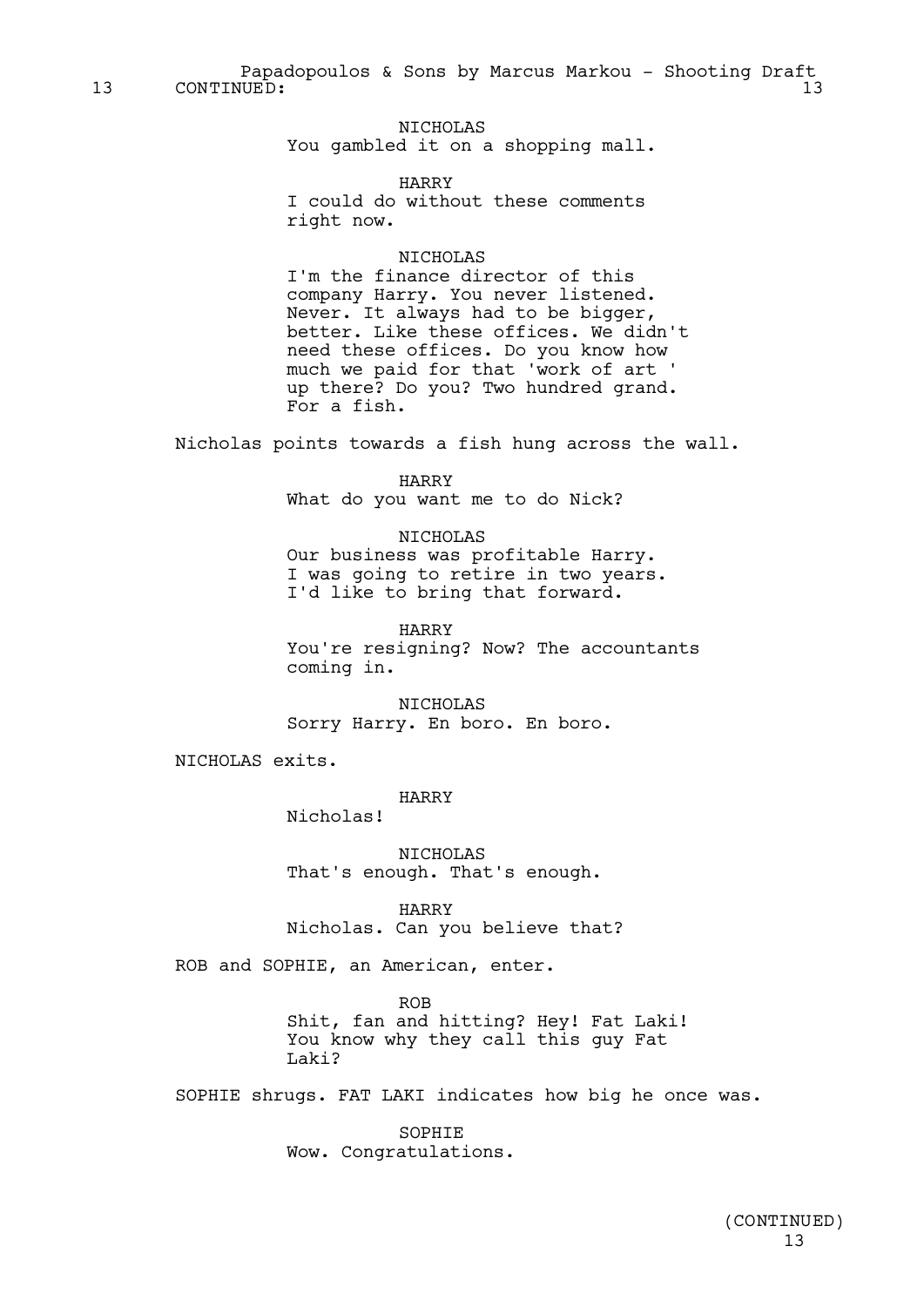13 CONTINUED: 13

NICHOLAS
You gambled it on a shopping mall.

HARRY
I could do without these comments right now.

NICHOLAS
I'm the finance director of this company Harry. You never listened. Never. It always had to be bigger, better. Like these offices. We didn't need these offices. Do you know how much we paid for that 'work of art ' up there? Do you? Two hundred grand. For a fish.

Nicholas points towards a fish hung across the wall.

HARRY
What do you want me to do Nick?

NICHOLAS
Our business was profitable Harry. I was going to retire in two years. I'd like to bring that forward.

HARRY
You're resigning? Now? The accountants coming in.

NICHOLAS
Sorry Harry. En boro. En boro.

NICHOLAS exits.

HARRY
Nicholas!

NICHOLAS
That's enough. That's enough.

HARRY
Nicholas. Can you believe that?

ROB and SOPHIE, an American, enter.

ROB
Shit, fan and hitting? Hey! Fat Laki! You know why they call this guy Fat Laki?

SOPHIE shrugs. FAT LAKI indicates how big he once was.

SOPHIE
Wow. Congratulations.

(CONTINUED)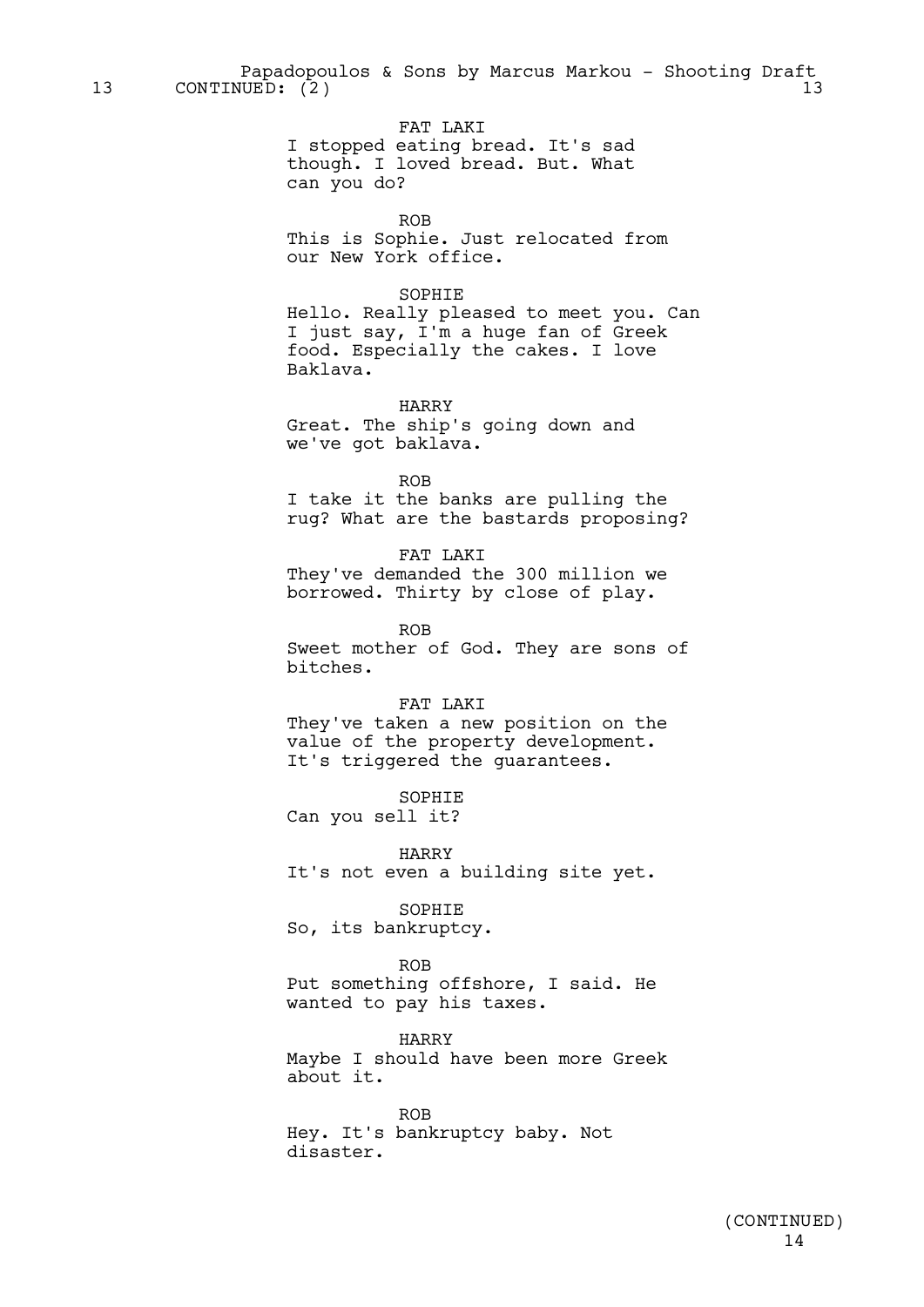13 CONTINUED: (2) 13

FAT LAKI
I stopped eating bread. It's sad though. I loved bread. But. What can you do?

ROB
This is Sophie. Just relocated from our New York office.

SOPHIE
Hello. Really pleased to meet you. Can I just say, I'm a huge fan of Greek food. Especially the cakes. I love Baklava.

HARRY
Great. The ship's going down and we've got baklava.

ROB
I take it the banks are pulling the rug? What are the bastards proposing?

FAT LAKI
They've demanded the 300 million we borrowed. Thirty by close of play.

ROB
Sweet mother of God. They are sons of bitches.

FAT LAKI
They've taken a new position on the value of the property development. It's triggered the guarantees.

SOPHIE
Can you sell it?

HARRY
It's not even a building site yet.

SOPHIE
So, its bankruptcy.

ROB
Put something offshore, I said. He wanted to pay his taxes.

HARRY
Maybe I should have been more Greek about it.

ROB
Hey. It's bankruptcy baby. Not disaster.

(CONTINUED)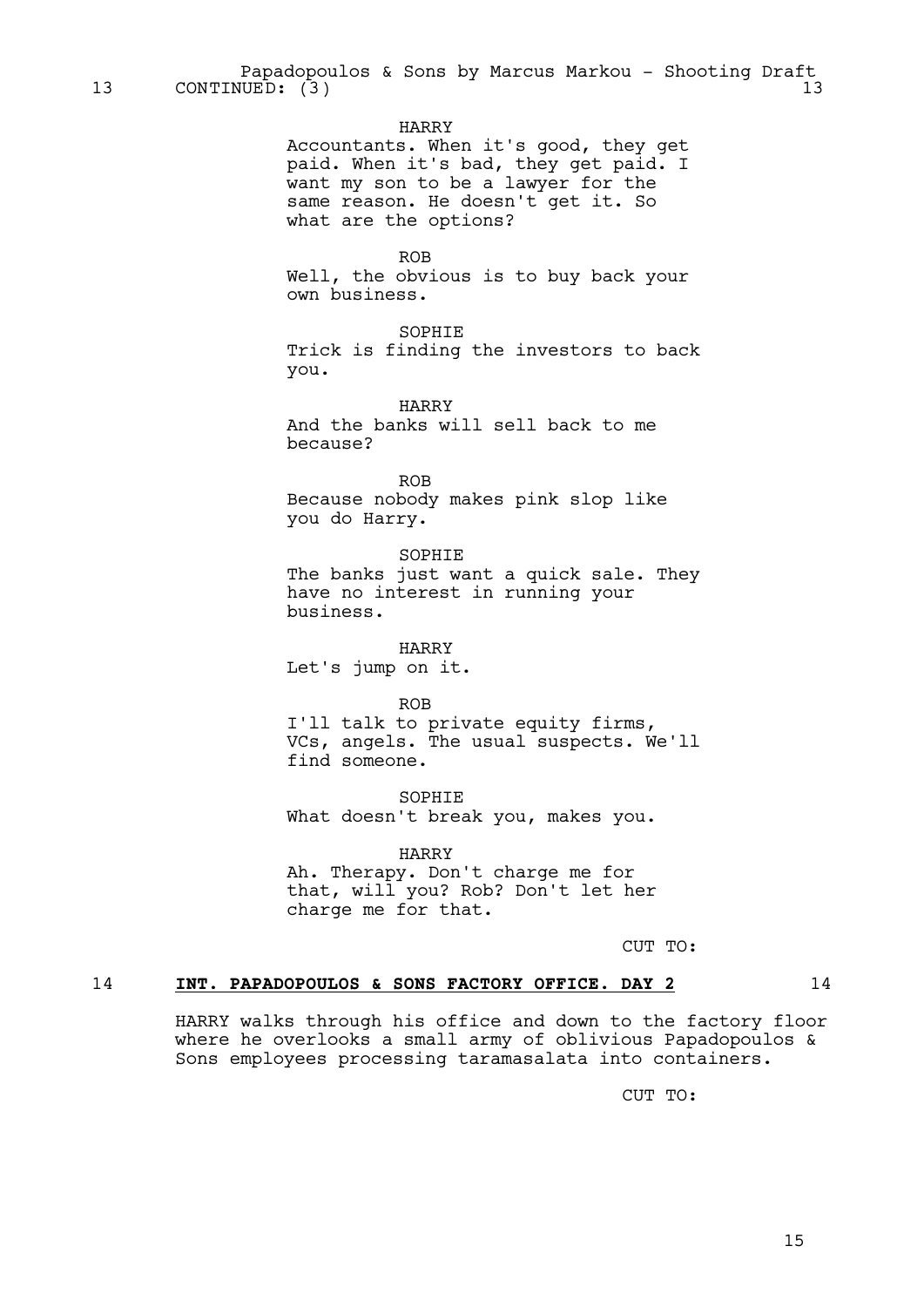13 CONTINUED: (3) 13

HARRY
Accountants. When it's good, they get paid. When it's bad, they get paid. I want my son to be a lawyer for the same reason. He doesn't get it. So what are the options?

ROB
Well, the obvious is to buy back your own business.

SOPHIE
Trick is finding the investors to back you.

HARRY
And the banks will sell back to me because?

ROB
Because nobody makes pink slop like you do Harry.

SOPHIE
The banks just want a quick sale. They have no interest in running your business.

HARRY
Let's jump on it.

ROB
I'll talk to private equity firms, VCs, angels. The usual suspects. We'll find someone.

SOPHIE
What doesn't break you, makes you.

HARRY
Ah. Therapy. Don't charge me for that, will you? Rob? Don't let her charge me for that.

CUT TO:

14 **INT. PAPADOPOULOS & SONS FACTORY OFFICE. DAY 2** 14

HARRY walks through his office and down to the factory floor where he overlooks a small army of oblivious Papadopoulos & Sons employees processing taramasalata into containers.

CUT TO: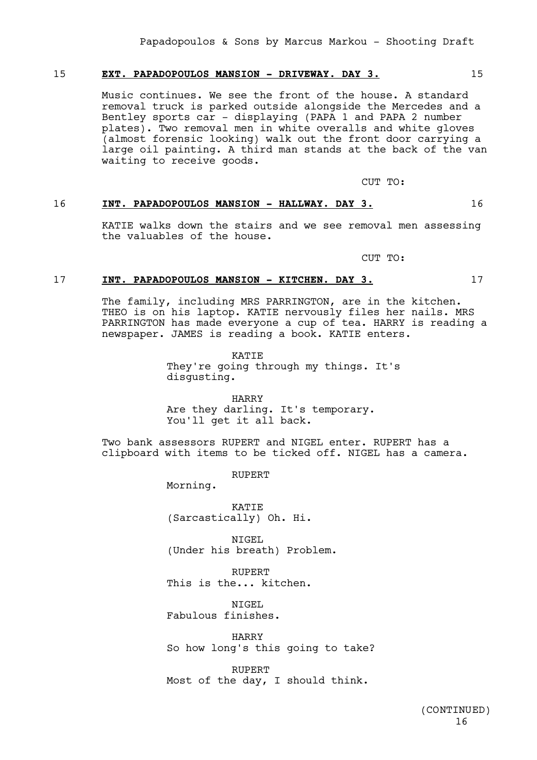## 15 **EXT. PAPADOPOULOS MANSION - DRIVEWAY. DAY 3.** 15

Music continues. We see the front of the house. A standard removal truck is parked outside alongside the Mercedes and a Bentley sports car - displaying (PAPA 1 and PAPA 2 number plates). Two removal men in white overalls and white gloves (almost forensic looking) walk out the front door carrying a large oil painting. A third man stands at the back of the van waiting to receive goods.

CUT TO:

## 16 **INT. PAPADOPOULOS MANSION - HALLWAY. DAY 3.** 16

KATIE walks down the stairs and we see removal men assessing the valuables of the house.

CUT TO:

## 17 **INT. PAPADOPOULOS MANSION - KITCHEN. DAY 3.** 17

The family, including MRS PARRINGTON, are in the kitchen. THEO is on his laptop. KATIE nervously files her nails. MRS PARRINGTON has made everyone a cup of tea. HARRY is reading a newspaper. JAMES is reading a book. KATIE enters.

KATIE
They're going through my things. It's disgusting.

HARRY
Are they darling. It's temporary. You'll get it all back.

Two bank assessors RUPERT and NIGEL enter. RUPERT has a clipboard with items to be ticked off. NIGEL has a camera.

RUPERT
Morning.

KATIE
(Sarcastically) Oh. Hi.

NIGEL
(Under his breath) Problem.

RUPERT
This is the... kitchen.

NIGEL
Fabulous finishes.

HARRY
So how long's this going to take?

RUPERT
Most of the day, I should think.

(CONTINUED)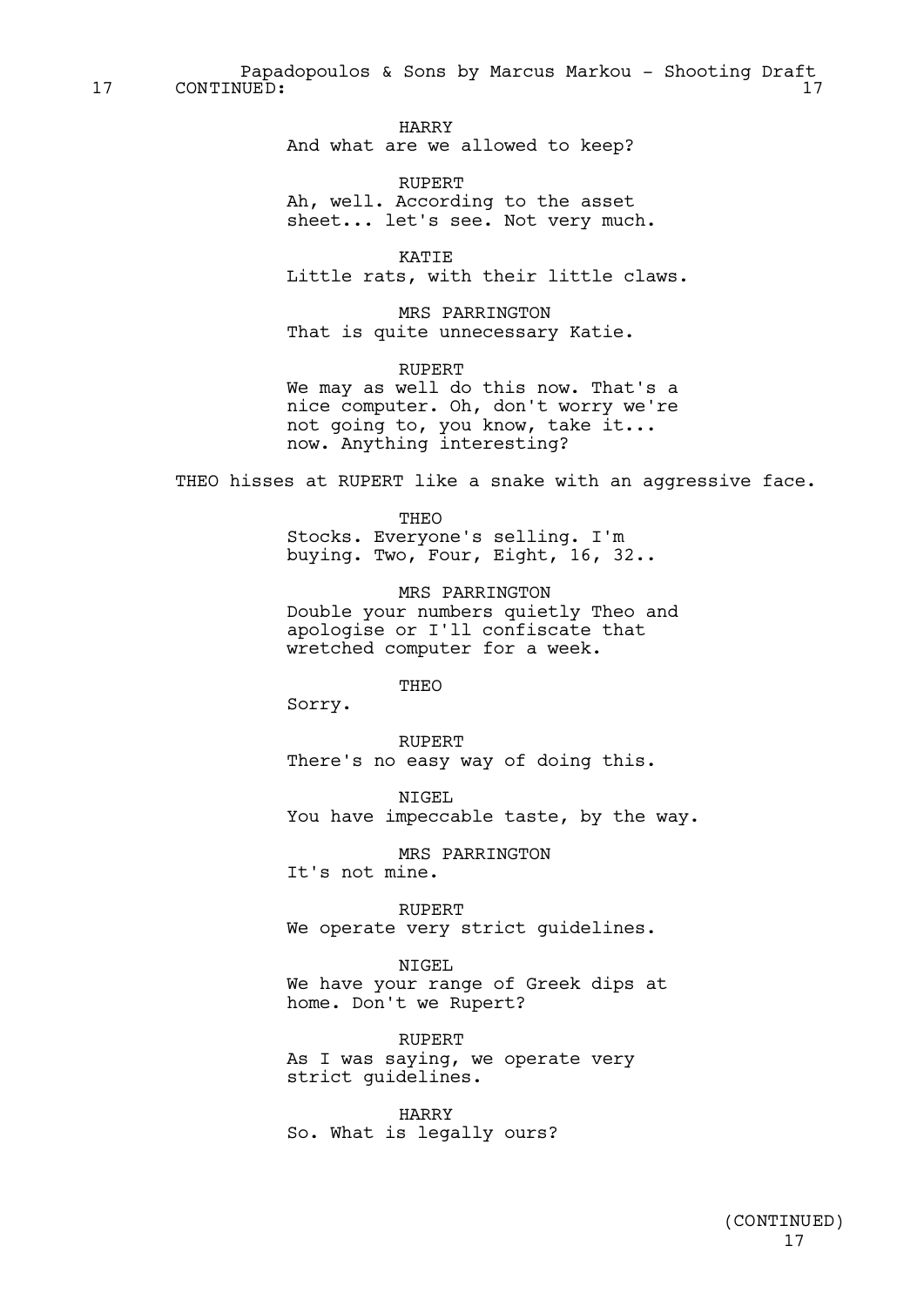HARRY
And what are we allowed to keep?

RUPERT
Ah, well. According to the asset sheet... let's see. Not very much.

KATIE
Little rats, with their little claws.

MRS PARRINGTON
That is quite unnecessary Katie.

RUPERT
We may as well do this now. That's a nice computer. Oh, don't worry we're not going to, you know, take it... now. Anything interesting?

THEO hisses at RUPERT like a snake with an aggressive face.

THEO
Stocks. Everyone's selling. I'm buying. Two, Four, Eight, 16, 32..

MRS PARRINGTON
Double your numbers quietly Theo and apologise or I'll confiscate that wretched computer for a week.

THEO
Sorry.

RUPERT
There's no easy way of doing this.

NIGEL
You have impeccable taste, by the way.

MRS PARRINGTON
It's not mine.

RUPERT
We operate very strict guidelines.

NIGEL
We have your range of Greek dips at home. Don't we Rupert?

RUPERT
As I was saying, we operate very strict guidelines.

HARRY
So. What is legally ours?

(CONTINUED)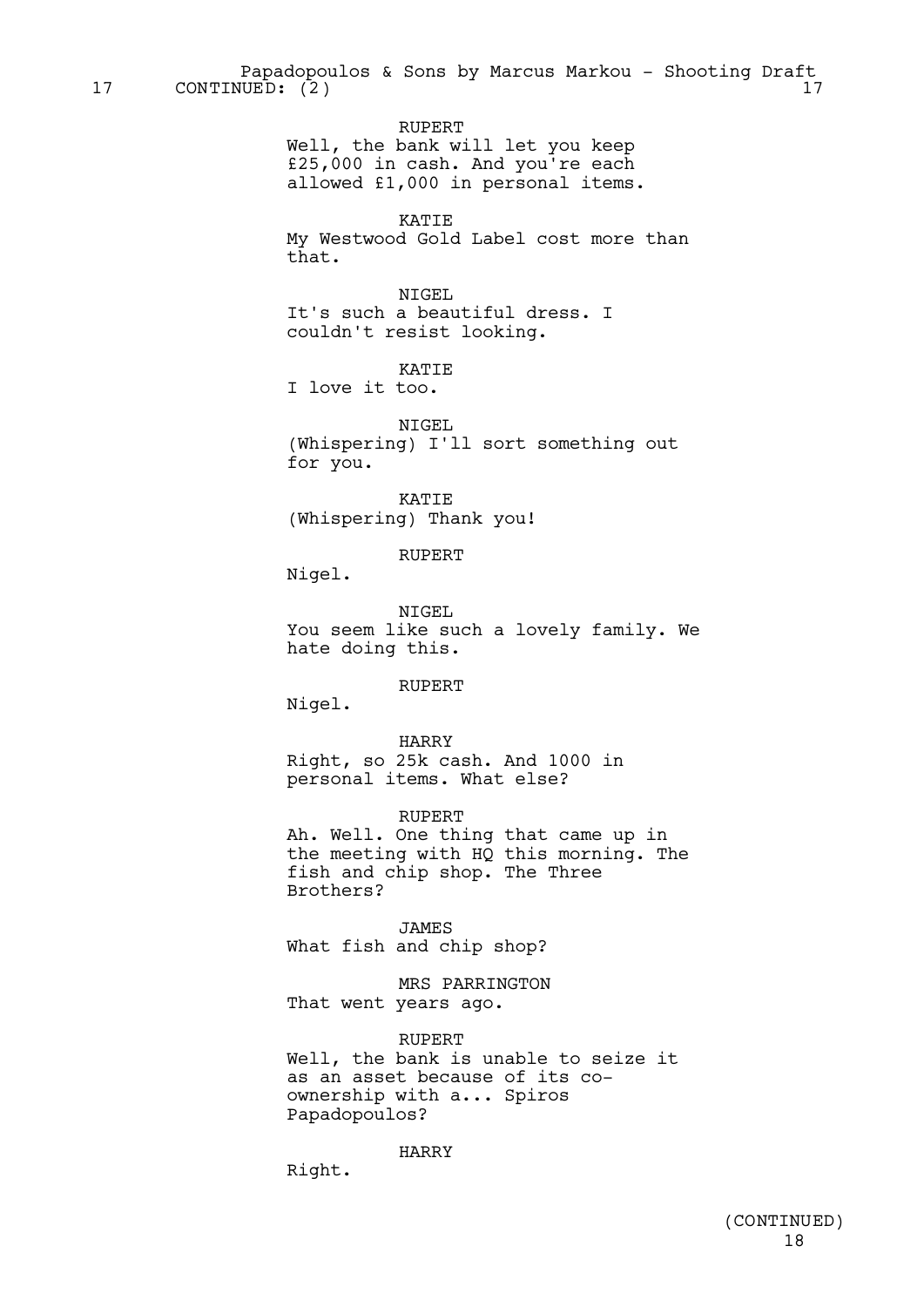17 CONTINUED: (2) 17

RUPERT
Well, the bank will let you keep £25,000 in cash. And you're each allowed £1,000 in personal items.

KATIE
My Westwood Gold Label cost more than that.

NIGEL
It's such a beautiful dress. I couldn't resist looking.

KATIE
I love it too.

NIGEL
(Whispering) I'll sort something out for you.

KATIE
(Whispering) Thank you!

RUPERT
Nigel.

NIGEL
You seem like such a lovely family. We hate doing this.

RUPERT
Nigel.

HARRY
Right, so 25k cash. And 1000 in personal items. What else?

RUPERT
Ah. Well. One thing that came up in the meeting with HQ this morning. The fish and chip shop. The Three Brothers?

JAMES
What fish and chip shop?

MRS PARRINGTON
That went years ago.

RUPERT
Well, the bank is unable to seize it as an asset because of its co-ownership with a... Spiros Papadopoulos?

HARRY
Right.

(CONTINUED)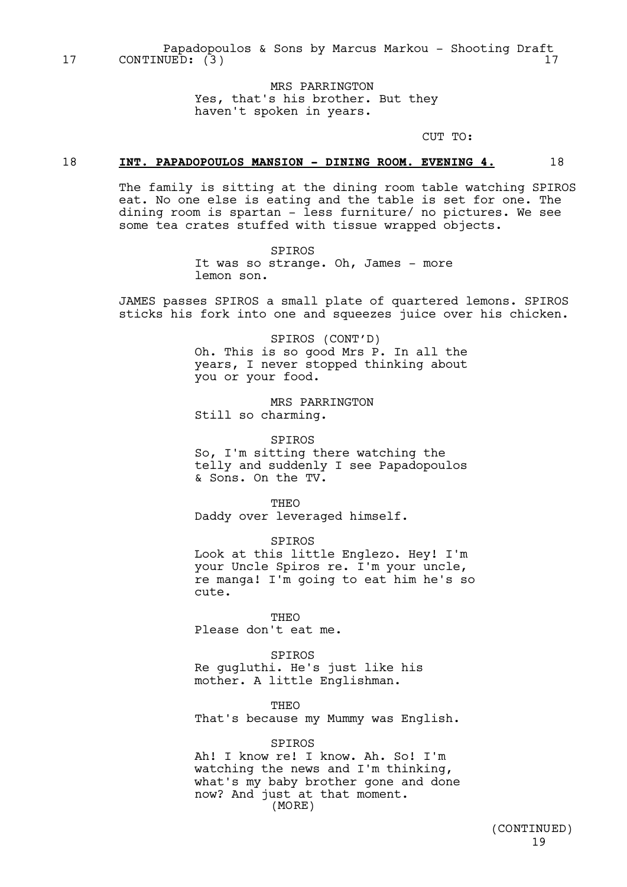17 CONTINUED: (3) 17

MRS PARRINGTON
Yes, that's his brother. But they haven't spoken in years.

CUT TO:

18 **INT. PAPADOPOULOS MANSION - DINING ROOM. EVENING 4.** 18

The family is sitting at the dining room table watching SPIROS eat. No one else is eating and the table is set for one. The dining room is spartan - less furniture/ no pictures. We see some tea crates stuffed with tissue wrapped objects.

SPIROS
It was so strange. Oh, James - more lemon son.

JAMES passes SPIROS a small plate of quartered lemons. SPIROS sticks his fork into one and squeezes juice over his chicken.

SPIROS (CONT'D)
Oh. This is so good Mrs P. In all the years, I never stopped thinking about you or your food.

MRS PARRINGTON
Still so charming.

SPIROS
So, I'm sitting there watching the telly and suddenly I see Papadopoulos & Sons. On the TV.

THEO
Daddy over leveraged himself.

SPIROS
Look at this little Englezo. Hey! I'm your Uncle Spiros re. I'm your uncle, re manga! I'm going to eat him he's so cute.

THEO
Please don't eat me.

SPIROS
Re gugluthi. He's just like his mother. A little Englishman.

THEO
That's because my Mummy was English.

SPIROS
Ah! I know re! I know. Ah. So! I'm watching the news and I'm thinking, what's my baby brother gone and done now? And just at that moment.
(MORE)

(CONTINUED)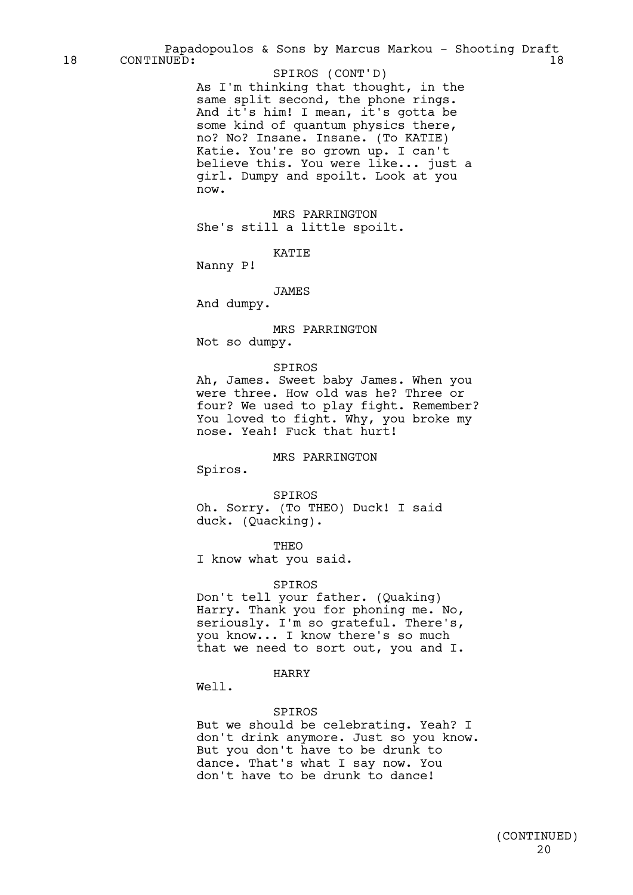18 CONTINUED: 18

SPIROS (CONT'D)
As I'm thinking that thought, in the same split second, the phone rings. And it's him! I mean, it's gotta be some kind of quantum physics there, no? No? Insane. Insane. (To KATIE) Katie. You're so grown up. I can't believe this. You were like... just a girl. Dumpy and spoilt. Look at you now.

MRS PARRINGTON
She's still a little spoilt.

KATIE
Nanny P!

JAMES
And dumpy.

MRS PARRINGTON
Not so dumpy.

SPIROS
Ah, James. Sweet baby James. When you were three. How old was he? Three or four? We used to play fight. Remember? You loved to fight. Why, you broke my nose. Yeah! Fuck that hurt!

MRS PARRINGTON
Spiros.

SPIROS
Oh. Sorry. (To THEO) Duck! I said duck. (Quacking).

THEO
I know what you said.

SPIROS
Don't tell your father. (Quaking) Harry. Thank you for phoning me. No, seriously. I'm so grateful. There's, you know... I know there's so much that we need to sort out, you and I.

HARRY
Well.

SPIROS
But we should be celebrating. Yeah? I don't drink anymore. Just so you know. But you don't have to be drunk to dance. That's what I say now. You don't have to be drunk to dance!

(CONTINUED)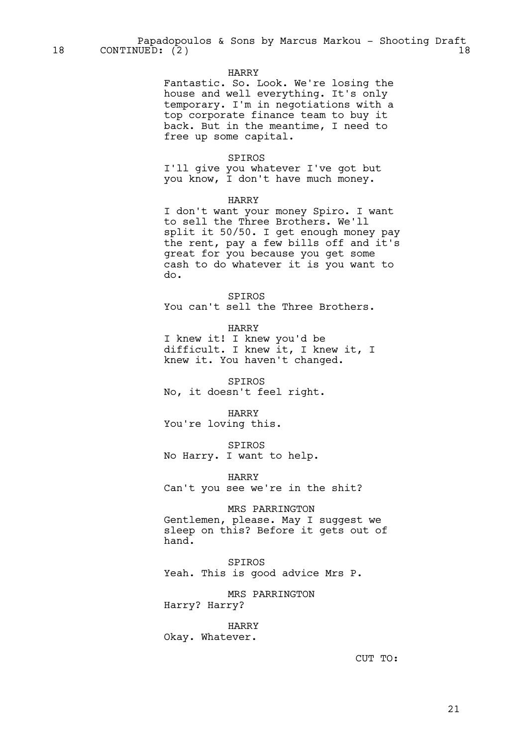18 CONTINUED: (2) 18

HARRY
Fantastic. So. Look. We're losing the house and well everything. It's only temporary. I'm in negotiations with a top corporate finance team to buy it back. But in the meantime, I need to free up some capital.

SPIROS
I'll give you whatever I've got but you know, I don't have much money.

HARRY
I don't want your money Spiro. I want to sell the Three Brothers. We'll split it 50/50. I get enough money pay the rent, pay a few bills off and it's great for you because you get some cash to do whatever it is you want to do.

SPIROS
You can't sell the Three Brothers.

HARRY
I knew it! I knew you'd be difficult. I knew it, I knew it, I knew it. You haven't changed.

SPIROS
No, it doesn't feel right.

HARRY
You're loving this.

SPIROS
No Harry. I want to help.

HARRY
Can't you see we're in the shit?

MRS PARRINGTON
Gentlemen, please. May I suggest we sleep on this? Before it gets out of hand.

SPIROS
Yeah. This is good advice Mrs P.

MRS PARRINGTON
Harry? Harry?

HARRY
Okay. Whatever.

CUT TO: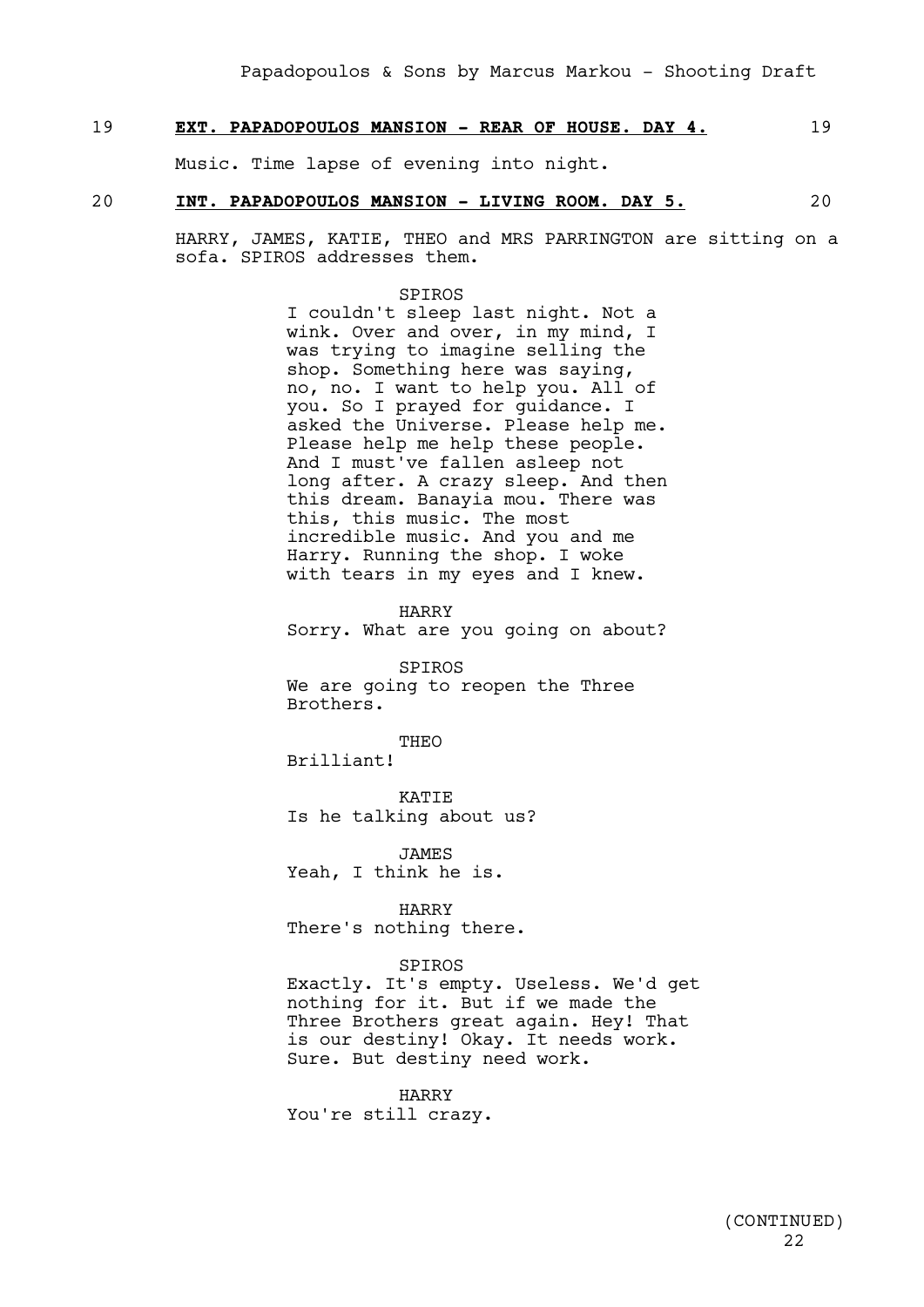19 **EXT. PAPADOPOULOS MANSION - REAR OF HOUSE. DAY 4.** 19

Music. Time lapse of evening into night.

20 **INT. PAPADOPOULOS MANSION - LIVING ROOM. DAY 5.** 20

HARRY, JAMES, KATIE, THEO and MRS PARRINGTON are sitting on a sofa. SPIROS addresses them.

SPIROS
I couldn't sleep last night. Not a wink. Over and over, in my mind, I was trying to imagine selling the shop. Something here was saying, no, no. I want to help you. All of you. So I prayed for guidance. I asked the Universe. Please help me. Please help me help these people. And I must've fallen asleep not long after. A crazy sleep. And then this dream. Banayia mou. There was this, this music. The most incredible music. And you and me Harry. Running the shop. I woke with tears in my eyes and I knew.

HARRY
Sorry. What are you going on about?

SPIROS
We are going to reopen the Three Brothers.

THEO
Brilliant!

KATIE
Is he talking about us?

JAMES
Yeah, I think he is.

HARRY
There's nothing there.

SPIROS
Exactly. It's empty. Useless. We'd get nothing for it. But if we made the Three Brothers great again. Hey! That is our destiny! Okay. It needs work. Sure. But destiny need work.

HARRY
You're still crazy.

(CONTINUED)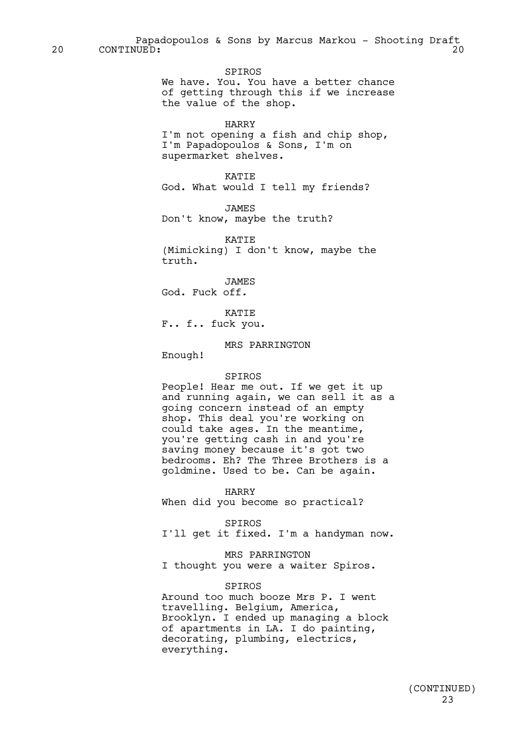20 CONTINUED: 20

SPIROS
We have. You. You have a better chance of getting through this if we increase the value of the shop.

HARRY
I'm not opening a fish and chip shop, I'm Papadopoulos & Sons, I'm on supermarket shelves.

KATIE
God. What would I tell my friends?

JAMES
Don't know, maybe the truth?

KATIE
(Mimicking) I don't know, maybe the truth.

JAMES
God. Fuck off.

KATIE
F.. f.. fuck you.

MRS PARRINGTON
Enough!

SPIROS
People! Hear me out. If we get it up and running again, we can sell it as a going concern instead of an empty shop. This deal you're working on could take ages. In the meantime, you're getting cash in and you're saving money because it's got two bedrooms. Eh? The Three Brothers is a goldmine. Used to be. Can be again.

HARRY
When did you become so practical?

SPIROS
I'll get it fixed. I'm a handyman now.

MRS PARRINGTON
I thought you were a waiter Spiros.

SPIROS
Around too much booze Mrs P. I went travelling. Belgium, America, Brooklyn. I ended up managing a block of apartments in LA. I do painting, decorating, plumbing, electrics, everything.

(CONTINUED)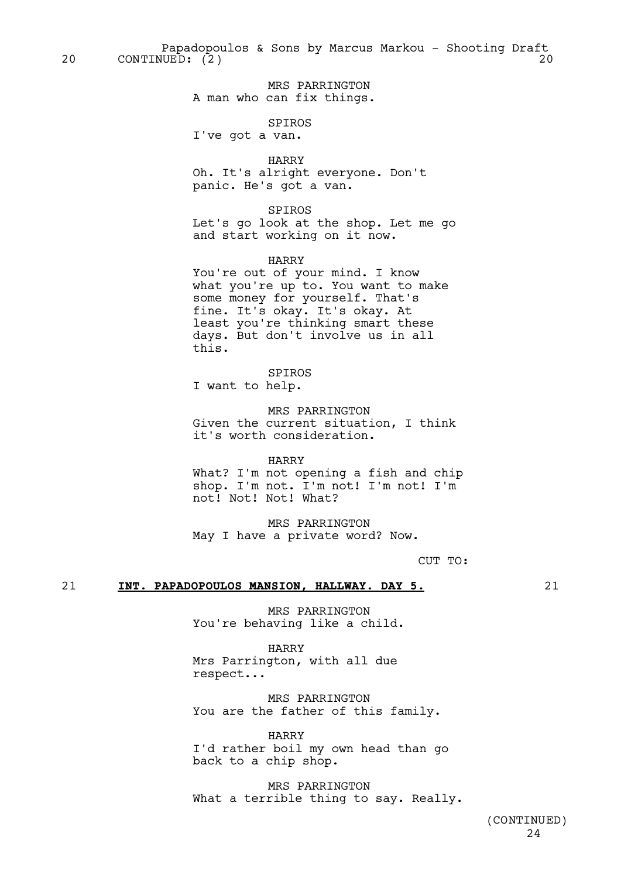20 CONTINUED: (2) 20

MRS PARRINGTON
A man who can fix things.

SPIROS
I've got a van.

HARRY
Oh. It's alright everyone. Don't panic. He's got a van.

SPIROS
Let's go look at the shop. Let me go and start working on it now.

HARRY
You're out of your mind. I know what you're up to. You want to make some money for yourself. That's fine. It's okay. It's okay. At least you're thinking smart these days. But don't involve us in all this.

SPIROS
I want to help.

MRS PARRINGTON
Given the current situation, I think it's worth consideration.

HARRY
What? I'm not opening a fish and chip shop. I'm not. I'm not! I'm not! I'm not! Not! Not! What?

MRS PARRINGTON
May I have a private word? Now.

CUT TO:

## 21 **INT. PAPADOPOULOS MANSION, HALLWAY. DAY 5.** 21

MRS PARRINGTON
You're behaving like a child.

HARRY
Mrs Parrington, with all due respect...

MRS PARRINGTON
You are the father of this family.

HARRY
I'd rather boil my own head than go back to a chip shop.

MRS PARRINGTON
What a terrible thing to say. Really.

(CONTINUED)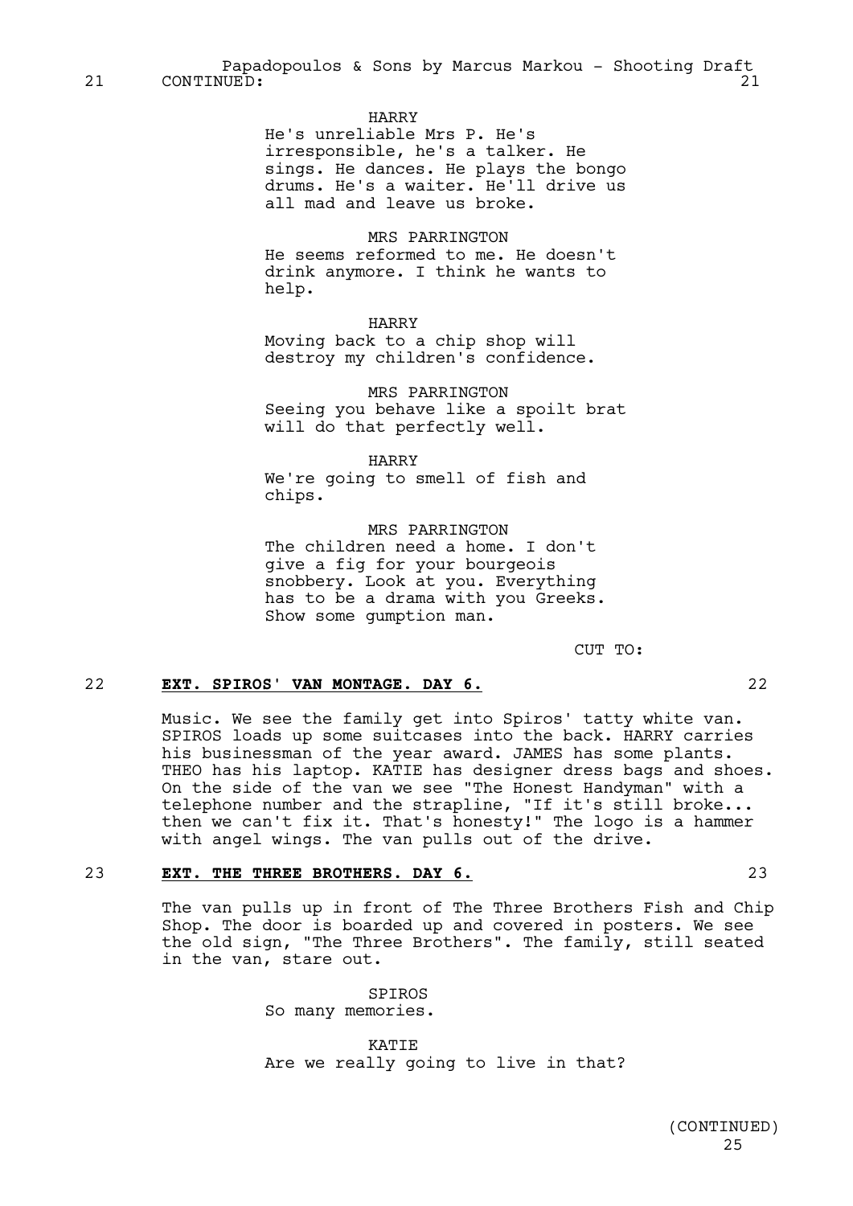21 CONTINUED: 21

HARRY
He's unreliable Mrs P. He's irresponsible, he's a talker. He sings. He dances. He plays the bongo drums. He's a waiter. He'll drive us all mad and leave us broke.

MRS PARRINGTON
He seems reformed to me. He doesn't drink anymore. I think he wants to help.

HARRY
Moving back to a chip shop will destroy my children's confidence.

MRS PARRINGTON
Seeing you behave like a spoilt brat will do that perfectly well.

HARRY
We're going to smell of fish and chips.

MRS PARRINGTON
The children need a home. I don't give a fig for your bourgeois snobbery. Look at you. Everything has to be a drama with you Greeks. Show some gumption man.

CUT TO:

22 **EXT. SPIROS' VAN MONTAGE. DAY 6.** 22

Music. We see the family get into Spiros' tatty white van. SPIROS loads up some suitcases into the back. HARRY carries his businessman of the year award. JAMES has some plants. THEO has his laptop. KATIE has designer dress bags and shoes. On the side of the van we see "The Honest Handyman" with a telephone number and the strapline, "If it's still broke... then we can't fix it. That's honesty!" The logo is a hammer with angel wings. The van pulls out of the drive.

23 **EXT. THE THREE BROTHERS. DAY 6.** 23

The van pulls up in front of The Three Brothers Fish and Chip Shop. The door is boarded up and covered in posters. We see the old sign, "The Three Brothers". The family, still seated in the van, stare out.

SPIROS
So many memories.

KATIE
Are we really going to live in that?

(CONTINUED)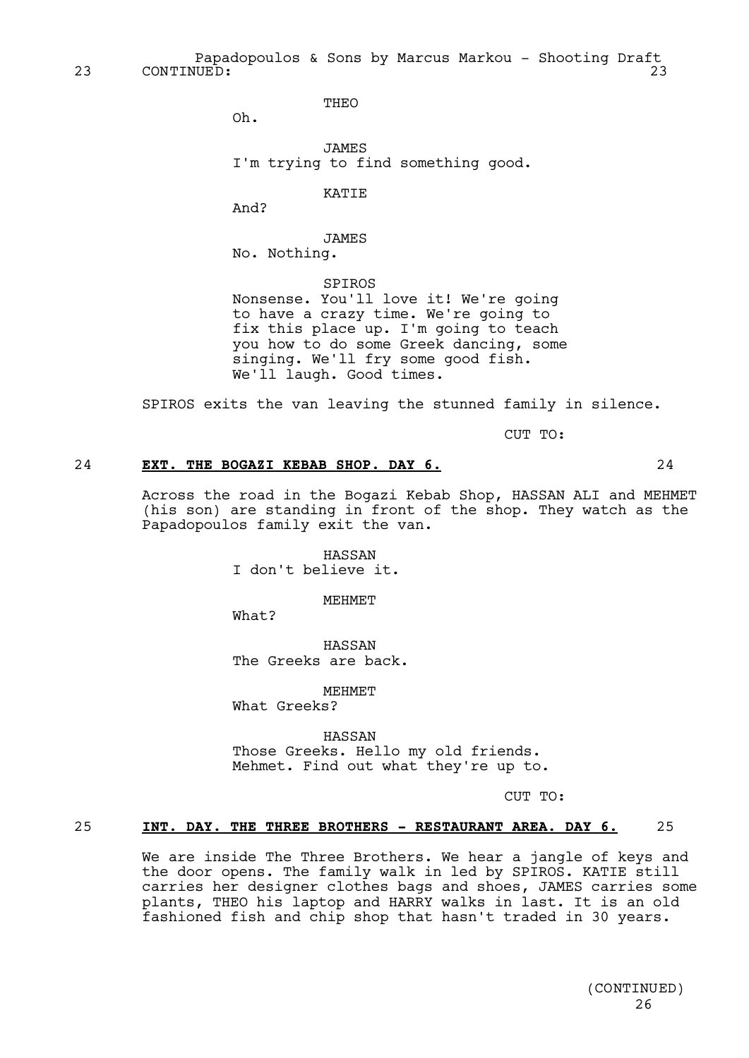23 CONTINUED: 23

THEO
Oh.

JAMES
I'm trying to find something good.

KATIE
And?

JAMES
No. Nothing.

SPIROS
Nonsense. You'll love it! We're going to have a crazy time. We're going to fix this place up. I'm going to teach you how to do some Greek dancing, some singing. We'll fry some good fish. We'll laugh. Good times.

SPIROS exits the van leaving the stunned family in silence.

CUT TO:

24 **EXT. THE BOGAZI KEBAB SHOP. DAY 6.** 24

Across the road in the Bogazi Kebab Shop, HASSAN ALI and MEHMET (his son) are standing in front of the shop. They watch as the Papadopoulos family exit the van.

HASSAN
I don't believe it.

MEHMET
What?

HASSAN
The Greeks are back.

MEHMET
What Greeks?

HASSAN
Those Greeks. Hello my old friends. Mehmet. Find out what they're up to.

CUT TO:

25 **INT. DAY. THE THREE BROTHERS - RESTAURANT AREA. DAY 6.** 25

We are inside The Three Brothers. We hear a jangle of keys and the door opens. The family walk in led by SPIROS. KATIE still carries her designer clothes bags and shoes, JAMES carries some plants, THEO his laptop and HARRY walks in last. It is an old fashioned fish and chip shop that hasn't traded in 30 years.

(CONTINUED)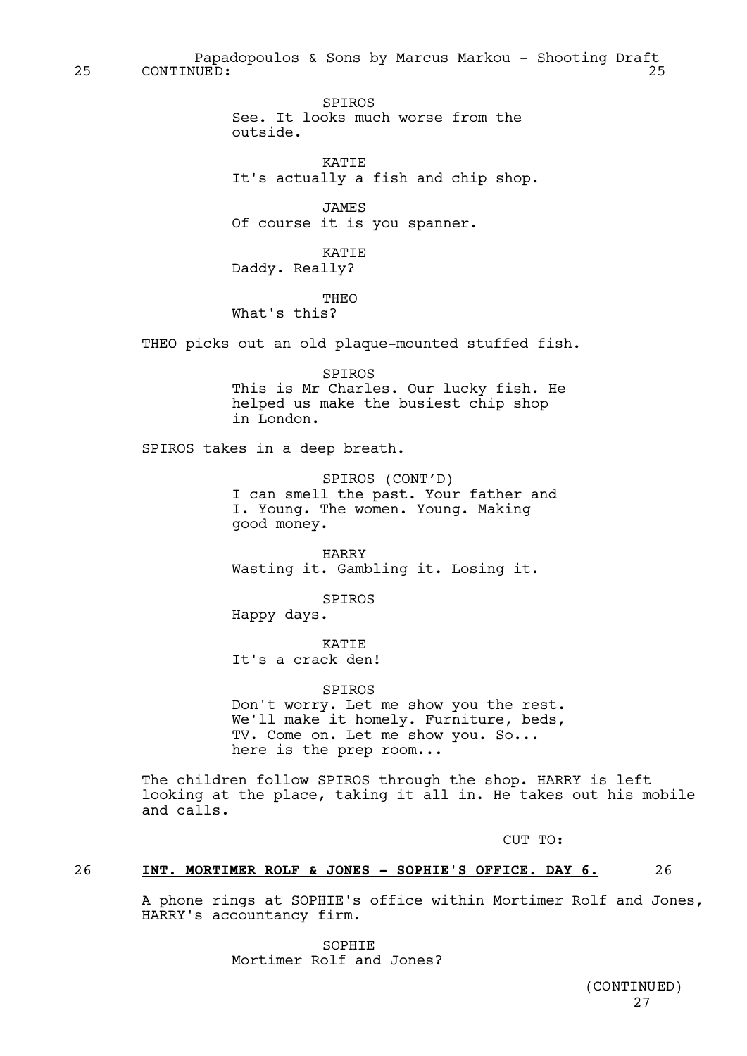25 CONTINUED: 25

SPIROS
See. It looks much worse from the outside.

KATIE
It's actually a fish and chip shop.

JAMES
Of course it is you spanner.

KATIE
Daddy. Really?

THEO
What's this?

THEO picks out an old plaque-mounted stuffed fish.

SPIROS
This is Mr Charles. Our lucky fish. He helped us make the busiest chip shop in London.

SPIROS takes in a deep breath.

SPIROS (CONT'D)
I can smell the past. Your father and I. Young. The women. Young. Making good money.

HARRY
Wasting it. Gambling it. Losing it.

SPIROS
Happy days.

KATIE
It's a crack den!

SPIROS
Don't worry. Let me show you the rest. We'll make it homely. Furniture, beds, TV. Come on. Let me show you. So... here is the prep room...

The children follow SPIROS through the shop. HARRY is left looking at the place, taking it all in. He takes out his mobile and calls.

CUT TO:

26 **INT. MORTIMER ROLF & JONES - SOPHIE'S OFFICE. DAY 6.** 26

A phone rings at SOPHIE's office within Mortimer Rolf and Jones, HARRY's accountancy firm.

SOPHIE
Mortimer Rolf and Jones?

(CONTINUED)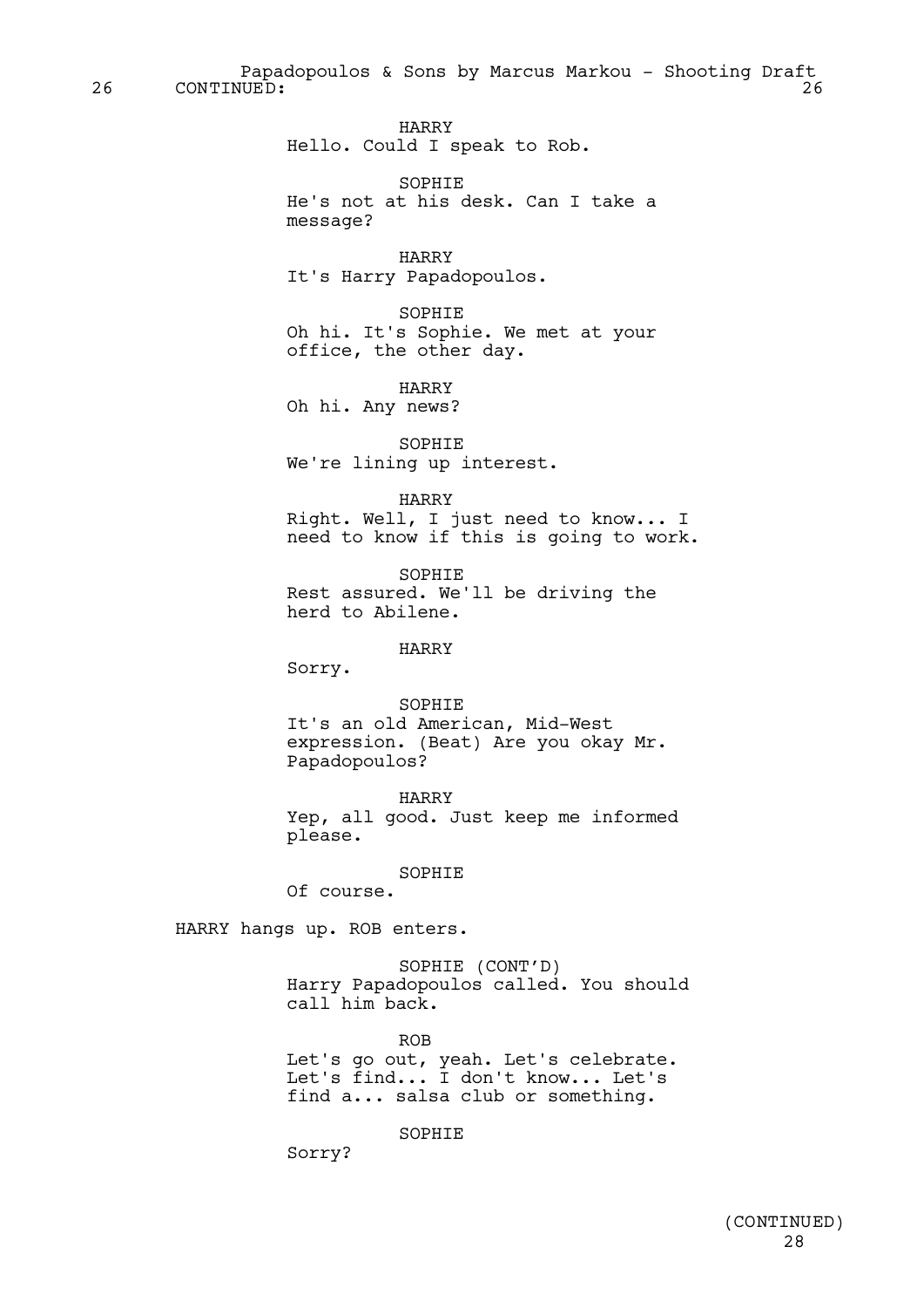26 CONTINUED: 26

HARRY
Hello. Could I speak to Rob.

SOPHIE
He's not at his desk. Can I take a message?

HARRY
It's Harry Papadopoulos.

SOPHIE
Oh hi. It's Sophie. We met at your office, the other day.

HARRY
Oh hi. Any news?

SOPHIE
We're lining up interest.

HARRY
Right. Well, I just need to know... I need to know if this is going to work.

SOPHIE
Rest assured. We'll be driving the herd to Abilene.

HARRY
Sorry.

SOPHIE
It's an old American, Mid-West expression. (Beat) Are you okay Mr. Papadopoulos?

HARRY
Yep, all good. Just keep me informed please.

SOPHIE
Of course.

HARRY hangs up. ROB enters.

SOPHIE (CONT'D)
Harry Papadopoulos called. You should call him back.

ROB
Let's go out, yeah. Let's celebrate. Let's find... I don't know... Let's find a... salsa club or something.

SOPHIE
Sorry?

(CONTINUED)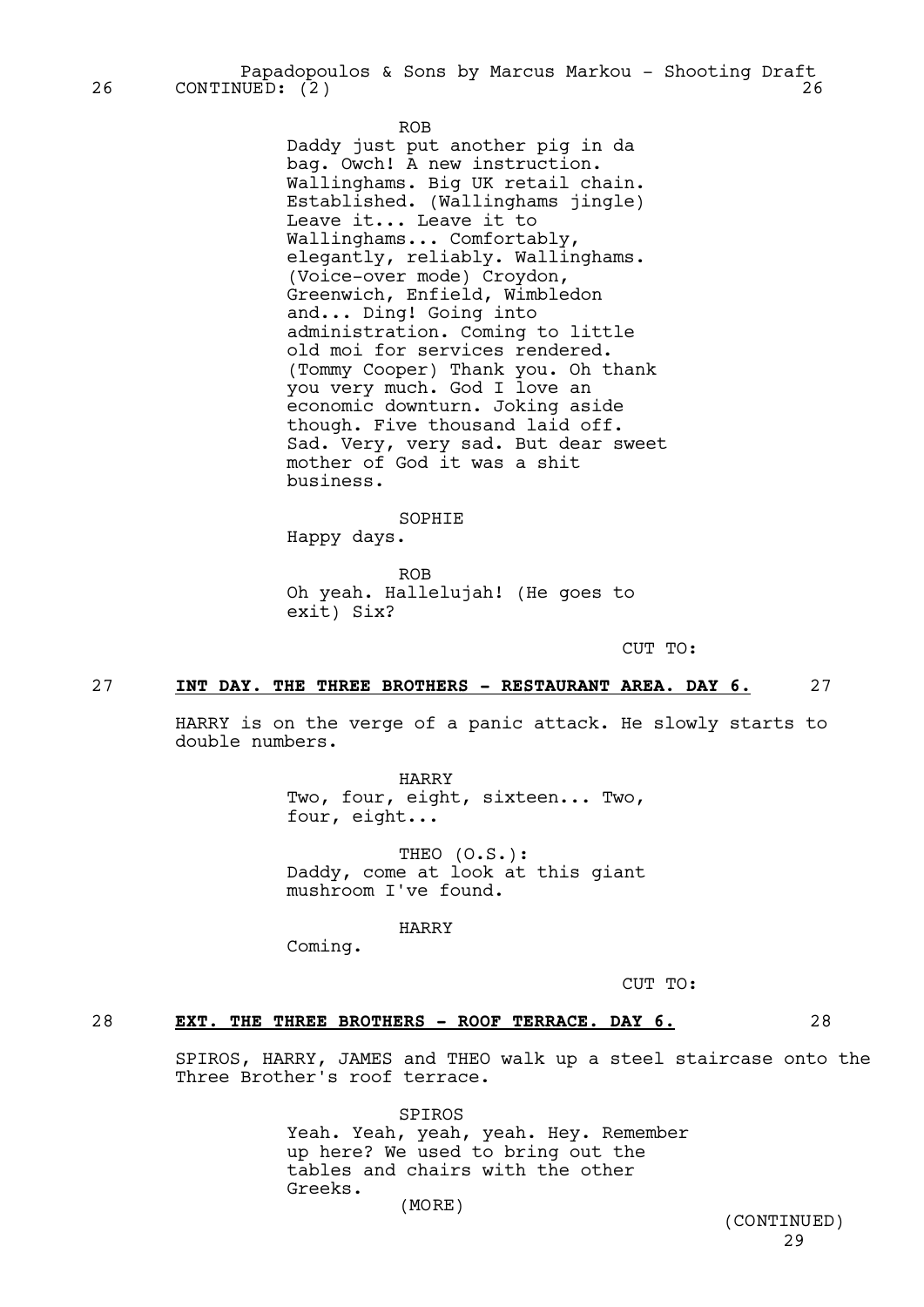26 CONTINUED: (2) 26

ROB

Daddy just put another pig in da bag. Owch! A new instruction. Wallinghams. Big UK retail chain. Established. (Wallinghams jingle) Leave it... Leave it to Wallinghams... Comfortably, elegantly, reliably. Wallinghams. (Voice-over mode) Croydon, Greenwich, Enfield, Wimbledon and... Ding! Going into administration. Coming to little old moi for services rendered. (Tommy Cooper) Thank you. Oh thank you very much. God I love an economic downturn. Joking aside though. Five thousand laid off. Sad. Very, very sad. But dear sweet mother of God it was a shit business.

SOPHIE

Happy days.

ROB

Oh yeah. Hallelujah! (He goes to exit) Six?

CUT TO:

## 27 **INT DAY. THE THREE BROTHERS - RESTAURANT AREA. DAY 6.** 27

HARRY is on the verge of a panic attack. He slowly starts to double numbers.

HARRY

Two, four, eight, sixteen... Two, four, eight...

THEO (O.S.):

Daddy, come at look at this giant mushroom I've found.

HARRY

Coming.

CUT TO:

## 28 **EXT. THE THREE BROTHERS - ROOF TERRACE. DAY 6.** 28

SPIROS, HARRY, JAMES and THEO walk up a steel staircase onto the Three Brother's roof terrace.

SPIROS

Yeah. Yeah, yeah, yeah. Hey. Remember up here? We used to bring out the tables and chairs with the other Greeks.

(MORE)

(CONTINUED)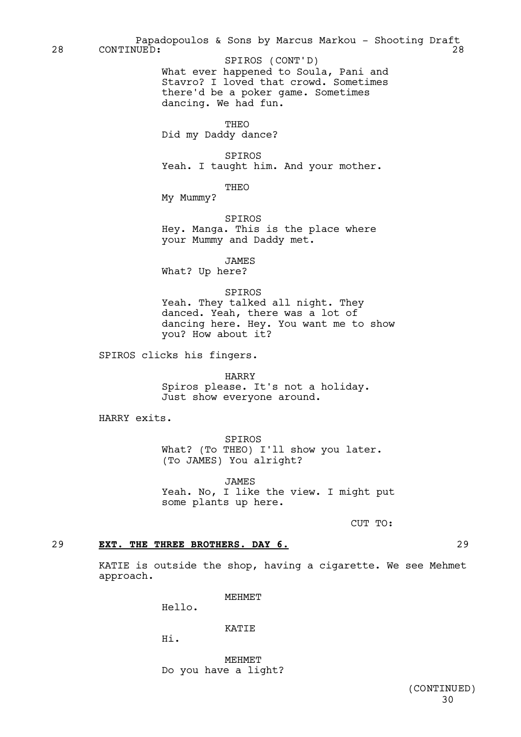28 CONTINUED: 28

SPIROS (CONT'D)
What ever happened to Soula, Pani and Stavro? I loved that crowd. Sometimes there'd be a poker game. Sometimes dancing. We had fun.

THEO
Did my Daddy dance?

SPIROS
Yeah. I taught him. And your mother.

THEO
My Mummy?

SPIROS
Hey. Manga. This is the place where your Mummy and Daddy met.

JAMES
What? Up here?

SPIROS
Yeah. They talked all night. They danced. Yeah, there was a lot of dancing here. Hey. You want me to show you? How about it?

SPIROS clicks his fingers.

HARRY
Spiros please. It's not a holiday. Just show everyone around.

HARRY exits.

SPIROS
What? (To THEO) I'll show you later. (To JAMES) You alright?

JAMES
Yeah. No, I like the view. I might put some plants up here.

CUT TO:

29 **EXT. THE THREE BROTHERS. DAY 6.** 29

KATIE is outside the shop, having a cigarette. We see Mehmet approach.

MEHMET
Hello.

KATIE
Hi.

MEHMET
Do you have a light?

(CONTINUED)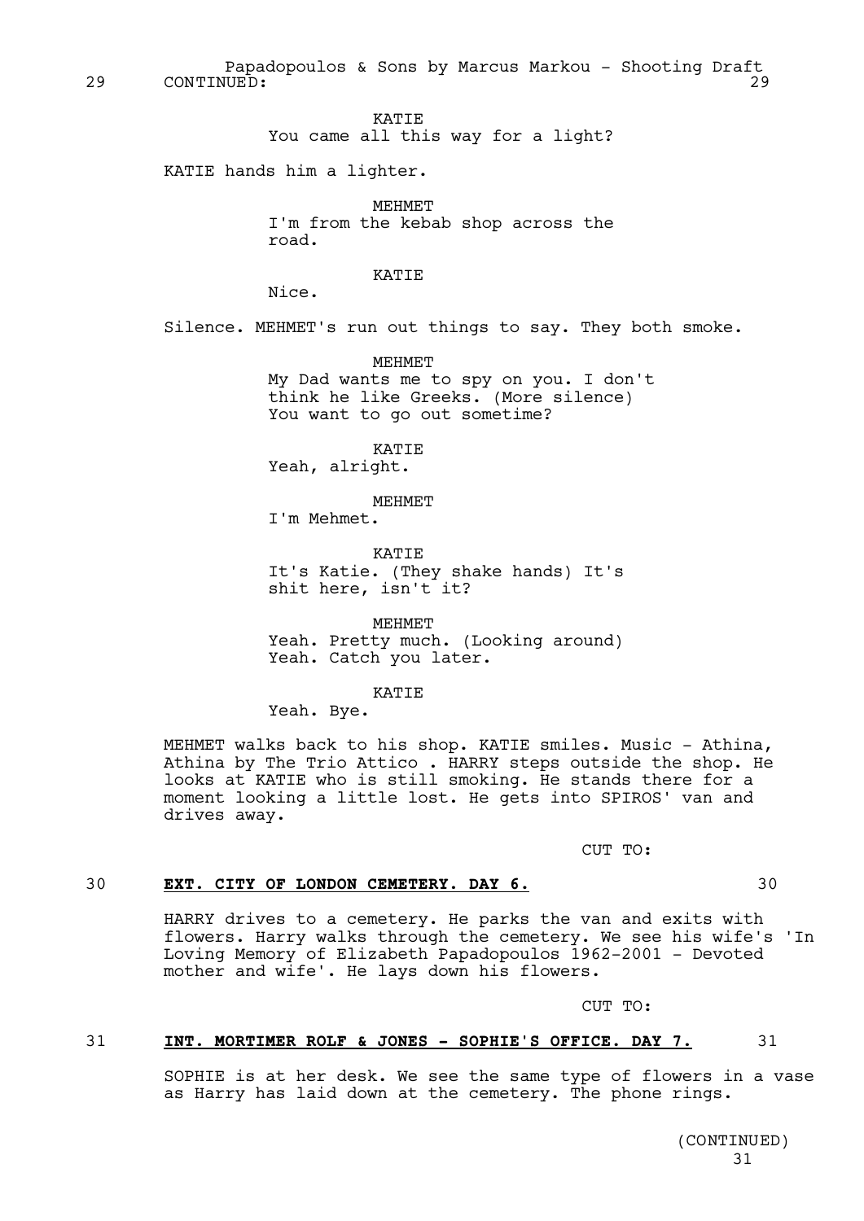29 CONTINUED: 29

KATIE
You came all this way for a light?

KATIE hands him a lighter.

MEHMET
I'm from the kebab shop across the road.

KATIE
Nice.

Silence. MEHMET's run out things to say. They both smoke.

MEHMET
My Dad wants me to spy on you. I don't think he like Greeks. (More silence) You want to go out sometime?

KATIE
Yeah, alright.

MEHMET
I'm Mehmet.

KATIE
It's Katie. (They shake hands) It's shit here, isn't it?

MEHMET
Yeah. Pretty much. (Looking around) Yeah. Catch you later.

KATIE
Yeah. Bye.

MEHMET walks back to his shop. KATIE smiles. Music - Athina, Athina by The Trio Attico . HARRY steps outside the shop. He looks at KATIE who is still smoking. He stands there for a moment looking a little lost. He gets into SPIROS' van and drives away.

CUT TO:

30 **EXT. CITY OF LONDON CEMETERY. DAY 6.** 30

HARRY drives to a cemetery. He parks the van and exits with flowers. Harry walks through the cemetery. We see his wife's 'In Loving Memory of Elizabeth Papadopoulos 1962-2001 - Devoted mother and wife'. He lays down his flowers.

CUT TO:

31 **INT. MORTIMER ROLF & JONES - SOPHIE'S OFFICE. DAY 7.** 31

SOPHIE is at her desk. We see the same type of flowers in a vase as Harry has laid down at the cemetery. The phone rings.

(CONTINUED)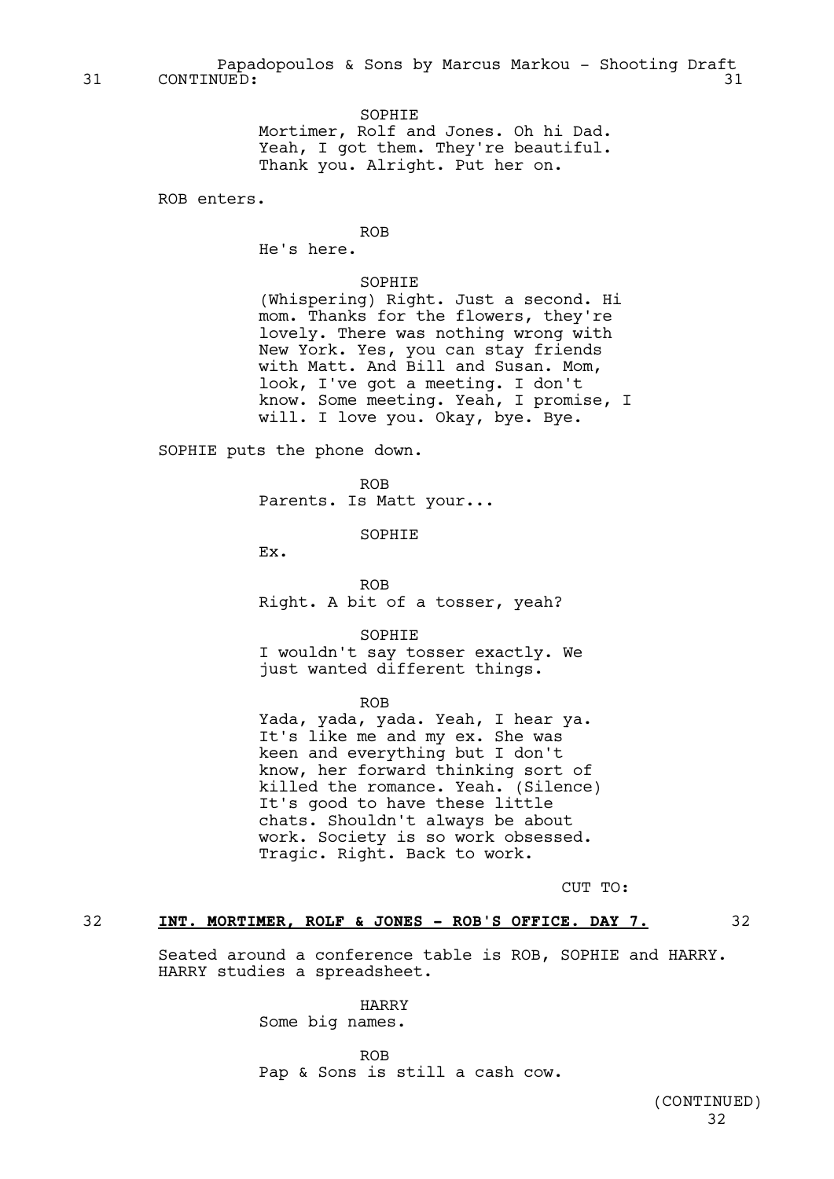31 CONTINUED: 31

SOPHIE

Mortimer, Rolf and Jones. Oh hi Dad. Yeah, I got them. They're beautiful. Thank you. Alright. Put her on.

ROB enters.

ROB

He's here.

SOPHIE

(Whispering) Right. Just a second. Hi mom. Thanks for the flowers, they're lovely. There was nothing wrong with New York. Yes, you can stay friends with Matt. And Bill and Susan. Mom, look, I've got a meeting. I don't know. Some meeting. Yeah, I promise, I will. I love you. Okay, bye. Bye.

SOPHIE puts the phone down.

ROB

Parents. Is Matt your...

SOPHIE

Ex.

ROB

Right. A bit of a tosser, yeah?

SOPHIE

I wouldn't say tosser exactly. We just wanted different things.

ROB

Yada, yada, yada. Yeah, I hear ya. It's like me and my ex. She was keen and everything but I don't know, her forward thinking sort of killed the romance. Yeah. (Silence) It's good to have these little chats. Shouldn't always be about work. Society is so work obsessed. Tragic. Right. Back to work.

CUT TO:

32 **INT. MORTIMER, ROLF & JONES - ROB'S OFFICE. DAY 7.** 32

Seated around a conference table is ROB, SOPHIE and HARRY. HARRY studies a spreadsheet.

HARRY

Some big names.

ROB

Pap & Sons is still a cash cow.

(CONTINUED)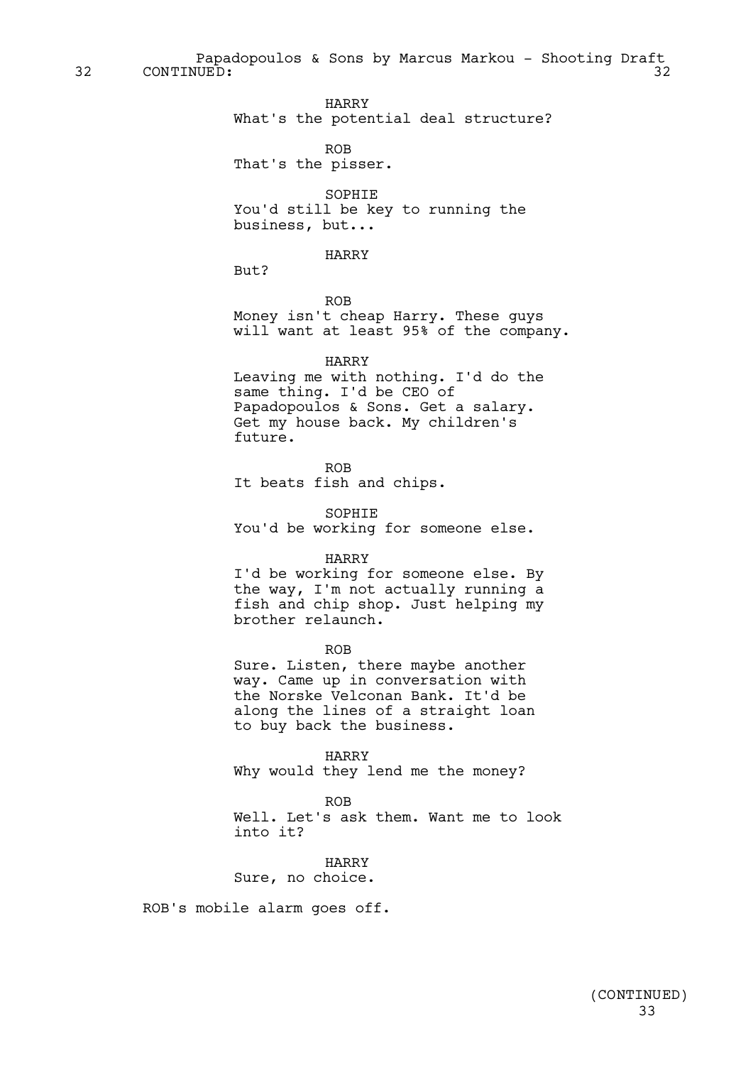32 CONTINUED: 32

HARRY
What's the potential deal structure?

ROB
That's the pisser.

SOPHIE
You'd still be key to running the business, but...

HARRY
But?

ROB
Money isn't cheap Harry. These guys will want at least 95% of the company.

HARRY
Leaving me with nothing. I'd do the same thing. I'd be CEO of Papadopoulos & Sons. Get a salary. Get my house back. My children's future.

ROB
It beats fish and chips.

SOPHIE
You'd be working for someone else.

HARRY
I'd be working for someone else. By the way, I'm not actually running a fish and chip shop. Just helping my brother relaunch.

ROB
Sure. Listen, there maybe another way. Came up in conversation with the Norske Velconan Bank. It'd be along the lines of a straight loan to buy back the business.

HARRY
Why would they lend me the money?

ROB
Well. Let's ask them. Want me to look into it?

HARRY
Sure, no choice.

ROB's mobile alarm goes off.

(CONTINUED)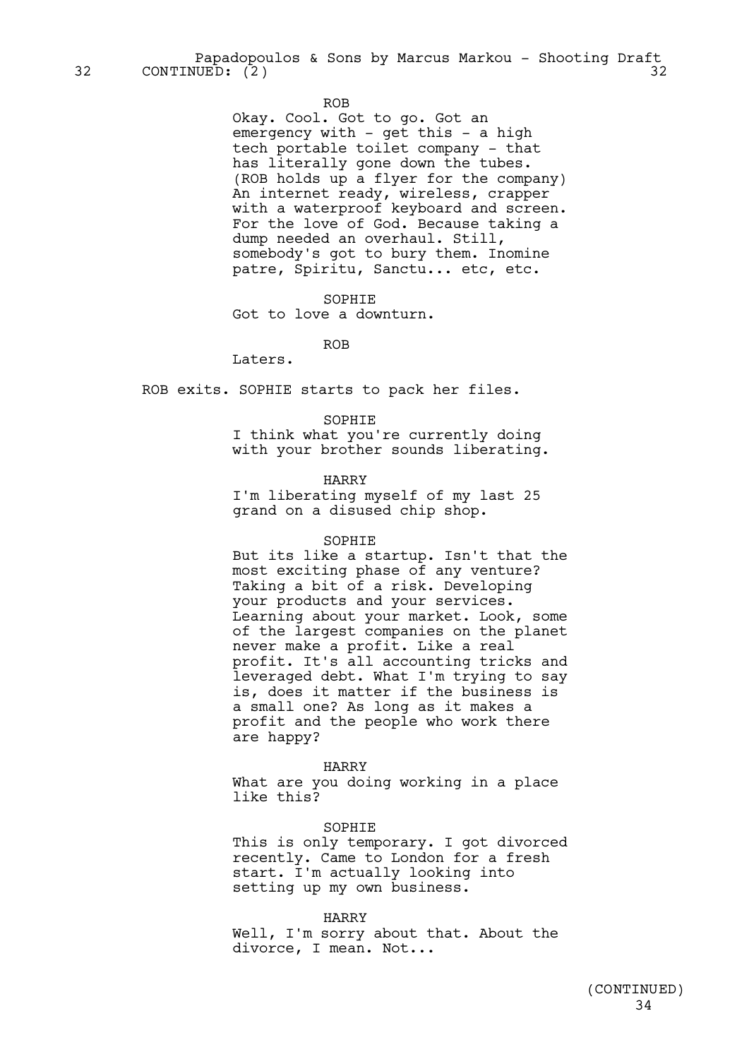ROB

Okay. Cool. Got to go. Got an emergency with - get this - a high tech portable toilet company - that has literally gone down the tubes. (ROB holds up a flyer for the company) An internet ready, wireless, crapper with a waterproof keyboard and screen. For the love of God. Because taking a dump needed an overhaul. Still, somebody's got to bury them. Inomine patre, Spiritu, Sanctu... etc, etc.

SOPHIE

Got to love a downturn.

ROB

Laters.

ROB exits. SOPHIE starts to pack her files.

SOPHIE

I think what you're currently doing with your brother sounds liberating.

HARRY

I'm liberating myself of my last 25 grand on a disused chip shop.

SOPHIE

But its like a startup. Isn't that the most exciting phase of any venture? Taking a bit of a risk. Developing your products and your services. Learning about your market. Look, some of the largest companies on the planet never make a profit. Like a real profit. It's all accounting tricks and leveraged debt. What I'm trying to say is, does it matter if the business is a small one? As long as it makes a profit and the people who work there are happy?

HARRY

What are you doing working in a place like this?

SOPHIE

This is only temporary. I got divorced recently. Came to London for a fresh start. I'm actually looking into setting up my own business.

HARRY

Well, I'm sorry about that. About the divorce, I mean. Not...

(CONTINUED)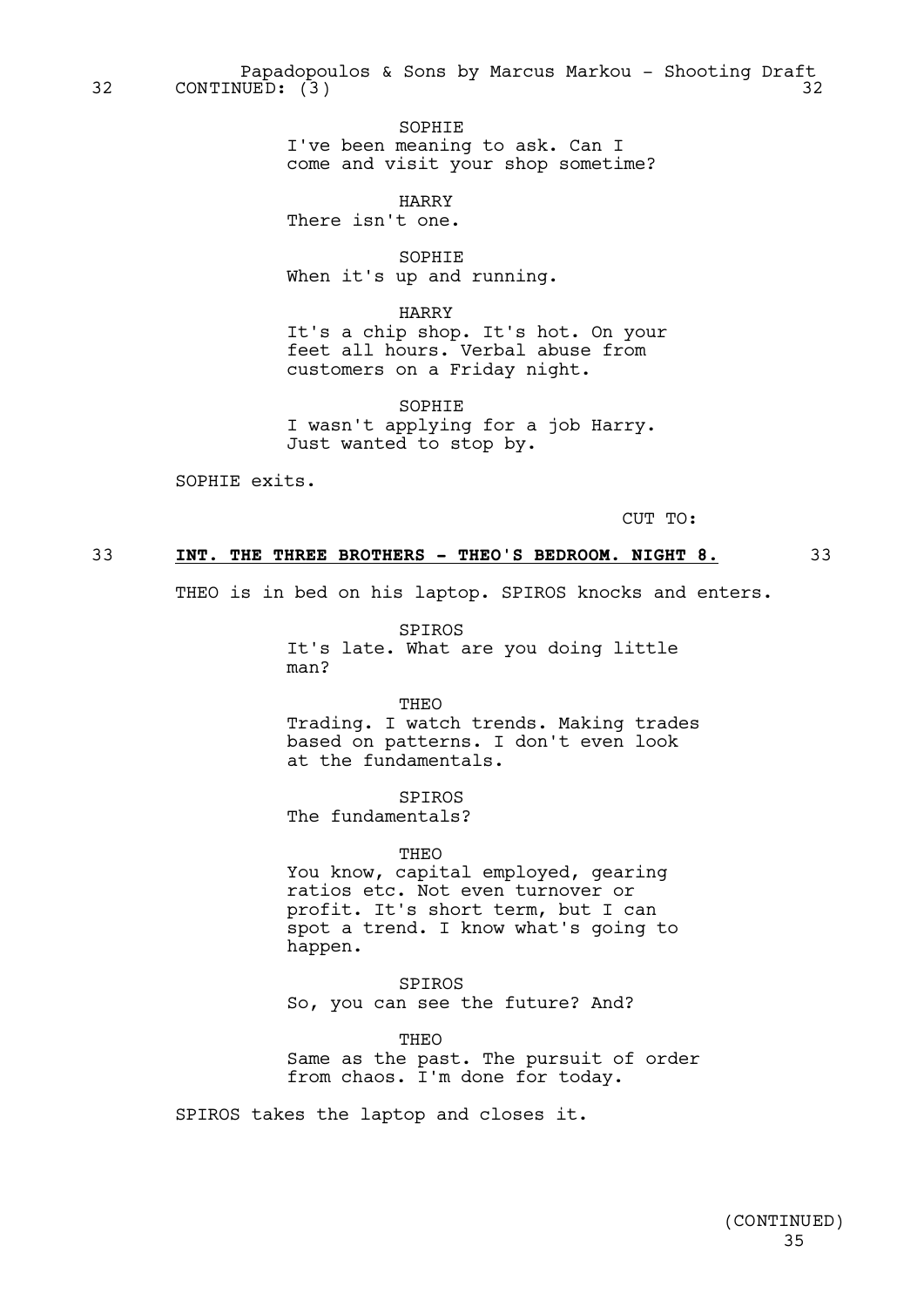32 CONTINUED: (3) 32

SOPHIE
I've been meaning to ask. Can I come and visit your shop sometime?

HARRY
There isn't one.

SOPHIE
When it's up and running.

HARRY
It's a chip shop. It's hot. On your feet all hours. Verbal abuse from customers on a Friday night.

SOPHIE
I wasn't applying for a job Harry. Just wanted to stop by.

SOPHIE exits.

CUT TO:

33 **INT. THE THREE BROTHERS - THEO'S BEDROOM. NIGHT 8.** 33

THEO is in bed on his laptop. SPIROS knocks and enters.

SPIROS
It's late. What are you doing little man?

THEO
Trading. I watch trends. Making trades based on patterns. I don't even look at the fundamentals.

SPIROS
The fundamentals?

THEO
You know, capital employed, gearing ratios etc. Not even turnover or profit. It's short term, but I can spot a trend. I know what's going to happen.

SPIROS
So, you can see the future? And?

THEO
Same as the past. The pursuit of order from chaos. I'm done for today.

SPIROS takes the laptop and closes it.

(CONTINUED)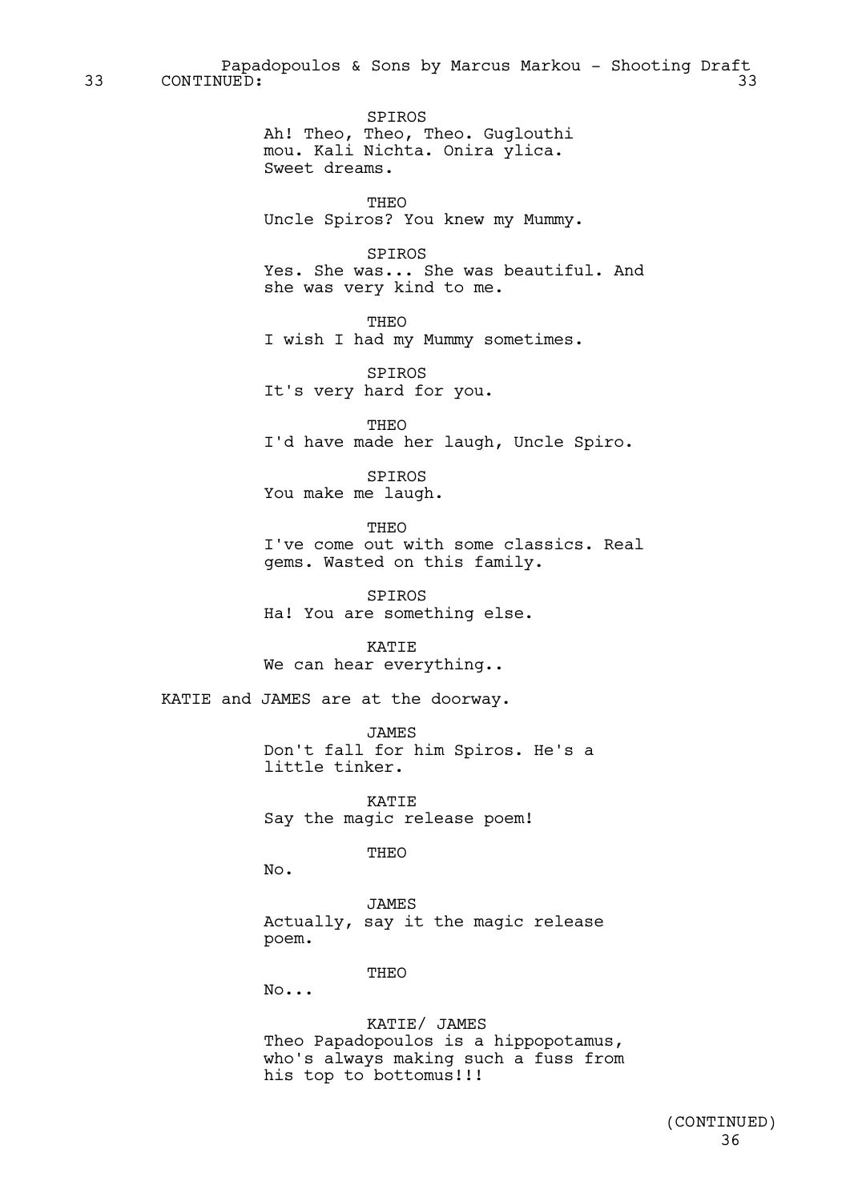33 CONTINUED: 33

SPIROS
Ah! Theo, Theo, Theo. Guglouthi mou. Kali Nichta. Onira ylica. Sweet dreams.

THEO
Uncle Spiros? You knew my Mummy.

SPIROS
Yes. She was... She was beautiful. And she was very kind to me.

THEO
I wish I had my Mummy sometimes.

SPIROS
It's very hard for you.

THEO
I'd have made her laugh, Uncle Spiro.

SPIROS
You make me laugh.

THEO
I've come out with some classics. Real gems. Wasted on this family.

SPIROS
Ha! You are something else.

KATIE
We can hear everything..

KATIE and JAMES are at the doorway.

JAMES
Don't fall for him Spiros. He's a little tinker.

KATIE
Say the magic release poem!

THEO
No.

JAMES
Actually, say it the magic release poem.

THEO
No...

KATIE/ JAMES
Theo Papadopoulos is a hippopotamus, who's always making such a fuss from his top to bottomus!!!

(CONTINUED)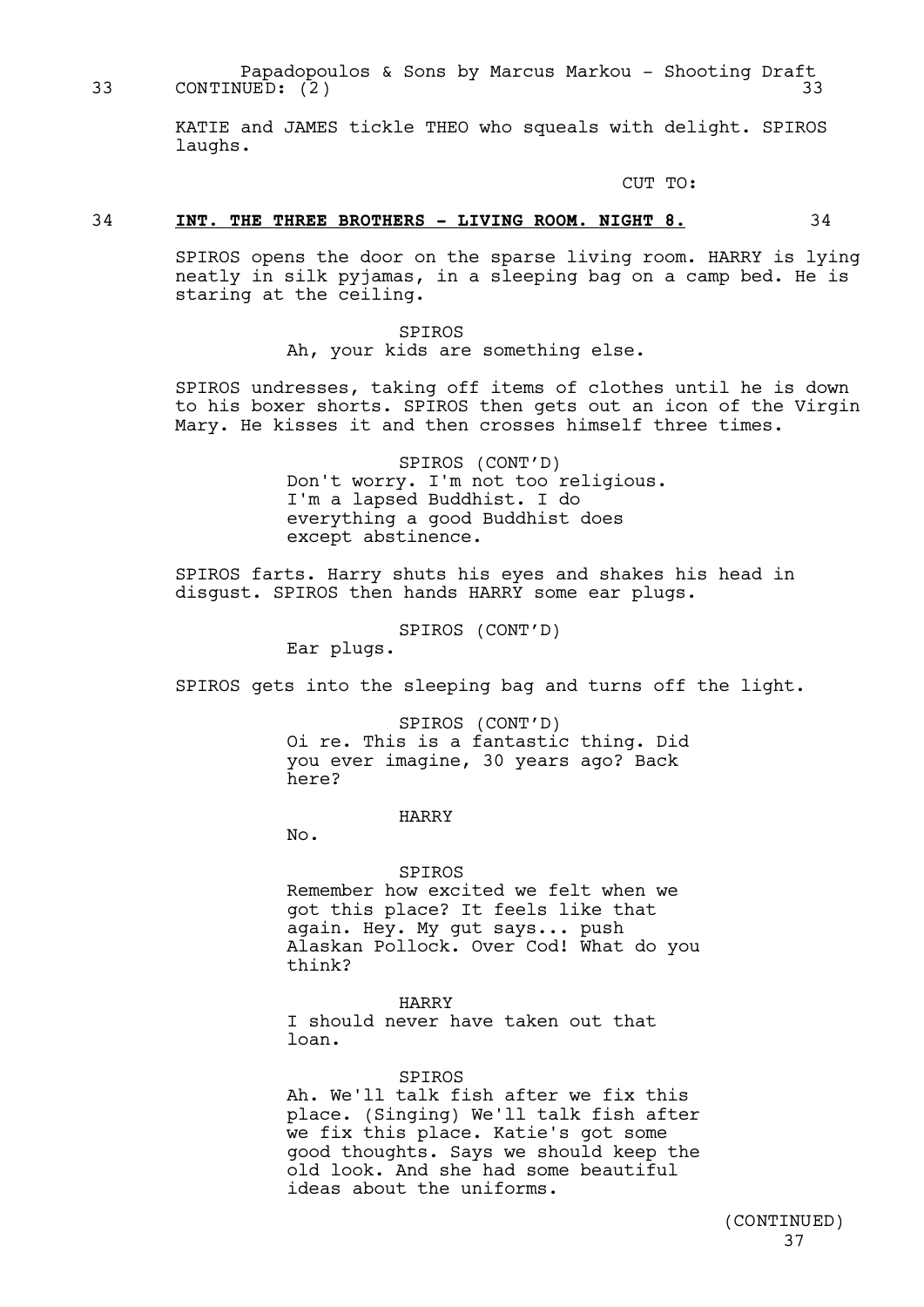33 CONTINUED: (2) 33

KATIE and JAMES tickle THEO who squeals with delight. SPIROS laughs.

CUT TO:

## 34 INT. THE THREE BROTHERS - LIVING ROOM. NIGHT 8. 34

SPIROS opens the door on the sparse living room. HARRY is lying neatly in silk pyjamas, in a sleeping bag on a camp bed. He is staring at the ceiling.

SPIROS
Ah, your kids are something else.

SPIROS undresses, taking off items of clothes until he is down to his boxer shorts. SPIROS then gets out an icon of the Virgin Mary. He kisses it and then crosses himself three times.

SPIROS (CONT'D)
Don't worry. I'm not too religious. I'm a lapsed Buddhist. I do everything a good Buddhist does except abstinence.

SPIROS farts. Harry shuts his eyes and shakes his head in disgust. SPIROS then hands HARRY some ear plugs.

SPIROS (CONT'D)
Ear plugs.

SPIROS gets into the sleeping bag and turns off the light.

SPIROS (CONT'D)
Oi re. This is a fantastic thing. Did you ever imagine, 30 years ago? Back here?

HARRY
No.

SPIROS
Remember how excited we felt when we got this place? It feels like that again. Hey. My gut says... push Alaskan Pollock. Over Cod! What do you think?

HARRY
I should never have taken out that loan.

SPIROS
Ah. We'll talk fish after we fix this place. (Singing) We'll talk fish after we fix this place. Katie's got some good thoughts. Says we should keep the old look. And she had some beautiful ideas about the uniforms.

(CONTINUED)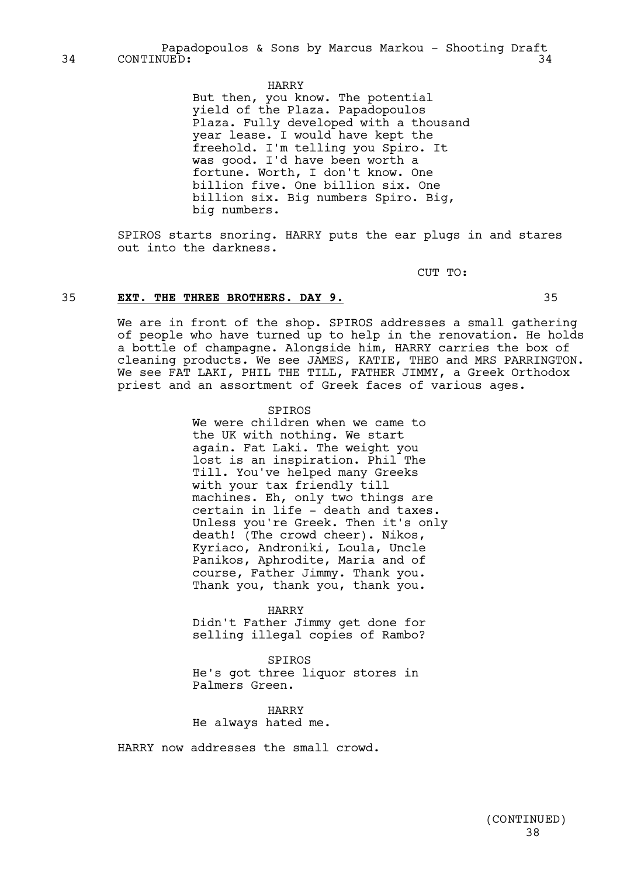34 CONTINUED: 34

HARRY
But then, you know. The potential yield of the Plaza. Papadopoulos Plaza. Fully developed with a thousand year lease. I would have kept the freehold. I'm telling you Spiro. It was good. I'd have been worth a fortune. Worth, I don't know. One billion five. One billion six. One billion six. Big numbers Spiro. Big, big numbers.

SPIROS starts snoring. HARRY puts the ear plugs in and stares out into the darkness.

CUT TO:

35 **EXT. THE THREE BROTHERS. DAY 9.** 35

We are in front of the shop. SPIROS addresses a small gathering of people who have turned up to help in the renovation. He holds a bottle of champagne. Alongside him, HARRY carries the box of cleaning products. We see JAMES, KATIE, THEO and MRS PARRINGTON. We see FAT LAKI, PHIL THE TILL, FATHER JIMMY, a Greek Orthodox priest and an assortment of Greek faces of various ages.

SPIROS
We were children when we came to the UK with nothing. We start again. Fat Laki. The weight you lost is an inspiration. Phil The Till. You've helped many Greeks with your tax friendly till machines. Eh, only two things are certain in life - death and taxes. Unless you're Greek. Then it's only death! (The crowd cheer). Nikos, Kyriaco, Androniki, Loula, Uncle Panikos, Aphrodite, Maria and of course, Father Jimmy. Thank you. Thank you, thank you, thank you.

HARRY
Didn't Father Jimmy get done for selling illegal copies of Rambo?

SPIROS
He's got three liquor stores in Palmers Green.

HARRY
He always hated me.

HARRY now addresses the small crowd.

(CONTINUED)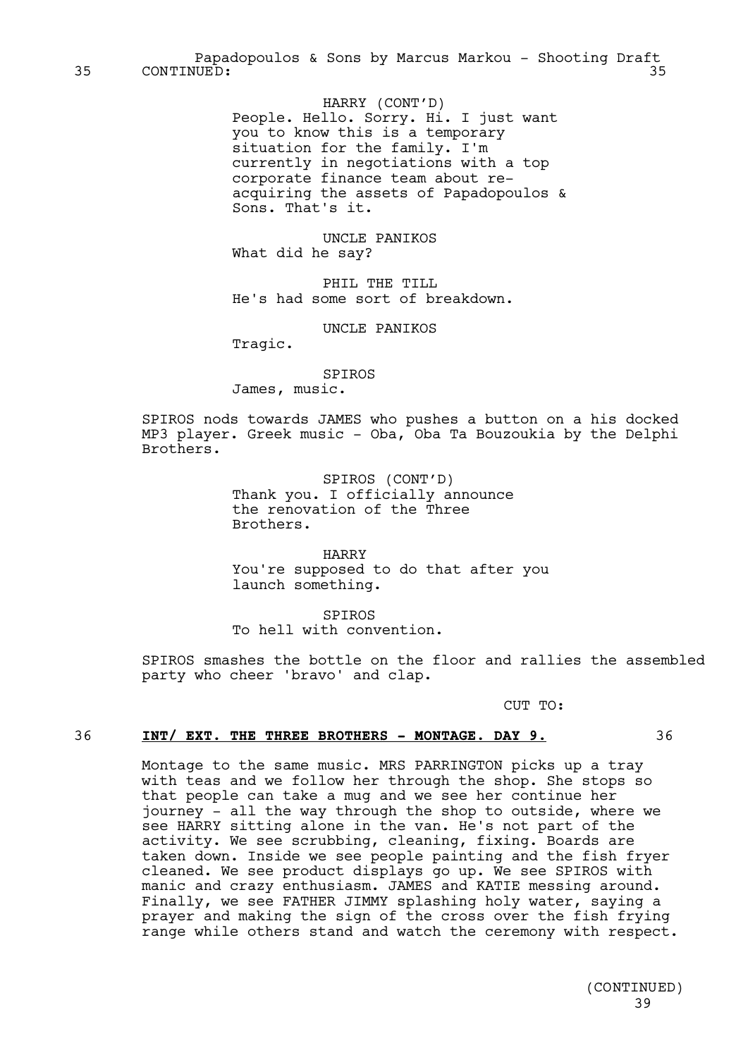35 CONTINUED: 35

HARRY (CONT'D)
People. Hello. Sorry. Hi. I just want you to know this is a temporary situation for the family. I'm currently in negotiations with a top corporate finance team about re-acquiring the assets of Papadopoulos & Sons. That's it.

UNCLE PANIKOS
What did he say?

PHIL THE TILL
He's had some sort of breakdown.

UNCLE PANIKOS
Tragic.

SPIROS
James, music.

SPIROS nods towards JAMES who pushes a button on a his docked MP3 player. Greek music - Oba, Oba Ta Bouzoukia by the Delphi Brothers.

SPIROS (CONT'D)
Thank you. I officially announce the renovation of the Three Brothers.

HARRY
You're supposed to do that after you launch something.

SPIROS
To hell with convention.

SPIROS smashes the bottle on the floor and rallies the assembled party who cheer 'bravo' and clap.

CUT TO:

36 **INT/ EXT. THE THREE BROTHERS - MONTAGE. DAY 9.** 36

Montage to the same music. MRS PARRINGTON picks up a tray with teas and we follow her through the shop. She stops so that people can take a mug and we see her continue her journey - all the way through the shop to outside, where we see HARRY sitting alone in the van. He's not part of the activity. We see scrubbing, cleaning, fixing. Boards are taken down. Inside we see people painting and the fish fryer cleaned. We see product displays go up. We see SPIROS with manic and crazy enthusiasm. JAMES and KATIE messing around. Finally, we see FATHER JIMMY splashing holy water, saying a prayer and making the sign of the cross over the fish frying range while others stand and watch the ceremony with respect.

(CONTINUED)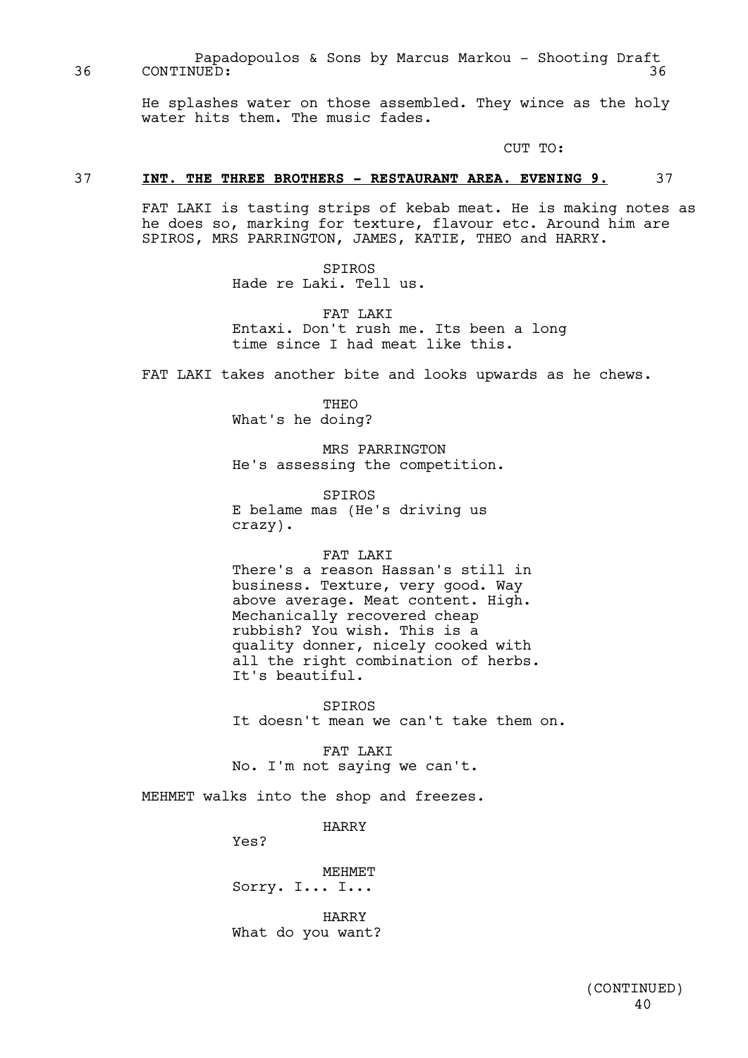36 CONTINUED: 36

He splashes water on those assembled. They wince as the holy water hits them. The music fades.

CUT TO:

## 37 **INT. THE THREE BROTHERS - RESTAURANT AREA. EVENING 9.** 37

FAT LAKI is tasting strips of kebab meat. He is making notes as he does so, marking for texture, flavour etc. Around him are SPIROS, MRS PARRINGTON, JAMES, KATIE, THEO and HARRY.

SPIROS
Hade re Laki. Tell us.

FAT LAKI
Entaxi. Don't rush me. Its been a long time since I had meat like this.

FAT LAKI takes another bite and looks upwards as he chews.

THEO
What's he doing?

MRS PARRINGTON
He's assessing the competition.

SPIROS
E belame mas (He's driving us crazy).

FAT LAKI
There's a reason Hassan's still in business. Texture, very good. Way above average. Meat content. High. Mechanically recovered cheap rubbish? You wish. This is a quality donner, nicely cooked with all the right combination of herbs. It's beautiful.

SPIROS
It doesn't mean we can't take them on.

FAT LAKI
No. I'm not saying we can't.

MEHMET walks into the shop and freezes.

HARRY
Yes?

MEHMET
Sorry. I... I...

HARRY
What do you want?

(CONTINUED)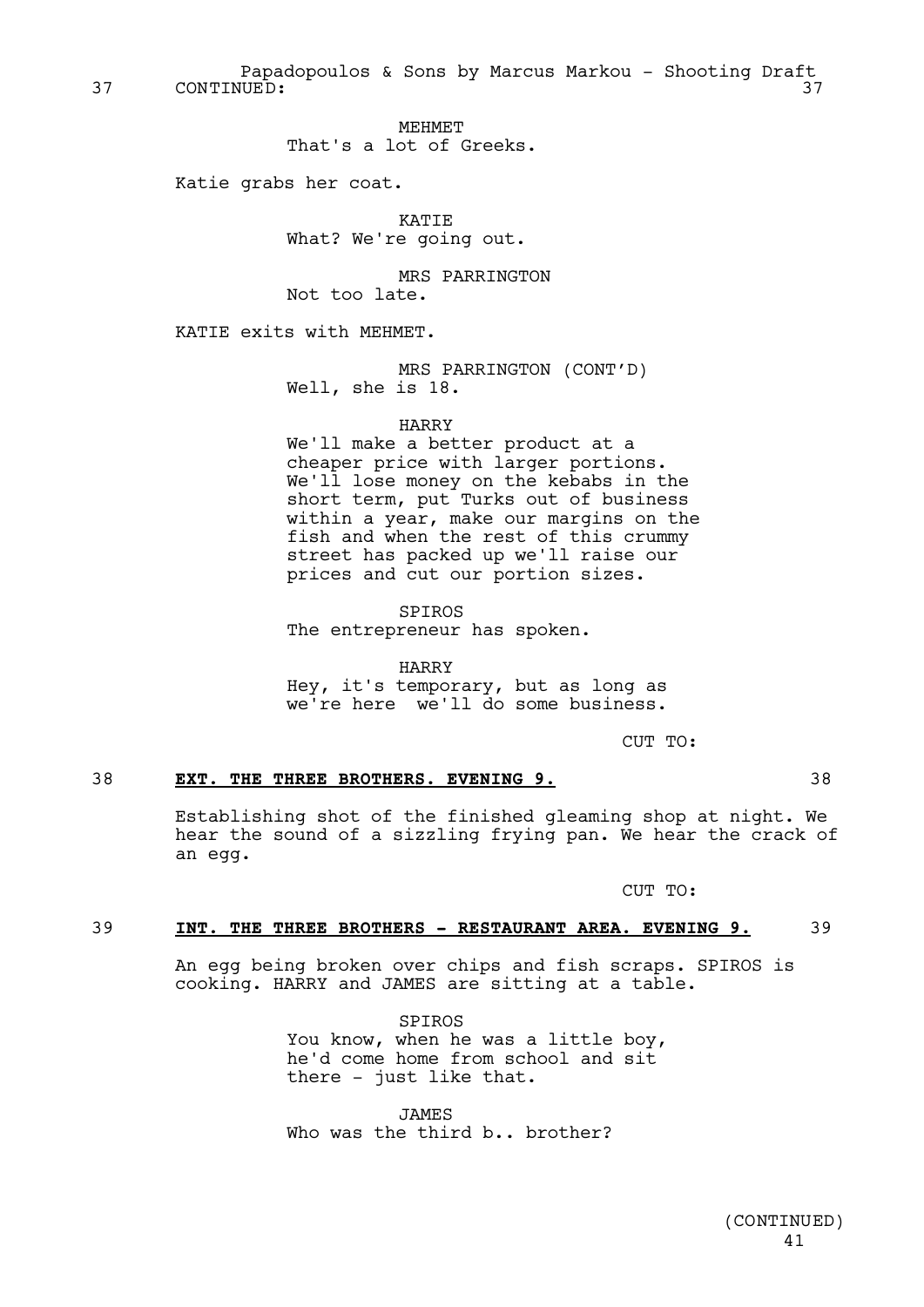37 CONTINUED: 37

MEHMET
That's a lot of Greeks.

Katie grabs her coat.

KATIE
What? We're going out.

MRS PARRINGTON
Not too late.

KATIE exits with MEHMET.

MRS PARRINGTON (CONT'D)
Well, she is 18.

HARRY
We'll make a better product at a cheaper price with larger portions. We'll lose money on the kebabs in the short term, put Turks out of business within a year, make our margins on the fish and when the rest of this crummy street has packed up we'll raise our prices and cut our portion sizes.

SPIROS
The entrepreneur has spoken.

HARRY
Hey, it's temporary, but as long as we're here  we'll do some business.

CUT TO:

38 **EXT. THE THREE BROTHERS. EVENING 9.** 38

Establishing shot of the finished gleaming shop at night. We hear the sound of a sizzling frying pan. We hear the crack of an egg.

CUT TO:

39 **INT. THE THREE BROTHERS - RESTAURANT AREA. EVENING 9.** 39

An egg being broken over chips and fish scraps. SPIROS is cooking. HARRY and JAMES are sitting at a table.

SPIROS
You know, when he was a little boy, he'd come home from school and sit there - just like that.

JAMES
Who was the third b.. brother?

(CONTINUED)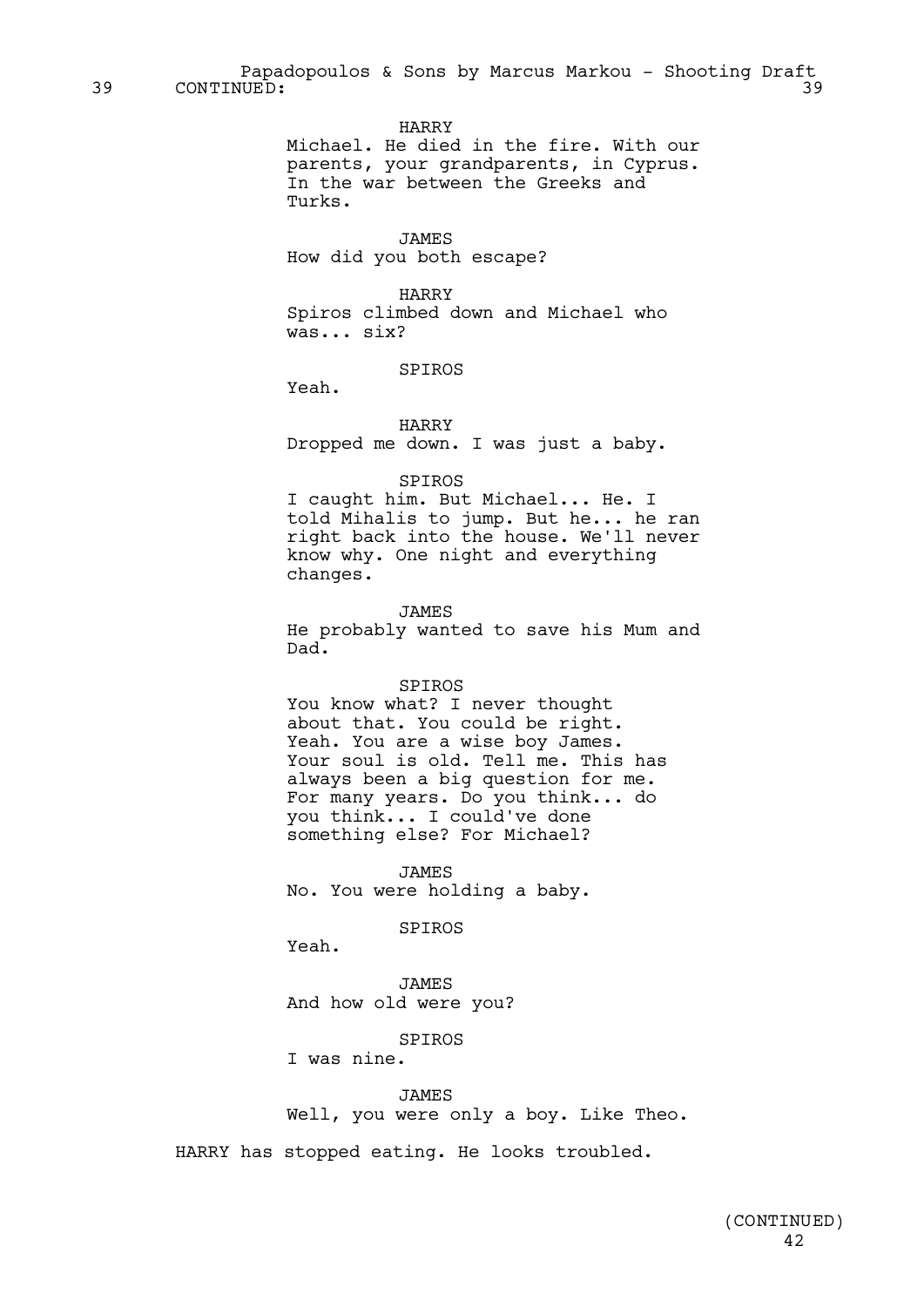39 CONTINUED: 39

HARRY

Michael. He died in the fire. With our parents, your grandparents, in Cyprus. In the war between the Greeks and Turks.

JAMES

How did you both escape?

HARRY

Spiros climbed down and Michael who was... six?

SPIROS

Yeah.

HARRY

Dropped me down. I was just a baby.

SPIROS

I caught him. But Michael... He. I told Mihalis to jump. But he... he ran right back into the house. We'll never know why. One night and everything changes.

JAMES

He probably wanted to save his Mum and Dad.

SPIROS

You know what? I never thought about that. You could be right. Yeah. You are a wise boy James. Your soul is old. Tell me. This has always been a big question for me. For many years. Do you think... do you think... I could've done something else? For Michael?

JAMES

No. You were holding a baby.

SPIROS

Yeah.

JAMES

And how old were you?

SPIROS

I was nine.

JAMES

Well, you were only a boy. Like Theo.

HARRY has stopped eating. He looks troubled.

(CONTINUED)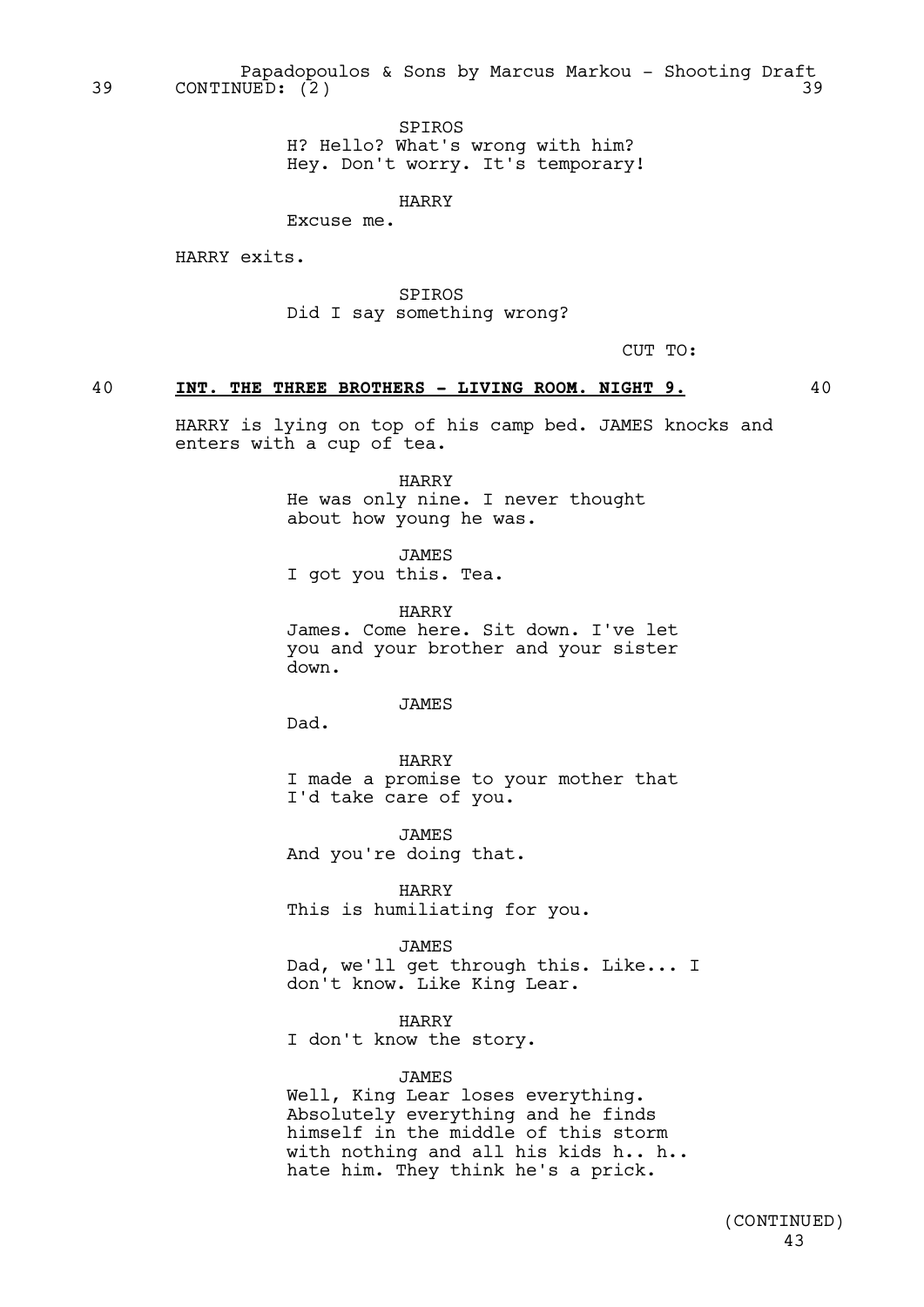39 CONTINUED: (2) 39

SPIROS
H? Hello? What's wrong with him? Hey. Don't worry. It's temporary!

HARRY
Excuse me.

HARRY exits.

SPIROS
Did I say something wrong?

CUT TO:

40 **INT. THE THREE BROTHERS - LIVING ROOM. NIGHT 9.** 40

HARRY is lying on top of his camp bed. JAMES knocks and enters with a cup of tea.

HARRY
He was only nine. I never thought about how young he was.

JAMES
I got you this. Tea.

HARRY
James. Come here. Sit down. I've let you and your brother and your sister down.

JAMES
Dad.

HARRY
I made a promise to your mother that I'd take care of you.

JAMES
And you're doing that.

HARRY
This is humiliating for you.

JAMES
Dad, we'll get through this. Like... I don't know. Like King Lear.

HARRY
I don't know the story.

JAMES
Well, King Lear loses everything. Absolutely everything and he finds himself in the middle of this storm with nothing and all his kids h.. h.. hate him. They think he's a prick.

(CONTINUED)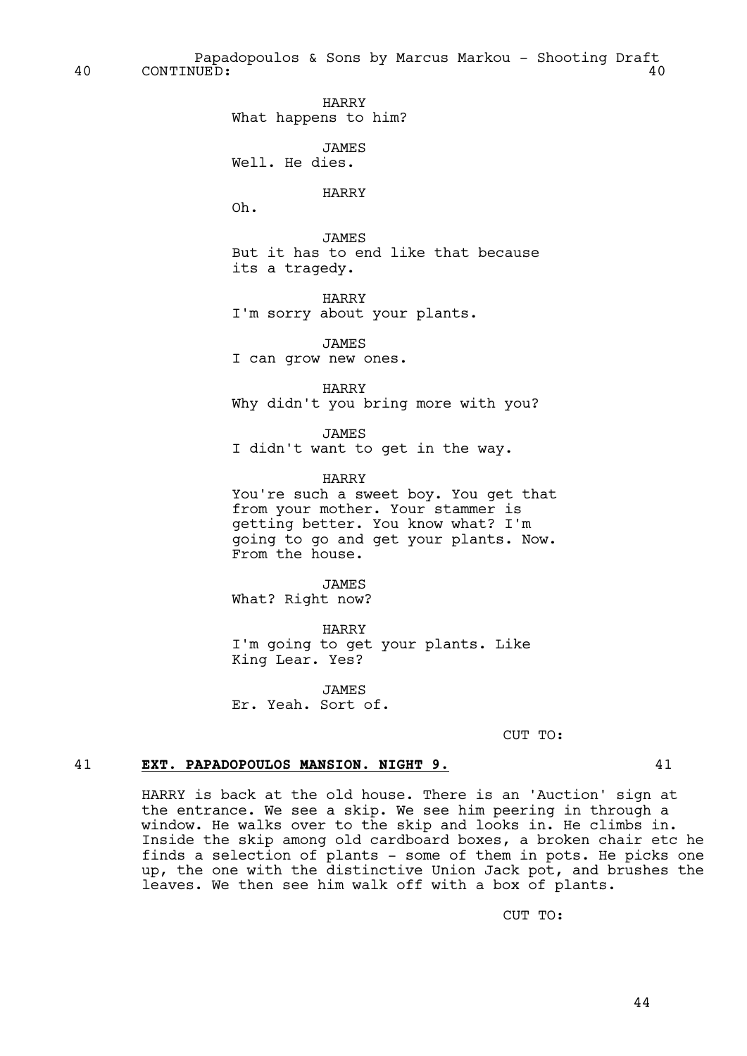40 CONTINUED: 40

HARRY
What happens to him?

JAMES
Well. He dies.

HARRY
Oh.

JAMES
But it has to end like that because its a tragedy.

HARRY
I'm sorry about your plants.

JAMES
I can grow new ones.

HARRY
Why didn't you bring more with you?

JAMES
I didn't want to get in the way.

HARRY
You're such a sweet boy. You get that from your mother. Your stammer is getting better. You know what? I'm going to go and get your plants. Now. From the house.

JAMES
What? Right now?

HARRY
I'm going to get your plants. Like King Lear. Yes?

JAMES
Er. Yeah. Sort of.

CUT TO:

41 **EXT. PAPADOPOULOS MANSION. NIGHT 9.** 41

HARRY is back at the old house. There is an 'Auction' sign at the entrance. We see a skip. We see him peering in through a window. He walks over to the skip and looks in. He climbs in. Inside the skip among old cardboard boxes, a broken chair etc he finds a selection of plants - some of them in pots. He picks one up, the one with the distinctive Union Jack pot, and brushes the leaves. We then see him walk off with a box of plants.

CUT TO: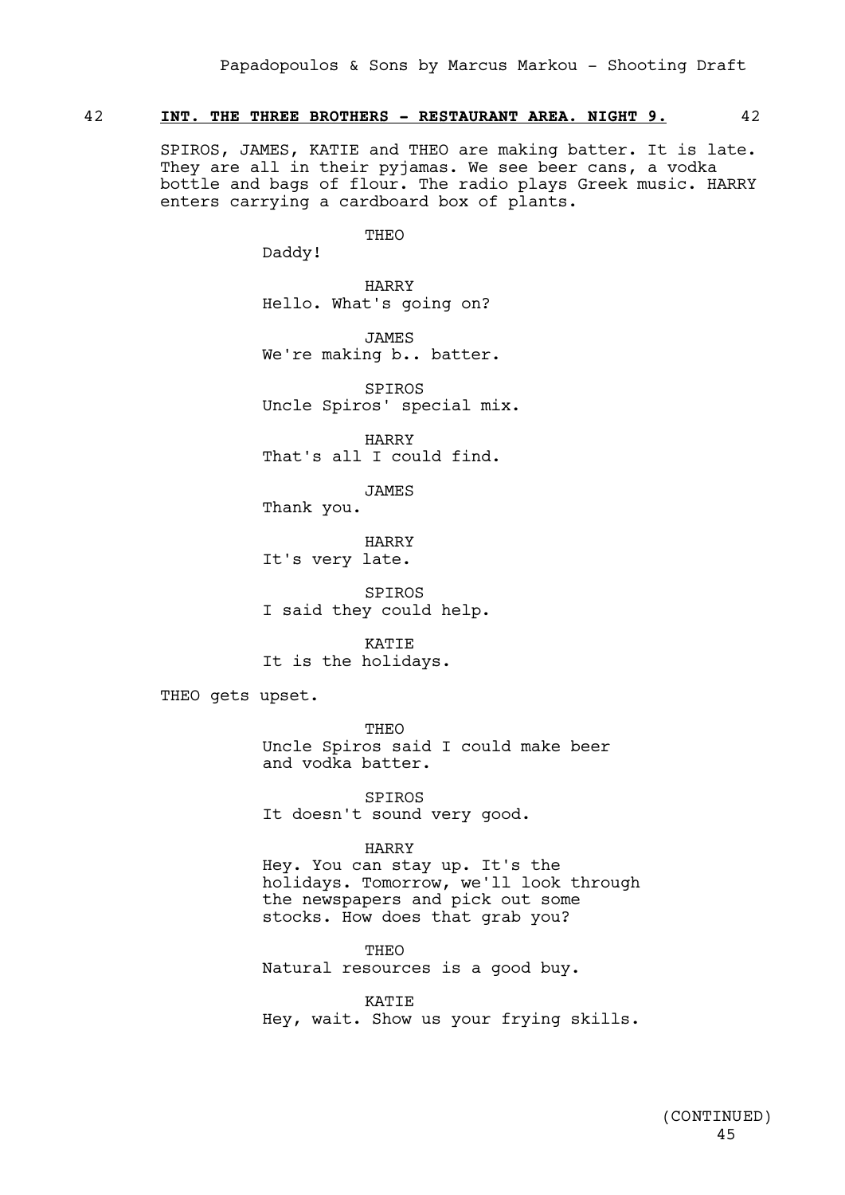## 42 INT. THE THREE BROTHERS - RESTAURANT AREA. NIGHT 9. 42

SPIROS, JAMES, KATIE and THEO are making batter. It is late. They are all in their pyjamas. We see beer cans, a vodka bottle and bags of flour. The radio plays Greek music. HARRY enters carrying a cardboard box of plants.

THEO
Daddy!

HARRY
Hello. What's going on?

JAMES
We're making b.. batter.

SPIROS
Uncle Spiros' special mix.

HARRY
That's all I could find.

JAMES
Thank you.

HARRY
It's very late.

SPIROS
I said they could help.

KATIE
It is the holidays.

THEO gets upset.

THEO
Uncle Spiros said I could make beer and vodka batter.

SPIROS
It doesn't sound very good.

HARRY
Hey. You can stay up. It's the holidays. Tomorrow, we'll look through the newspapers and pick out some stocks. How does that grab you?

THEO
Natural resources is a good buy.

KATIE
Hey, wait. Show us your frying skills.

(CONTINUED)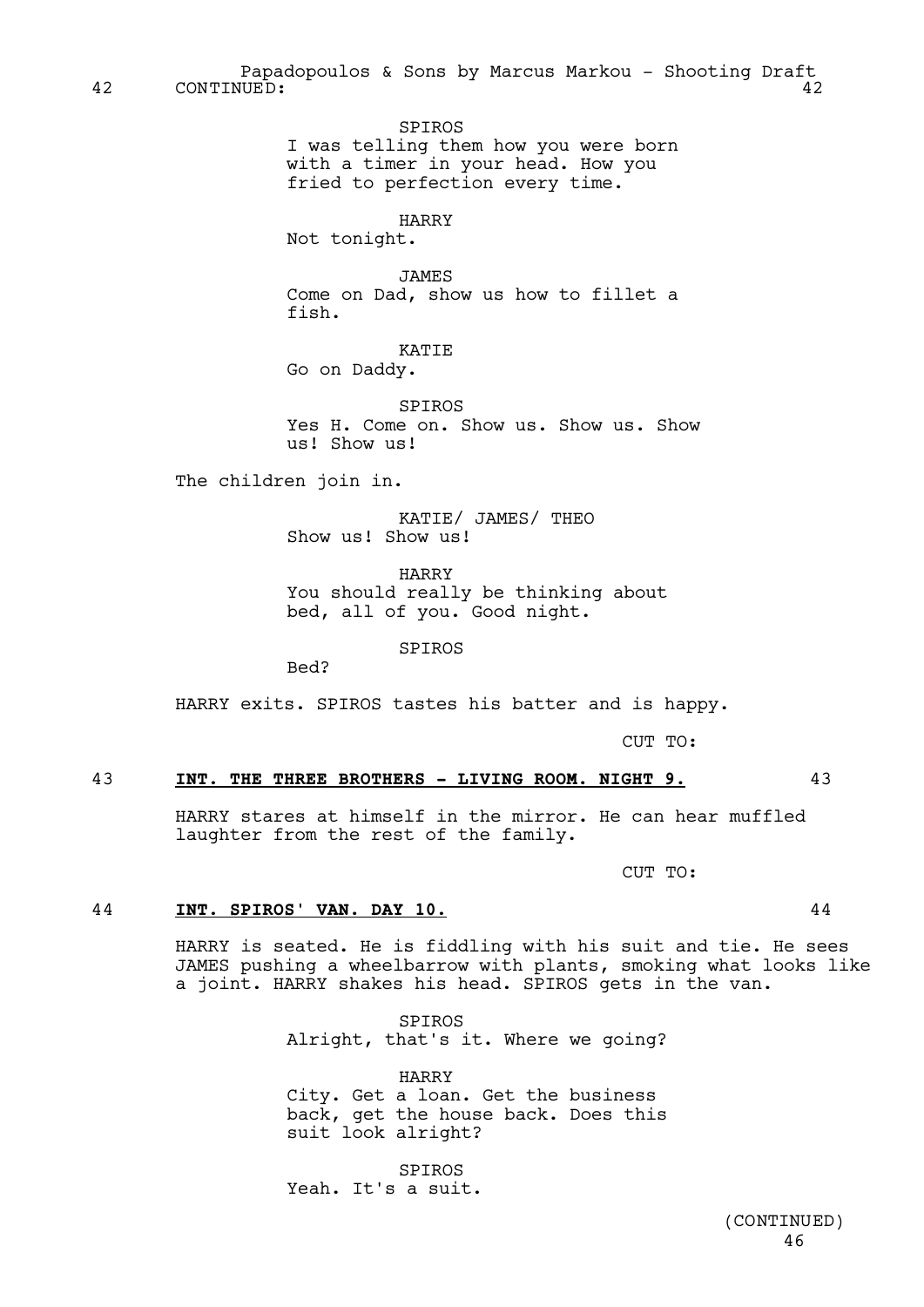42 CONTINUED: 42

SPIROS
I was telling them how you were born with a timer in your head. How you fried to perfection every time.

HARRY
Not tonight.

JAMES
Come on Dad, show us how to fillet a fish.

KATIE
Go on Daddy.

SPIROS
Yes H. Come on. Show us. Show us. Show us! Show us!

The children join in.

KATIE/ JAMES/ THEO
Show us! Show us!

HARRY
You should really be thinking about bed, all of you. Good night.

SPIROS
Bed?

HARRY exits. SPIROS tastes his batter and is happy.

CUT TO:

43 **INT. THE THREE BROTHERS - LIVING ROOM. NIGHT 9.** 43

HARRY stares at himself in the mirror. He can hear muffled laughter from the rest of the family.

CUT TO:

44 **INT. SPIROS' VAN. DAY 10.** 44

HARRY is seated. He is fiddling with his suit and tie. He sees JAMES pushing a wheelbarrow with plants, smoking what looks like a joint. HARRY shakes his head. SPIROS gets in the van.

SPIROS
Alright, that's it. Where we going?

HARRY
City. Get a loan. Get the business back, get the house back. Does this suit look alright?

SPIROS
Yeah. It's a suit.

(CONTINUED)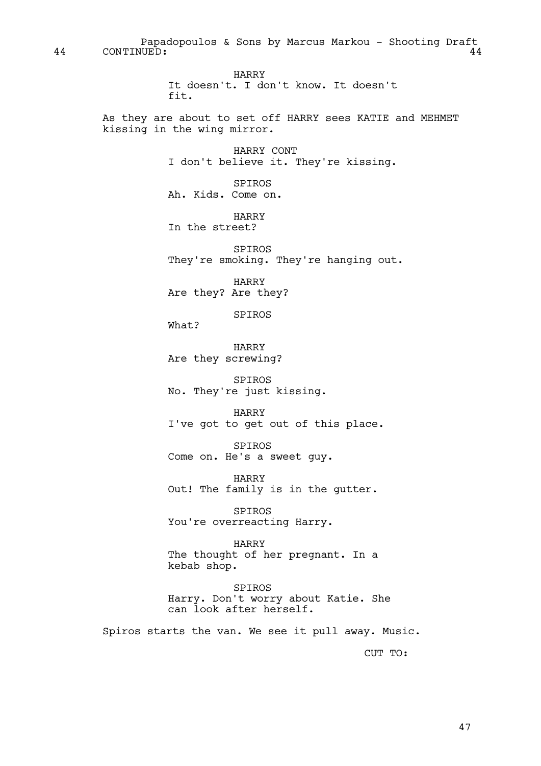44 CONTINUED: 44

HARRY
It doesn't. I don't know. It doesn't fit.

As they are about to set off HARRY sees KATIE and MEHMET kissing in the wing mirror.

HARRY CONT
I don't believe it. They're kissing.

SPIROS
Ah. Kids. Come on.

HARRY
In the street?

SPIROS
They're smoking. They're hanging out.

HARRY
Are they? Are they?

SPIROS
What?

HARRY
Are they screwing?

SPIROS
No. They're just kissing.

HARRY
I've got to get out of this place.

SPIROS
Come on. He's a sweet guy.

HARRY
Out! The family is in the gutter.

SPIROS
You're overreacting Harry.

HARRY
The thought of her pregnant. In a kebab shop.

SPIROS
Harry. Don't worry about Katie. She can look after herself.

Spiros starts the van. We see it pull away. Music.

CUT TO: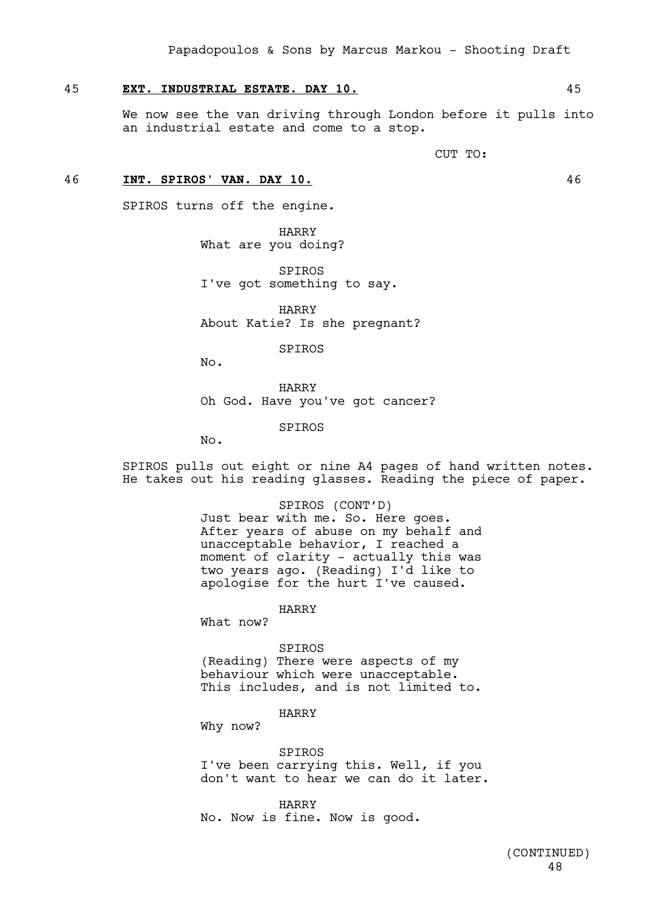45 **EXT. INDUSTRIAL ESTATE. DAY 10.** 45

We now see the van driving through London before it pulls into an industrial estate and come to a stop.

CUT TO:

46 **INT. SPIROS' VAN. DAY 10.** 46

SPIROS turns off the engine.

HARRY
What are you doing?

SPIROS
I've got something to say.

HARRY
About Katie? Is she pregnant?

SPIROS
No.

HARRY
Oh God. Have you've got cancer?

SPIROS
No.

SPIROS pulls out eight or nine A4 pages of hand written notes. He takes out his reading glasses. Reading the piece of paper.

SPIROS (CONT'D)
Just bear with me. So. Here goes. After years of abuse on my behalf and unacceptable behavior, I reached a moment of clarity - actually this was two years ago. (Reading) I'd like to apologise for the hurt I've caused.

HARRY
What now?

SPIROS
(Reading) There were aspects of my behaviour which were unacceptable. This includes, and is not limited to.

HARRY
Why now?

SPIROS
I've been carrying this. Well, if you don't want to hear we can do it later.

HARRY
No. Now is fine. Now is good.

(CONTINUED)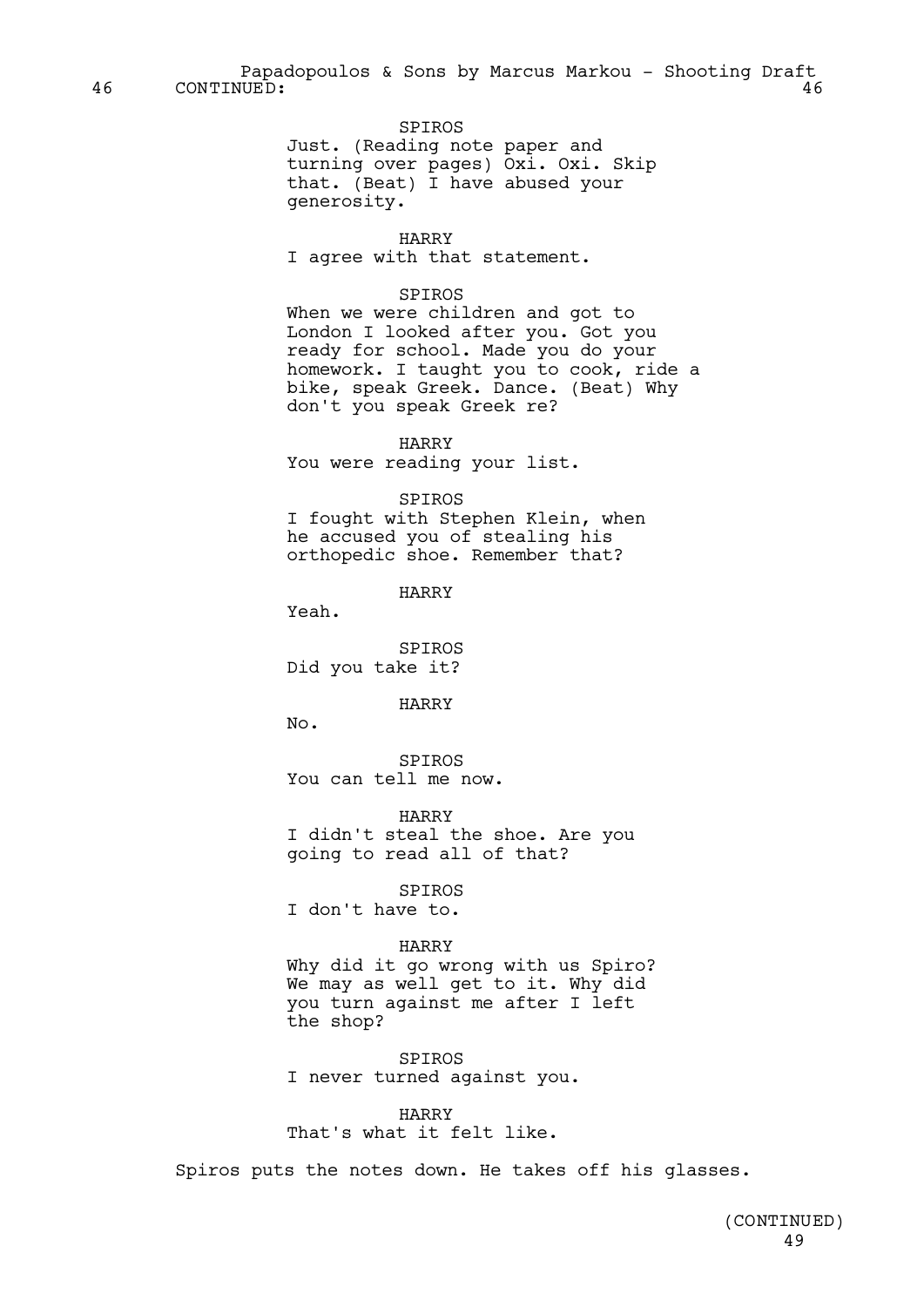46 CONTINUED: 46

SPIROS
Just. (Reading note paper and turning over pages) Oxi. Oxi. Skip that. (Beat) I have abused your generosity.

HARRY
I agree with that statement.

SPIROS
When we were children and got to London I looked after you. Got you ready for school. Made you do your homework. I taught you to cook, ride a bike, speak Greek. Dance. (Beat) Why don't you speak Greek re?

HARRY
You were reading your list.

SPIROS
I fought with Stephen Klein, when he accused you of stealing his orthopedic shoe. Remember that?

HARRY
Yeah.

SPIROS
Did you take it?

HARRY
No.

SPIROS
You can tell me now.

HARRY
I didn't steal the shoe. Are you going to read all of that?

SPIROS
I don't have to.

HARRY
Why did it go wrong with us Spiro? We may as well get to it. Why did you turn against me after I left the shop?

SPIROS
I never turned against you.

HARRY
That's what it felt like.

Spiros puts the notes down. He takes off his glasses.

(CONTINUED)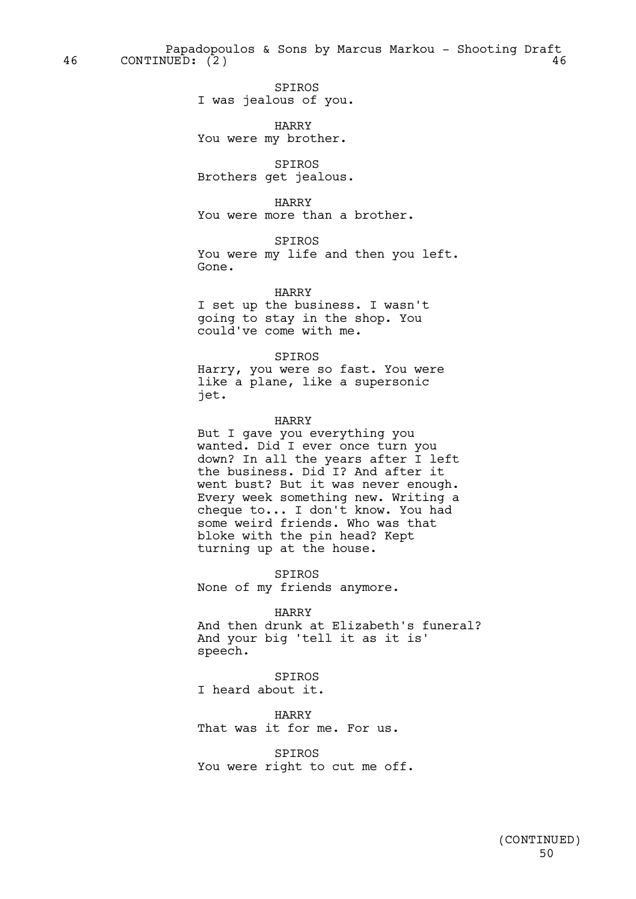46 CONTINUED: (2) 46

SPIROS
I was jealous of you.

HARRY
You were my brother.

SPIROS
Brothers get jealous.

HARRY
You were more than a brother.

SPIROS
You were my life and then you left. Gone.

HARRY
I set up the business. I wasn't going to stay in the shop. You could've come with me.

SPIROS
Harry, you were so fast. You were like a plane, like a supersonic jet.

HARRY
But I gave you everything you wanted. Did I ever once turn you down? In all the years after I left the business. Did I? And after it went bust? But it was never enough. Every week something new. Writing a cheque to... I don't know. You had some weird friends. Who was that bloke with the pin head? Kept turning up at the house.

SPIROS
None of my friends anymore.

HARRY
And then drunk at Elizabeth's funeral? And your big 'tell it as it is' speech.

SPIROS
I heard about it.

HARRY
That was it for me. For us.

SPIROS
You were right to cut me off.

(CONTINUED)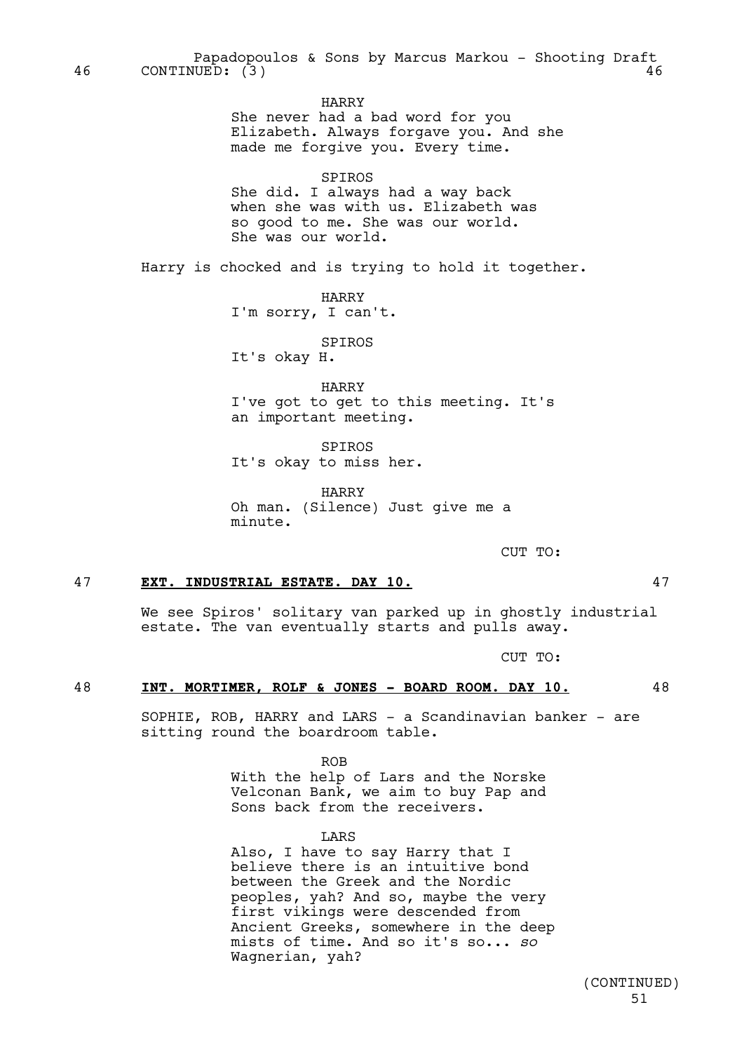46 CONTINUED: (3) 46

HARRY
She never had a bad word for you Elizabeth. Always forgave you. And she made me forgive you. Every time.

SPIROS
She did. I always had a way back when she was with us. Elizabeth was so good to me. She was our world. She was our world.

Harry is chocked and is trying to hold it together.

HARRY
I'm sorry, I can't.

SPIROS
It's okay H.

HARRY
I've got to get to this meeting. It's an important meeting.

SPIROS
It's okay to miss her.

HARRY
Oh man. (Silence) Just give me a minute.

CUT TO:

47 **EXT. INDUSTRIAL ESTATE. DAY 10.** 47

We see Spiros' solitary van parked up in ghostly industrial estate. The van eventually starts and pulls away.

CUT TO:

48 **INT. MORTIMER, ROLF & JONES - BOARD ROOM. DAY 10.** 48

SOPHIE, ROB, HARRY and LARS - a Scandinavian banker - are sitting round the boardroom table.

ROB
With the help of Lars and the Norske Velconan Bank, we aim to buy Pap and Sons back from the receivers.

LARS
Also, I have to say Harry that I believe there is an intuitive bond between the Greek and the Nordic peoples, yah? And so, maybe the very first vikings were descended from Ancient Greeks, somewhere in the deep mists of time. And so it's so... *so* Wagnerian, yah?

(CONTINUED)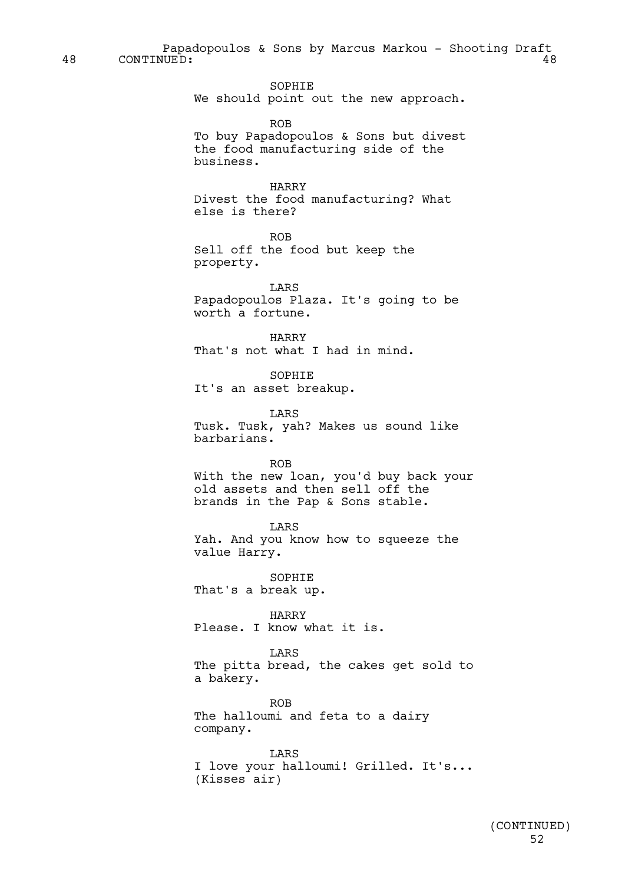48 CONTINUED: 48

SOPHIE
We should point out the new approach.

ROB
To buy Papadopoulos & Sons but divest the food manufacturing side of the business.

HARRY
Divest the food manufacturing? What else is there?

ROB
Sell off the food but keep the property.

LARS
Papadopoulos Plaza. It's going to be worth a fortune.

HARRY
That's not what I had in mind.

SOPHIE
It's an asset breakup.

LARS
Tusk. Tusk, yah? Makes us sound like barbarians.

ROB
With the new loan, you'd buy back your old assets and then sell off the brands in the Pap & Sons stable.

LARS
Yah. And you know how to squeeze the value Harry.

SOPHIE
That's a break up.

HARRY
Please. I know what it is.

LARS
The pitta bread, the cakes get sold to a bakery.

ROB
The halloumi and feta to a dairy company.

LARS
I love your halloumi! Grilled. It's...
(Kisses air)

(CONTINUED)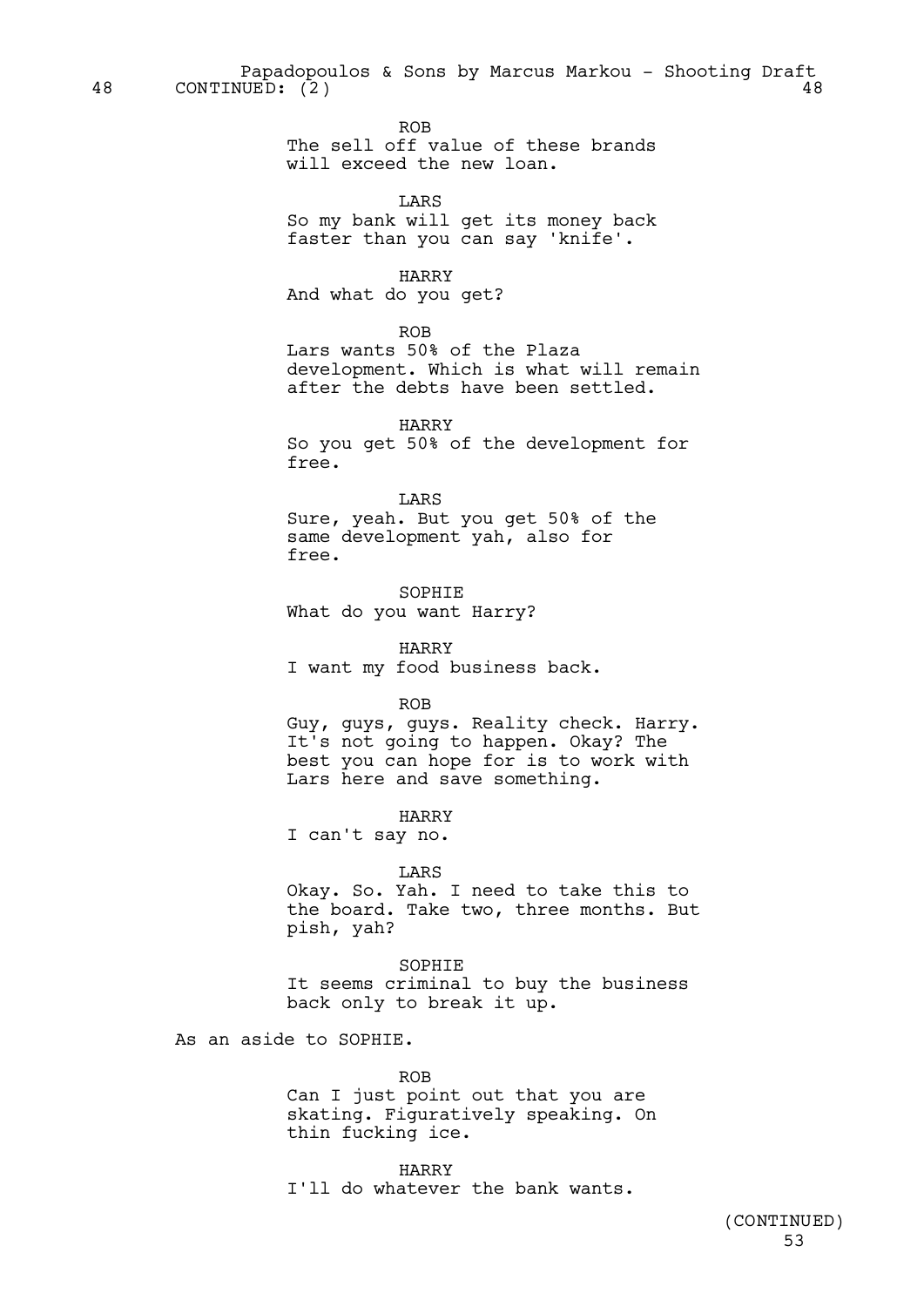48 CONTINUED: (2) 48

ROB
The sell off value of these brands will exceed the new loan.

LARS
So my bank will get its money back faster than you can say 'knife'.

HARRY
And what do you get?

ROB
Lars wants 50% of the Plaza development. Which is what will remain after the debts have been settled.

HARRY
So you get 50% of the development for free.

LARS
Sure, yeah. But you get 50% of the same development yah, also for free.

SOPHIE
What do you want Harry?

HARRY
I want my food business back.

ROB
Guy, guys, guys. Reality check. Harry. It's not going to happen. Okay? The best you can hope for is to work with Lars here and save something.

HARRY
I can't say no.

LARS
Okay. So. Yah. I need to take this to the board. Take two, three months. But pish, yah?

SOPHIE
It seems criminal to buy the business back only to break it up.

As an aside to SOPHIE.

ROB
Can I just point out that you are skating. Figuratively speaking. On thin fucking ice.

HARRY
I'll do whatever the bank wants.

(CONTINUED)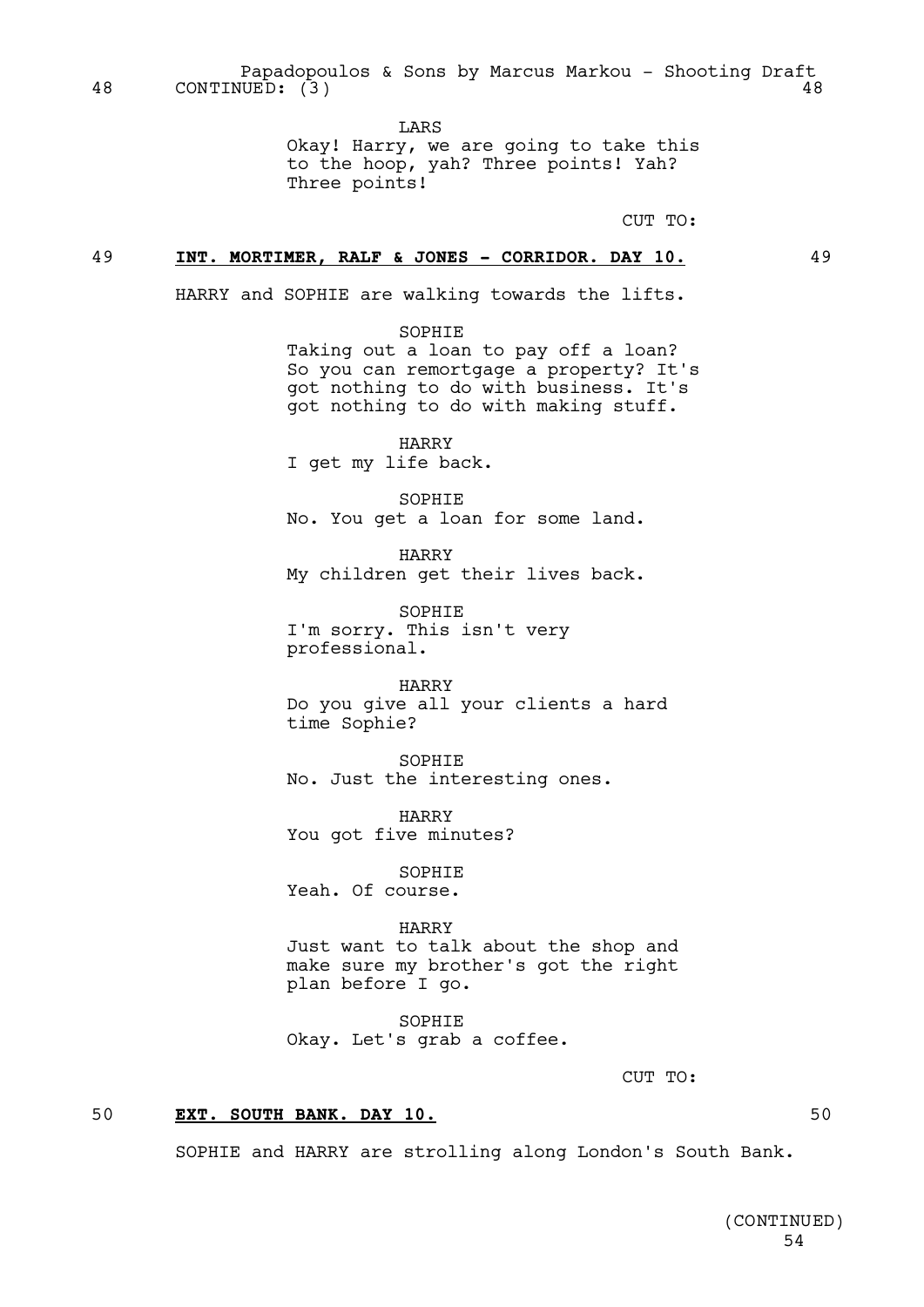48 CONTINUED: (3) 48

LARS
Okay! Harry, we are going to take this to the hoop, yah? Three points! Yah? Three points!

CUT TO:

## 49 **INT. MORTIMER, RALF & JONES - CORRIDOR. DAY 10.** 49

HARRY and SOPHIE are walking towards the lifts.

SOPHIE
Taking out a loan to pay off a loan? So you can remortgage a property? It's got nothing to do with business. It's got nothing to do with making stuff.

HARRY
I get my life back.

SOPHIE
No. You get a loan for some land.

HARRY
My children get their lives back.

SOPHIE
I'm sorry. This isn't very professional.

HARRY
Do you give all your clients a hard time Sophie?

SOPHIE
No. Just the interesting ones.

HARRY
You got five minutes?

SOPHIE
Yeah. Of course.

HARRY
Just want to talk about the shop and make sure my brother's got the right plan before I go.

SOPHIE
Okay. Let's grab a coffee.

CUT TO:

## 50 **EXT. SOUTH BANK. DAY 10.** 50

SOPHIE and HARRY are strolling along London's South Bank.

(CONTINUED)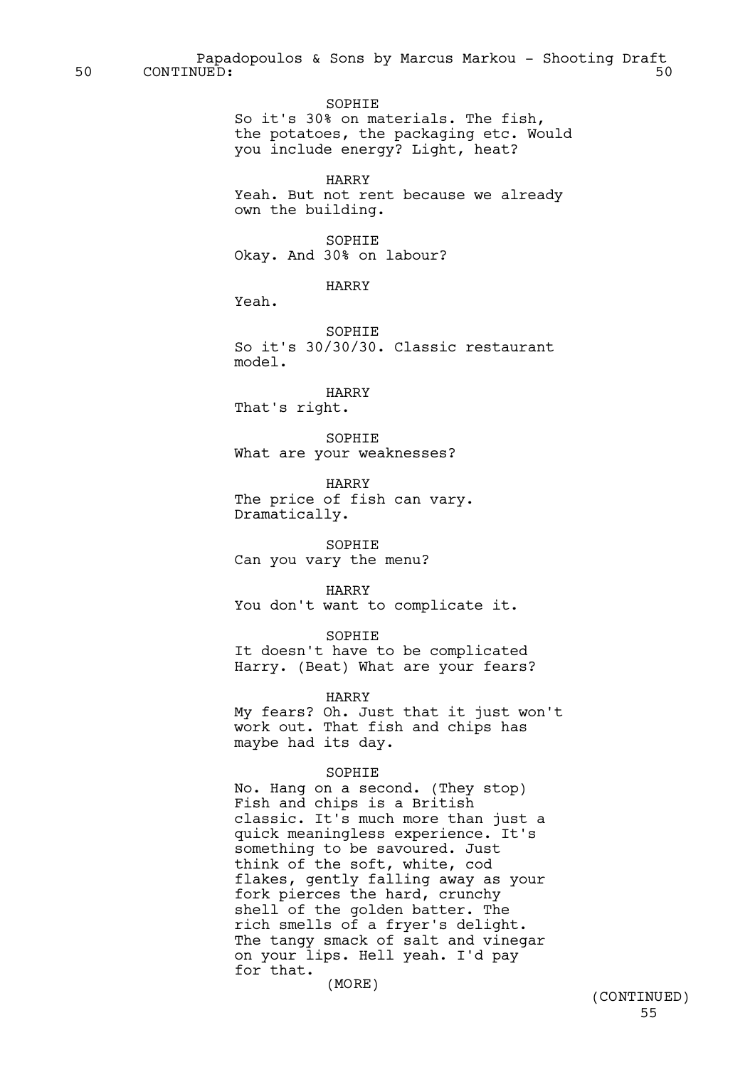50 CONTINUED: 50

SOPHIE
So it's 30% on materials. The fish, the potatoes, the packaging etc. Would you include energy? Light, heat?

HARRY
Yeah. But not rent because we already own the building.

SOPHIE
Okay. And 30% on labour?

HARRY
Yeah.

SOPHIE
So it's 30/30/30. Classic restaurant model.

HARRY
That's right.

SOPHIE
What are your weaknesses?

HARRY
The price of fish can vary. Dramatically.

SOPHIE
Can you vary the menu?

HARRY
You don't want to complicate it.

SOPHIE
It doesn't have to be complicated Harry. (Beat) What are your fears?

HARRY
My fears? Oh. Just that it just won't work out. That fish and chips has maybe had its day.

SOPHIE
No. Hang on a second. (They stop) Fish and chips is a British classic. It's much more than just a quick meaningless experience. It's something to be savoured. Just think of the soft, white, cod flakes, gently falling away as your fork pierces the hard, crunchy shell of the golden batter. The rich smells of a fryer's delight. The tangy smack of salt and vinegar on your lips. Hell yeah. I'd pay for that.
(MORE)

(CONTINUED)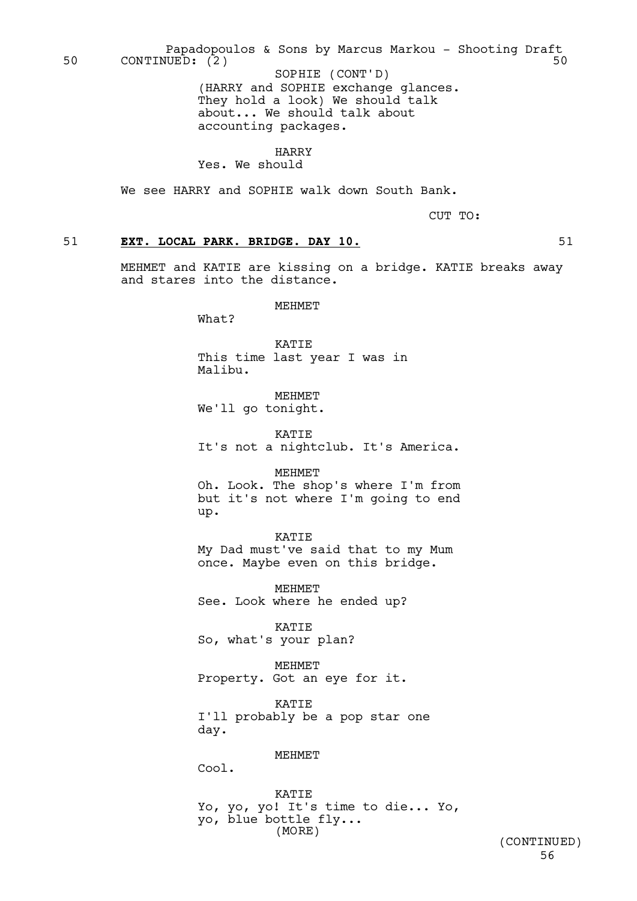50 CONTINUED: (2) 50

SOPHIE (CONT'D)
(HARRY and SOPHIE exchange glances. They hold a look) We should talk about... We should talk about accounting packages.

HARRY
Yes. We should

We see HARRY and SOPHIE walk down South Bank.

CUT TO:

51 **EXT. LOCAL PARK. BRIDGE. DAY 10.** 51

MEHMET and KATIE are kissing on a bridge. KATIE breaks away and stares into the distance.

MEHMET
What?

KATIE
This time last year I was in Malibu.

MEHMET
We'll go tonight.

KATIE
It's not a nightclub. It's America.

MEHMET
Oh. Look. The shop's where I'm from but it's not where I'm going to end up.

KATIE
My Dad must've said that to my Mum once. Maybe even on this bridge.

MEHMET
See. Look where he ended up?

KATIE
So, what's your plan?

MEHMET
Property. Got an eye for it.

KATIE
I'll probably be a pop star one day.

MEHMET
Cool.

KATIE
Yo, yo, yo! It's time to die... Yo, yo, blue bottle fly...
(MORE)

(CONTINUED)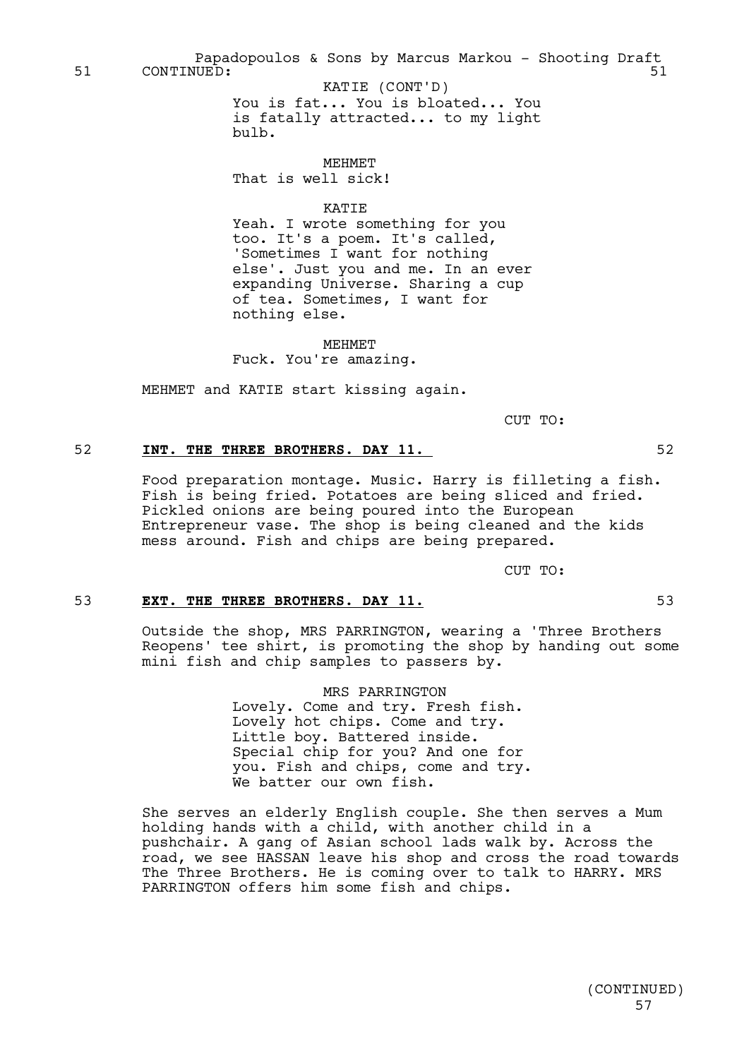51 CONTINUED: 51

KATIE (CONT'D)
You is fat... You is bloated... You is fatally attracted... to my light bulb.

MEHMET
That is well sick!

KATIE
Yeah. I wrote something for you too. It's a poem. It's called, 'Sometimes I want for nothing else'. Just you and me. In an ever expanding Universe. Sharing a cup of tea. Sometimes, I want for nothing else.

MEHMET
Fuck. You're amazing.

MEHMET and KATIE start kissing again.

CUT TO:

52 **INT. THE THREE BROTHERS. DAY 11.** 52

Food preparation montage. Music. Harry is filleting a fish. Fish is being fried. Potatoes are being sliced and fried. Pickled onions are being poured into the European Entrepreneur vase. The shop is being cleaned and the kids mess around. Fish and chips are being prepared.

CUT TO:

53 **EXT. THE THREE BROTHERS. DAY 11.** 53

Outside the shop, MRS PARRINGTON, wearing a 'Three Brothers Reopens' tee shirt, is promoting the shop by handing out some mini fish and chip samples to passers by.

MRS PARRINGTON
Lovely. Come and try. Fresh fish. Lovely hot chips. Come and try. Little boy. Battered inside. Special chip for you? And one for you. Fish and chips, come and try. We batter our own fish.

She serves an elderly English couple. She then serves a Mum holding hands with a child, with another child in a pushchair. A gang of Asian school lads walk by. Across the road, we see HASSAN leave his shop and cross the road towards The Three Brothers. He is coming over to talk to HARRY. MRS PARRINGTON offers him some fish and chips.

(CONTINUED)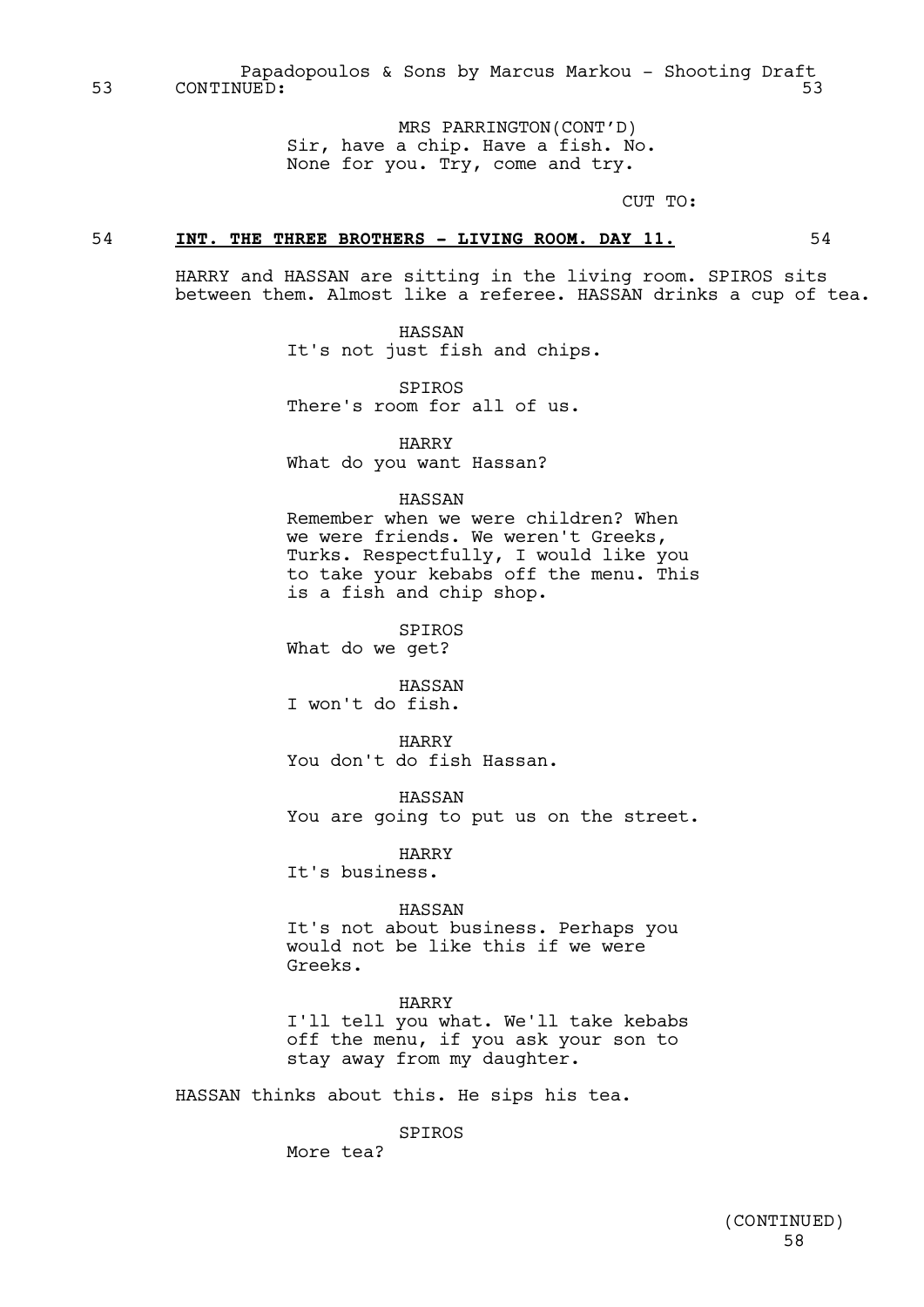53 CONTINUED: 53

MRS PARRINGTON(CONT'D)
Sir, have a chip. Have a fish. No. None for you. Try, come and try.

CUT TO:

54 **INT. THE THREE BROTHERS - LIVING ROOM. DAY 11.** 54

HARRY and HASSAN are sitting in the living room. SPIROS sits between them. Almost like a referee. HASSAN drinks a cup of tea.

HASSAN
It's not just fish and chips.

SPIROS
There's room for all of us.

HARRY
What do you want Hassan?

HASSAN
Remember when we were children? When we were friends. We weren't Greeks, Turks. Respectfully, I would like you to take your kebabs off the menu. This is a fish and chip shop.

SPIROS
What do we get?

HASSAN
I won't do fish.

HARRY
You don't do fish Hassan.

HASSAN
You are going to put us on the street.

HARRY
It's business.

HASSAN
It's not about business. Perhaps you would not be like this if we were Greeks.

HARRY
I'll tell you what. We'll take kebabs off the menu, if you ask your son to stay away from my daughter.

HASSAN thinks about this. He sips his tea.

SPIROS
More tea?

(CONTINUED)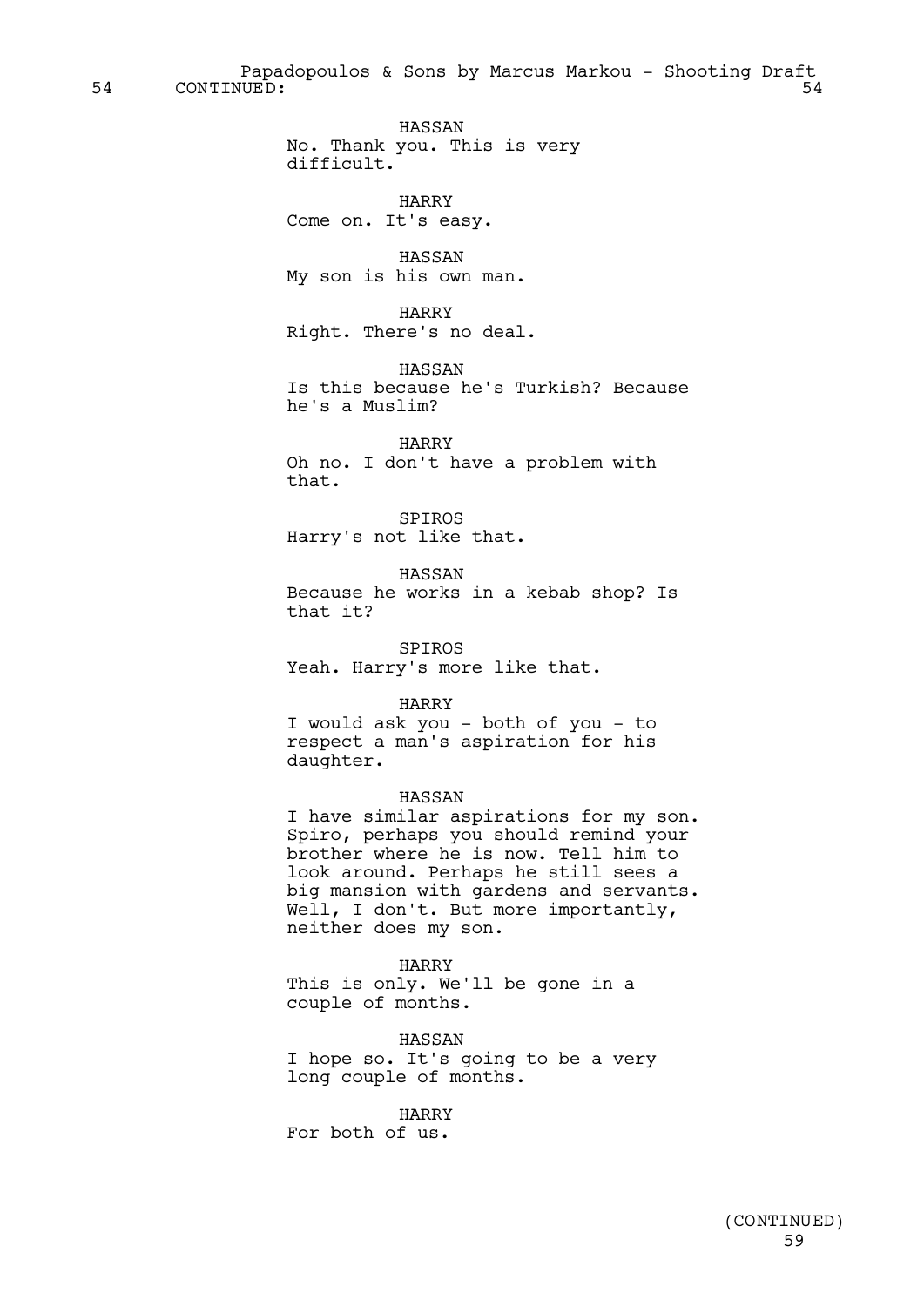54 CONTINUED: 54

HASSAN
No. Thank you. This is very difficult.

HARRY
Come on. It's easy.

HASSAN
My son is his own man.

HARRY
Right. There's no deal.

HASSAN
Is this because he's Turkish? Because he's a Muslim?

HARRY
Oh no. I don't have a problem with that.

SPIROS
Harry's not like that.

HASSAN
Because he works in a kebab shop? Is that it?

SPIROS
Yeah. Harry's more like that.

HARRY
I would ask you - both of you - to respect a man's aspiration for his daughter.

HASSAN
I have similar aspirations for my son. Spiro, perhaps you should remind your brother where he is now. Tell him to look around. Perhaps he still sees a big mansion with gardens and servants. Well, I don't. But more importantly, neither does my son.

HARRY
This is only. We'll be gone in a couple of months.

HASSAN
I hope so. It's going to be a very long couple of months.

HARRY
For both of us.

(CONTINUED)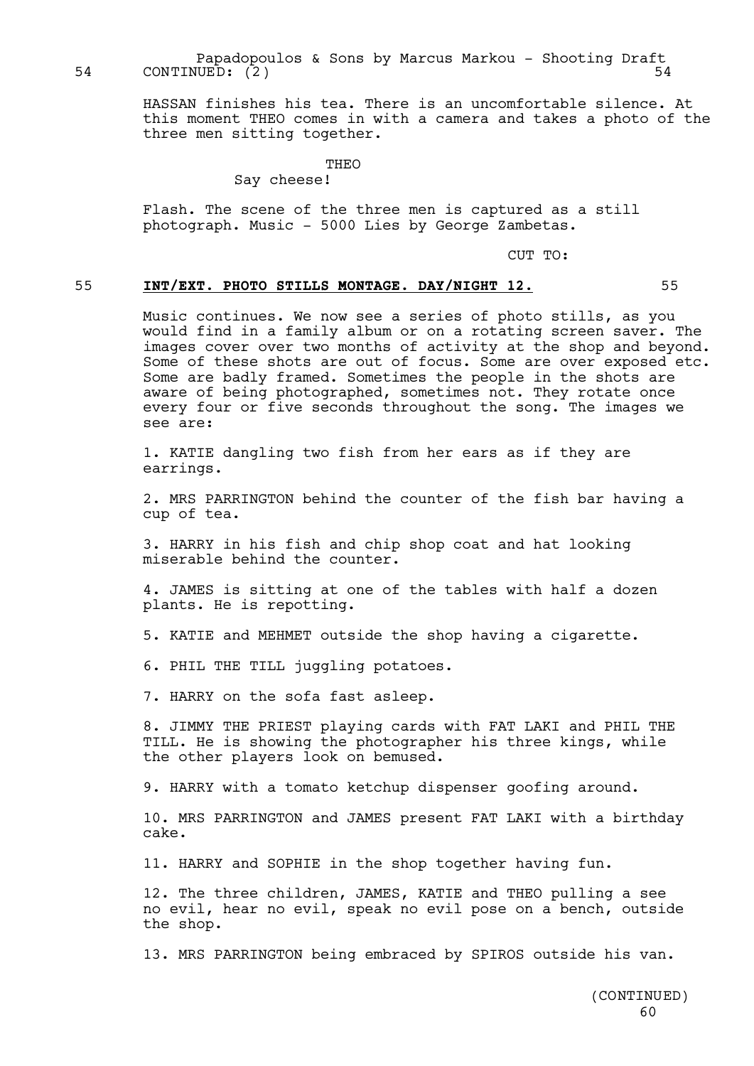54 CONTINUED: (2) 54

HASSAN finishes his tea. There is an uncomfortable silence. At this moment THEO comes in with a camera and takes a photo of the three men sitting together.

THEO
Say cheese!

Flash. The scene of the three men is captured as a still photograph. Music - 5000 Lies by George Zambetas.

CUT TO:

55 **INT/EXT. PHOTO STILLS MONTAGE. DAY/NIGHT 12.** 55

Music continues. We now see a series of photo stills, as you would find in a family album or on a rotating screen saver. The images cover over two months of activity at the shop and beyond. Some of these shots are out of focus. Some are over exposed etc. Some are badly framed. Sometimes the people in the shots are aware of being photographed, sometimes not. They rotate once every four or five seconds throughout the song. The images we see are:

1. KATIE dangling two fish from her ears as if they are earrings.

2. MRS PARRINGTON behind the counter of the fish bar having a cup of tea.

3. HARRY in his fish and chip shop coat and hat looking miserable behind the counter.

4. JAMES is sitting at one of the tables with half a dozen plants. He is repotting.

5. KATIE and MEHMET outside the shop having a cigarette.

6. PHIL THE TILL juggling potatoes.

7. HARRY on the sofa fast asleep.

8. JIMMY THE PRIEST playing cards with FAT LAKI and PHIL THE TILL. He is showing the photographer his three kings, while the other players look on bemused.

9. HARRY with a tomato ketchup dispenser goofing around.

10. MRS PARRINGTON and JAMES present FAT LAKI with a birthday cake.

11. HARRY and SOPHIE in the shop together having fun.

12. The three children, JAMES, KATIE and THEO pulling a see no evil, hear no evil, speak no evil pose on a bench, outside the shop.

13. MRS PARRINGTON being embraced by SPIROS outside his van.

(CONTINUED)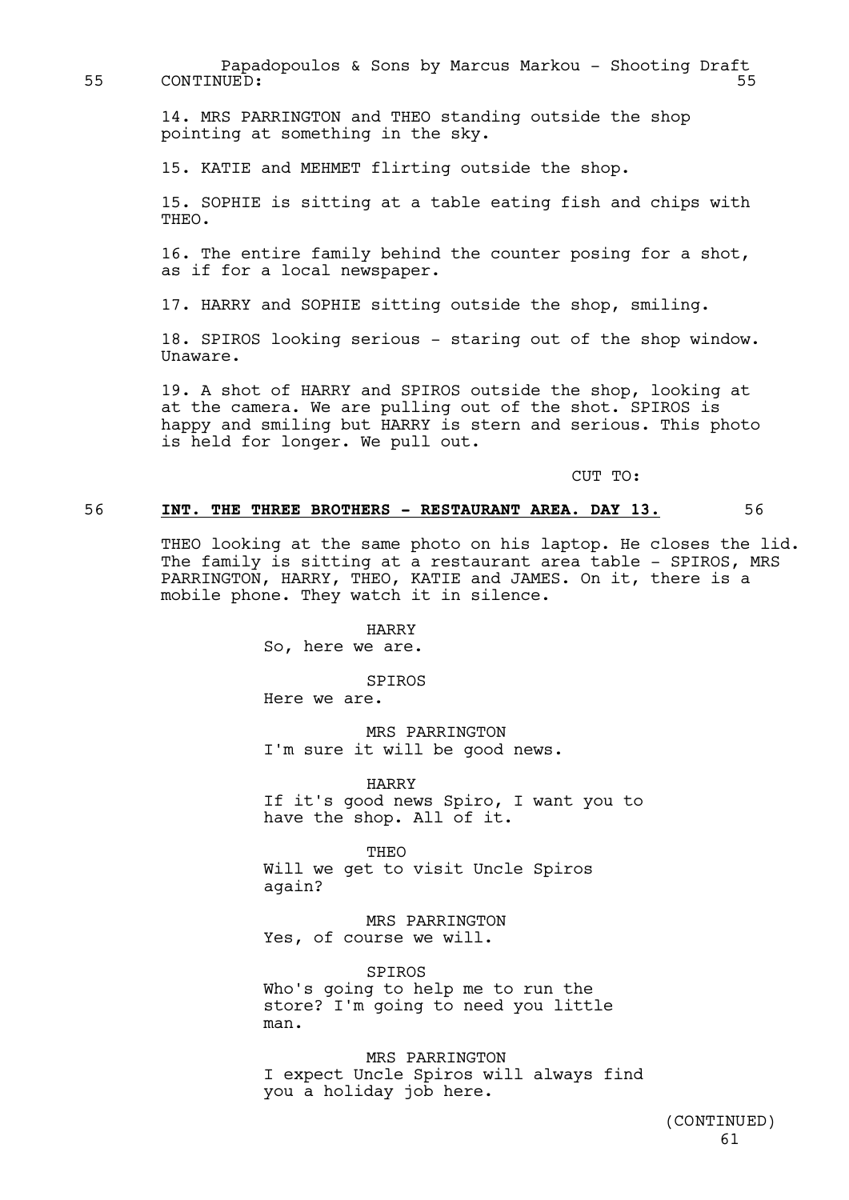55 CONTINUED: 55

14. MRS PARRINGTON and THEO standing outside the shop pointing at something in the sky.

15. KATIE and MEHMET flirting outside the shop.

15. SOPHIE is sitting at a table eating fish and chips with THEO.

16. The entire family behind the counter posing for a shot, as if for a local newspaper.

17. HARRY and SOPHIE sitting outside the shop, smiling.

18. SPIROS looking serious - staring out of the shop window. Unaware.

19. A shot of HARRY and SPIROS outside the shop, looking at at the camera. We are pulling out of the shot. SPIROS is happy and smiling but HARRY is stern and serious. This photo is held for longer. We pull out.

CUT TO:

56 **INT. THE THREE BROTHERS - RESTAURANT AREA. DAY 13.** 56

THEO looking at the same photo on his laptop. He closes the lid. The family is sitting at a restaurant area table - SPIROS, MRS PARRINGTON, HARRY, THEO, KATIE and JAMES. On it, there is a mobile phone. They watch it in silence.

HARRY
So, here we are.

SPIROS
Here we are.

MRS PARRINGTON
I'm sure it will be good news.

HARRY
If it's good news Spiro, I want you to have the shop. All of it.

THEO
Will we get to visit Uncle Spiros again?

MRS PARRINGTON
Yes, of course we will.

SPIROS
Who's going to help me to run the store? I'm going to need you little man.

MRS PARRINGTON
I expect Uncle Spiros will always find you a holiday job here.

(CONTINUED)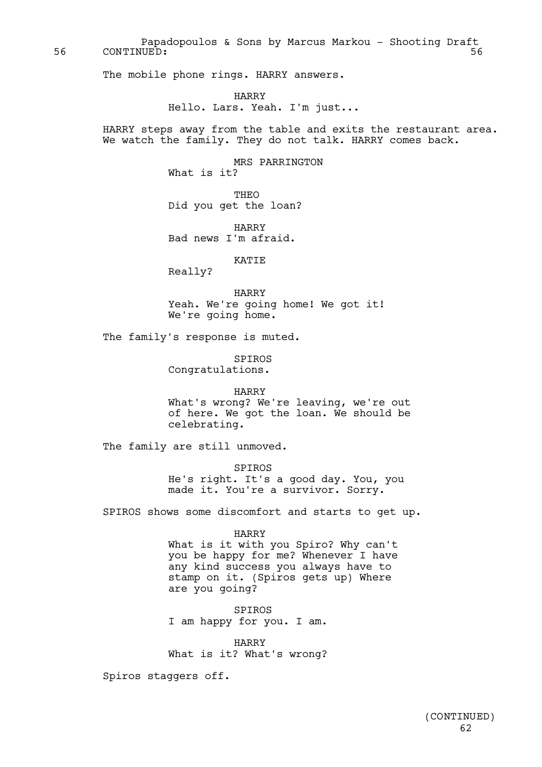56 CONTINUED: 56

The mobile phone rings. HARRY answers.

HARRY
Hello. Lars. Yeah. I'm just...

HARRY steps away from the table and exits the restaurant area. We watch the family. They do not talk. HARRY comes back.

MRS PARRINGTON
What is it?

THEO
Did you get the loan?

HARRY
Bad news I'm afraid.

KATIE
Really?

HARRY
Yeah. We're going home! We got it! We're going home.

The family's response is muted.

SPIROS
Congratulations.

HARRY
What's wrong? We're leaving, we're out of here. We got the loan. We should be celebrating.

The family are still unmoved.

SPIROS
He's right. It's a good day. You, you made it. You're a survivor. Sorry.

SPIROS shows some discomfort and starts to get up.

HARRY
What is it with you Spiro? Why can't you be happy for me? Whenever I have any kind success you always have to stamp on it. (Spiros gets up) Where are you going?

SPIROS
I am happy for you. I am.

HARRY
What is it? What's wrong?

Spiros staggers off.

(CONTINUED)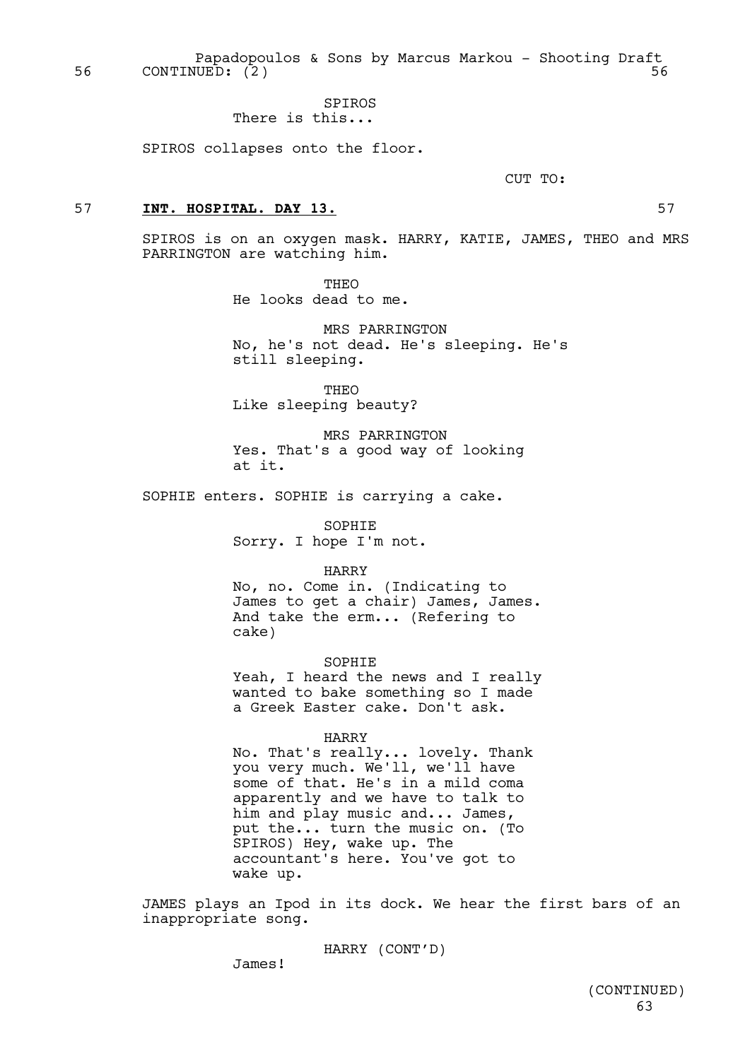56 CONTINUED: (2) 56

SPIROS
There is this...

SPIROS collapses onto the floor.

CUT TO:

57 **INT. HOSPITAL. DAY 13.** 57

SPIROS is on an oxygen mask. HARRY, KATIE, JAMES, THEO and MRS PARRINGTON are watching him.

THEO
He looks dead to me.

MRS PARRINGTON
No, he's not dead. He's sleeping. He's still sleeping.

THEO
Like sleeping beauty?

MRS PARRINGTON
Yes. That's a good way of looking at it.

SOPHIE enters. SOPHIE is carrying a cake.

SOPHIE
Sorry. I hope I'm not.

HARRY
No, no. Come in. (Indicating to James to get a chair) James, James. And take the erm... (Refering to cake)

SOPHIE
Yeah, I heard the news and I really wanted to bake something so I made a Greek Easter cake. Don't ask.

HARRY
No. That's really... lovely. Thank you very much. We'll, we'll have some of that. He's in a mild coma apparently and we have to talk to him and play music and... James, put the... turn the music on. (To SPIROS) Hey, wake up. The accountant's here. You've got to wake up.

JAMES plays an Ipod in its dock. We hear the first bars of an inappropriate song.

HARRY (CONT'D)
James!

(CONTINUED)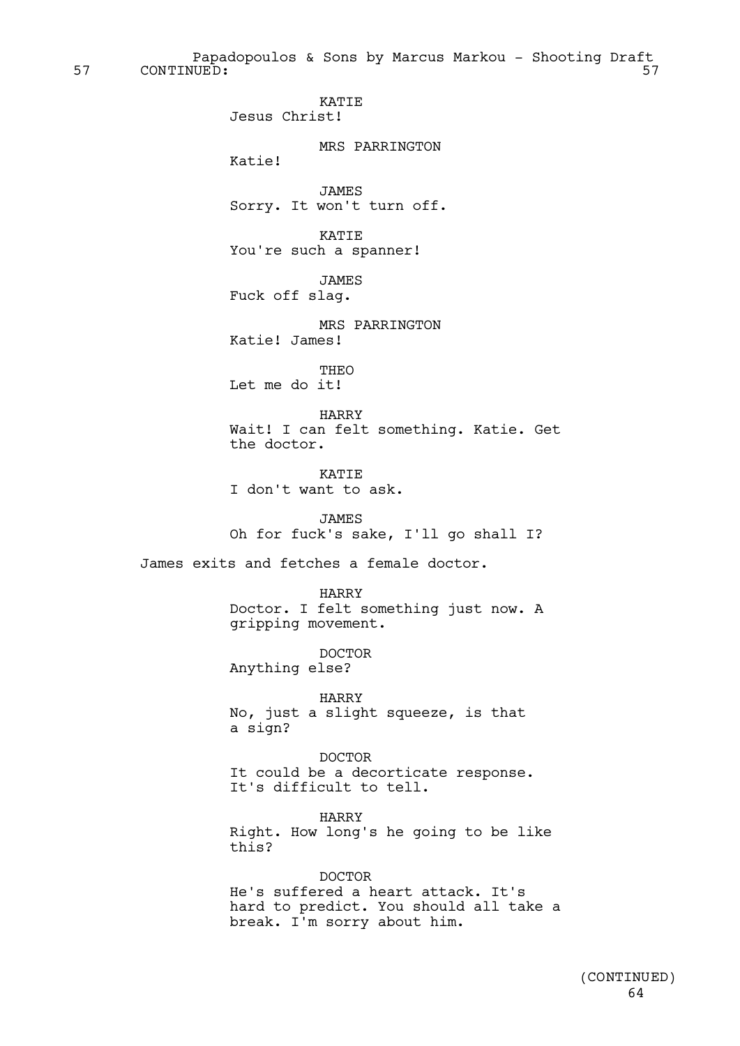57 CONTINUED: 57

KATIE
Jesus Christ!

MRS PARRINGTON
Katie!

JAMES
Sorry. It won't turn off.

KATIE
You're such a spanner!

JAMES
Fuck off slag.

MRS PARRINGTON
Katie! James!

THEO
Let me do it!

HARRY
Wait! I can felt something. Katie. Get the doctor.

KATIE
I don't want to ask.

JAMES
Oh for fuck's sake, I'll go shall I?

James exits and fetches a female doctor.

HARRY
Doctor. I felt something just now. A gripping movement.

DOCTOR
Anything else?

HARRY
No, just a slight squeeze, is that a sign?

DOCTOR
It could be a decorticate response. It's difficult to tell.

HARRY
Right. How long's he going to be like this?

DOCTOR
He's suffered a heart attack. It's hard to predict. You should all take a break. I'm sorry about him.

(CONTINUED)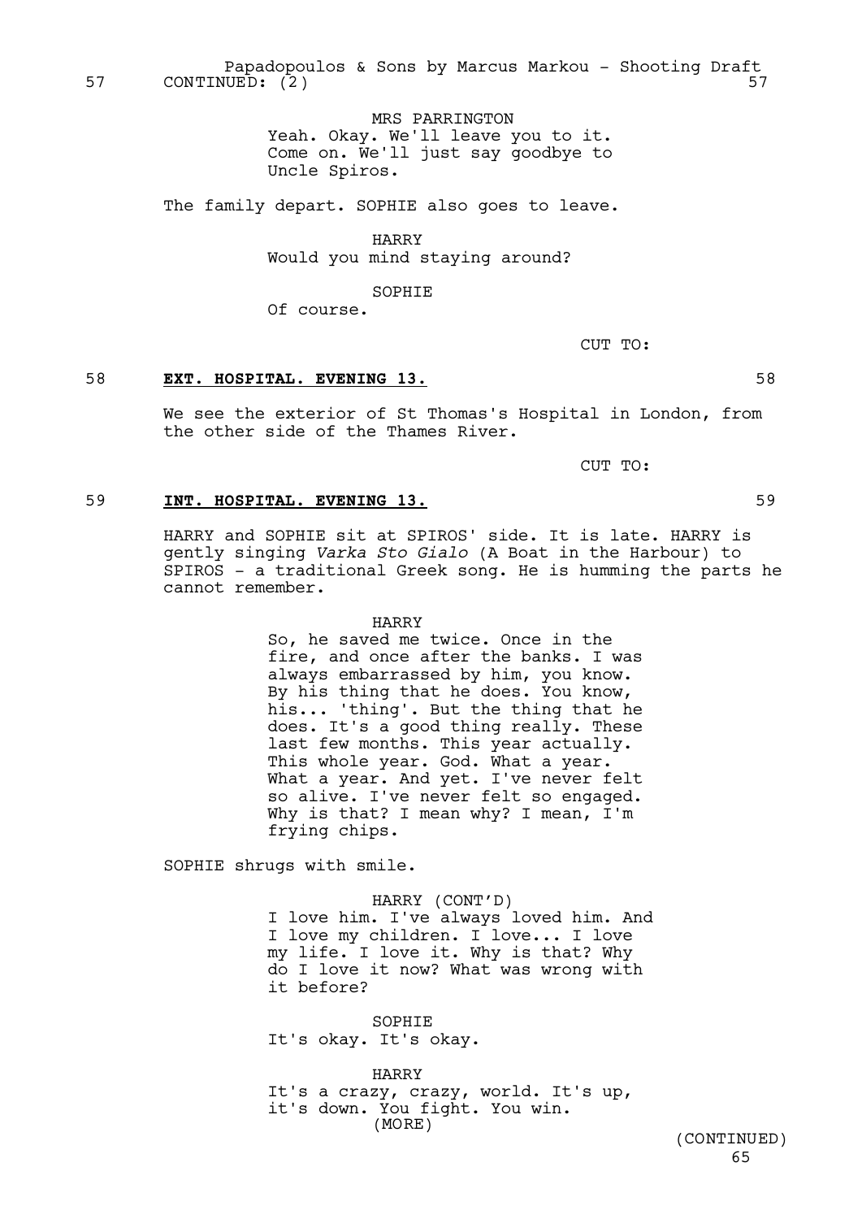57 CONTINUED: (2) 57

MRS PARRINGTON
Yeah. Okay. We'll leave you to it. Come on. We'll just say goodbye to Uncle Spiros.

The family depart. SOPHIE also goes to leave.

HARRY
Would you mind staying around?

SOPHIE
Of course.

CUT TO:

58 **EXT. HOSPITAL. EVENING 13.** 58

We see the exterior of St Thomas's Hospital in London, from the other side of the Thames River.

CUT TO:

59 **INT. HOSPITAL. EVENING 13.** 59

HARRY and SOPHIE sit at SPIROS' side. It is late. HARRY is gently singing *Varka Sto Gialo* (A Boat in the Harbour) to SPIROS - a traditional Greek song. He is humming the parts he cannot remember.

HARRY
So, he saved me twice. Once in the fire, and once after the banks. I was always embarrassed by him, you know. By his thing that he does. You know, his... 'thing'. But the thing that he does. It's a good thing really. These last few months. This year actually. This whole year. God. What a year. What a year. And yet. I've never felt so alive. I've never felt so engaged. Why is that? I mean why? I mean, I'm frying chips.

SOPHIE shrugs with smile.

HARRY (CONT'D)
I love him. I've always loved him. And I love my children. I love... I love my life. I love it. Why is that? Why do I love it now? What was wrong with it before?

SOPHIE
It's okay. It's okay.

HARRY
It's a crazy, crazy, world. It's up, it's down. You fight. You win.
(MORE)

(CONTINUED)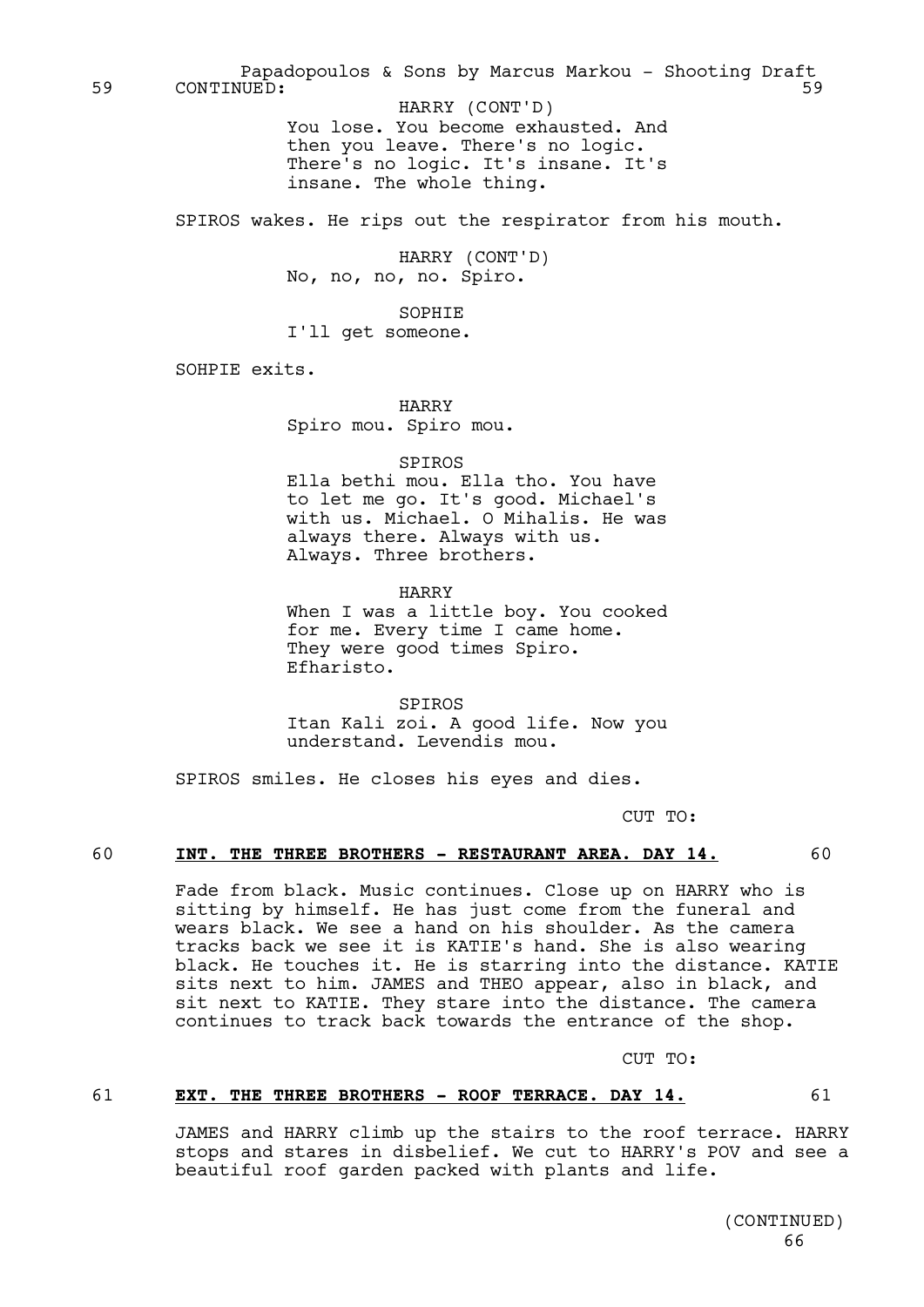59 CONTINUED: 59

HARRY (CONT'D)
You lose. You become exhausted. And then you leave. There's no logic. There's no logic. It's insane. It's insane. The whole thing.

SPIROS wakes. He rips out the respirator from his mouth.

HARRY (CONT'D)
No, no, no, no. Spiro.

SOPHIE
I'll get someone.

SOHPIE exits.

HARRY
Spiro mou. Spiro mou.

SPIROS
Ella bethi mou. Ella tho. You have to let me go. It's good. Michael's with us. Michael. O Mihalis. He was always there. Always with us. Always. Three brothers.

HARRY
When I was a little boy. You cooked for me. Every time I came home. They were good times Spiro. Efharisto.

SPIROS
Itan Kali zoi. A good life. Now you understand. Levendis mou.

SPIROS smiles. He closes his eyes and dies.

CUT TO:

60 **INT. THE THREE BROTHERS - RESTAURANT AREA. DAY 14.** 60

Fade from black. Music continues. Close up on HARRY who is sitting by himself. He has just come from the funeral and wears black. We see a hand on his shoulder. As the camera tracks back we see it is KATIE's hand. She is also wearing black. He touches it. He is starring into the distance. KATIE sits next to him. JAMES and THEO appear, also in black, and sit next to KATIE. They stare into the distance. The camera continues to track back towards the entrance of the shop.

CUT TO:

61 **EXT. THE THREE BROTHERS - ROOF TERRACE. DAY 14.** 61

JAMES and HARRY climb up the stairs to the roof terrace. HARRY stops and stares in disbelief. We cut to HARRY's POV and see a beautiful roof garden packed with plants and life.

(CONTINUED)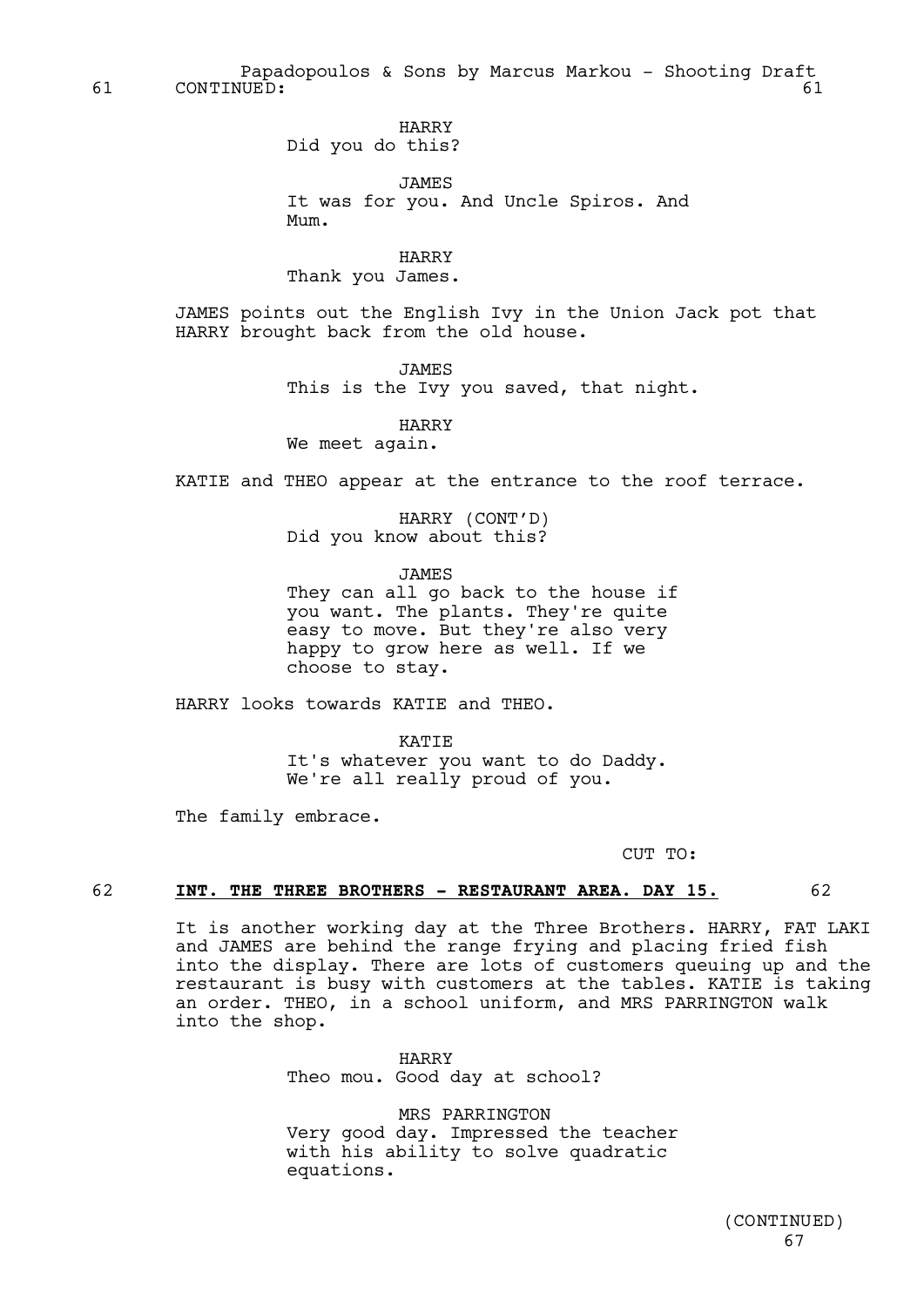61 CONTINUED: 61

HARRY
Did you do this?

JAMES
It was for you. And Uncle Spiros. And Mum.

HARRY
Thank you James.

JAMES points out the English Ivy in the Union Jack pot that HARRY brought back from the old house.

JAMES
This is the Ivy you saved, that night.

HARRY
We meet again.

KATIE and THEO appear at the entrance to the roof terrace.

HARRY (CONT'D)
Did you know about this?

JAMES
They can all go back to the house if you want. The plants. They're quite easy to move. But they're also very happy to grow here as well. If we choose to stay.

HARRY looks towards KATIE and THEO.

KATIE
It's whatever you want to do Daddy. We're all really proud of you.

The family embrace.

CUT TO:

62 **INT. THE THREE BROTHERS - RESTAURANT AREA. DAY 15.** 62

It is another working day at the Three Brothers. HARRY, FAT LAKI and JAMES are behind the range frying and placing fried fish into the display. There are lots of customers queuing up and the restaurant is busy with customers at the tables. KATIE is taking an order. THEO, in a school uniform, and MRS PARRINGTON walk into the shop.

HARRY
Theo mou. Good day at school?

MRS PARRINGTON
Very good day. Impressed the teacher with his ability to solve quadratic equations.

(CONTINUED)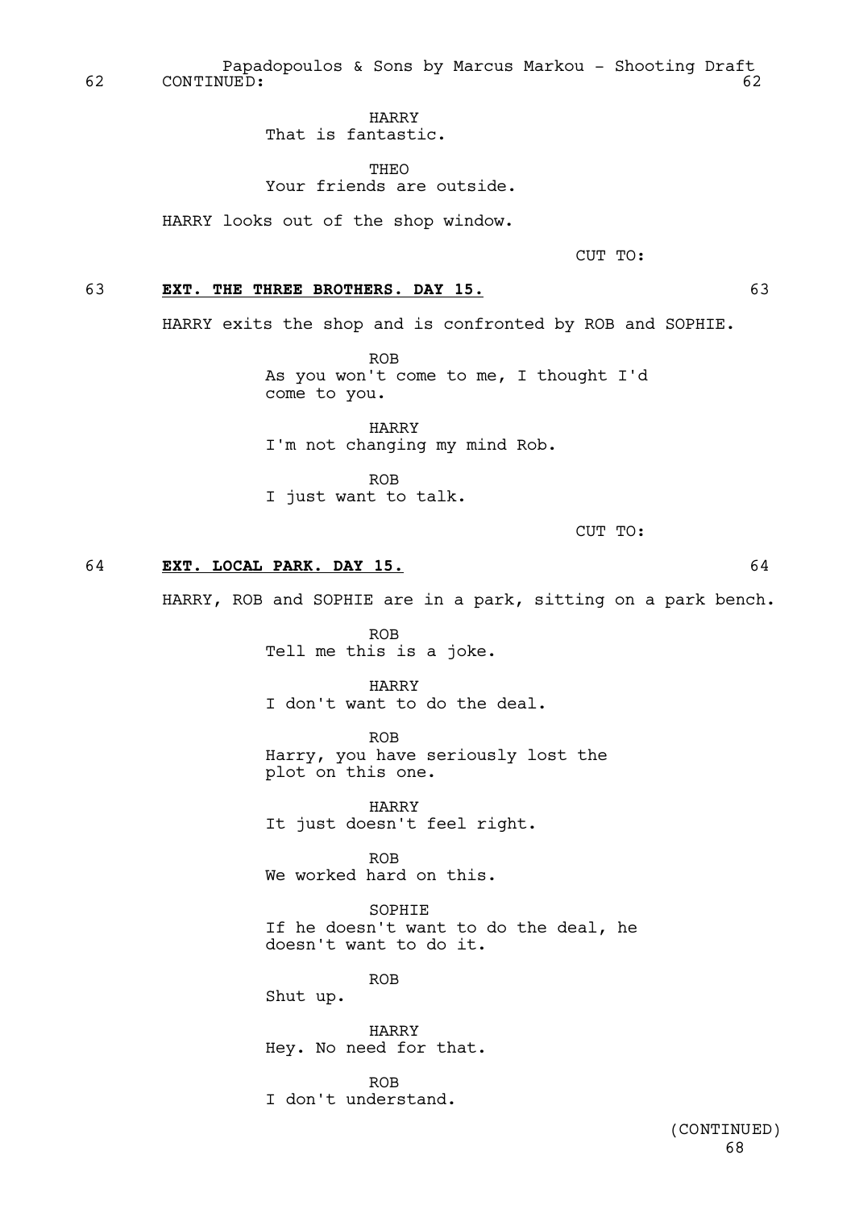62 CONTINUED: 62

HARRY
That is fantastic.

THEO
Your friends are outside.

HARRY looks out of the shop window.

CUT TO:

63 **EXT. THE THREE BROTHERS. DAY 15.** 63

HARRY exits the shop and is confronted by ROB and SOPHIE.

ROB
As you won't come to me, I thought I'd come to you.

HARRY
I'm not changing my mind Rob.

ROB
I just want to talk.

CUT TO:

64 **EXT. LOCAL PARK. DAY 15.** 64

HARRY, ROB and SOPHIE are in a park, sitting on a park bench.

ROB
Tell me this is a joke.

HARRY
I don't want to do the deal.

ROB
Harry, you have seriously lost the plot on this one.

HARRY
It just doesn't feel right.

ROB
We worked hard on this.

SOPHIE
If he doesn't want to do the deal, he doesn't want to do it.

ROB
Shut up.

HARRY
Hey. No need for that.

ROB
I don't understand.

(CONTINUED)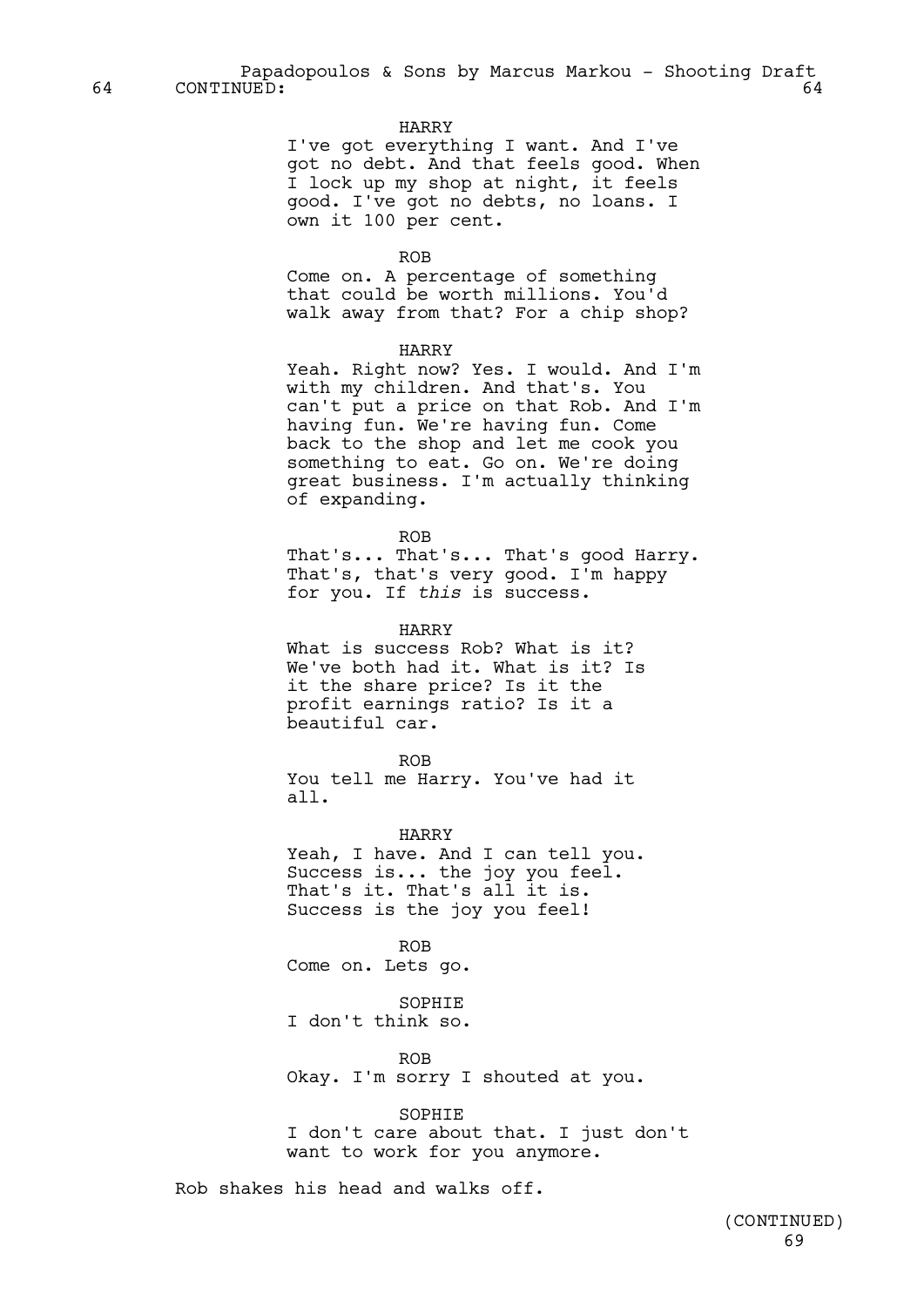64 CONTINUED: 64

HARRY
I've got everything I want. And I've got no debt. And that feels good. When I lock up my shop at night, it feels good. I've got no debts, no loans. I own it 100 per cent.

ROB
Come on. A percentage of something that could be worth millions. You'd walk away from that? For a chip shop?

HARRY
Yeah. Right now? Yes. I would. And I'm with my children. And that's. You can't put a price on that Rob. And I'm having fun. We're having fun. Come back to the shop and let me cook you something to eat. Go on. We're doing great business. I'm actually thinking of expanding.

ROB
That's... That's... That's good Harry. That's, that's very good. I'm happy for you. If *this* is success.

HARRY
What is success Rob? What is it? We've both had it. What is it? Is it the share price? Is it the profit earnings ratio? Is it a beautiful car.

ROB
You tell me Harry. You've had it all.

HARRY
Yeah, I have. And I can tell you. Success is... the joy you feel. That's it. That's all it is. Success is the joy you feel!

ROB
Come on. Lets go.

SOPHIE
I don't think so.

ROB
Okay. I'm sorry I shouted at you.

SOPHIE
I don't care about that. I just don't want to work for you anymore.

Rob shakes his head and walks off.

(CONTINUED)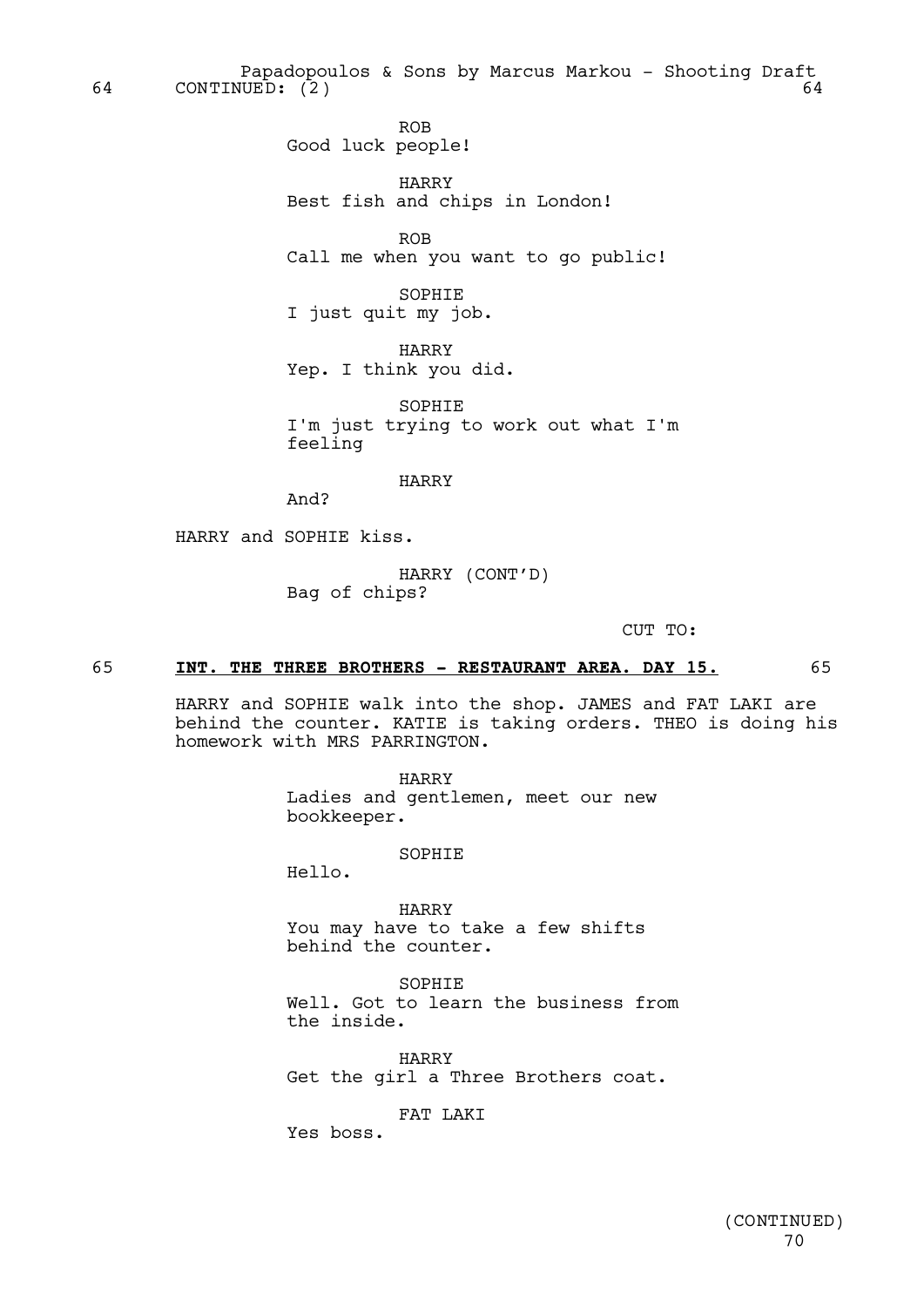64 CONTINUED: (2) 64

ROB
Good luck people!

HARRY
Best fish and chips in London!

ROB
Call me when you want to go public!

SOPHIE
I just quit my job.

HARRY
Yep. I think you did.

SOPHIE
I'm just trying to work out what I'm feeling

HARRY
And?

HARRY and SOPHIE kiss.

HARRY (CONT'D)
Bag of chips?

CUT TO:

65 **INT. THE THREE BROTHERS - RESTAURANT AREA. DAY 15.** 65

HARRY and SOPHIE walk into the shop. JAMES and FAT LAKI are behind the counter. KATIE is taking orders. THEO is doing his homework with MRS PARRINGTON.

HARRY
Ladies and gentlemen, meet our new bookkeeper.

SOPHIE
Hello.

HARRY
You may have to take a few shifts behind the counter.

SOPHIE
Well. Got to learn the business from the inside.

HARRY
Get the girl a Three Brothers coat.

FAT LAKI
Yes boss.

(CONTINUED)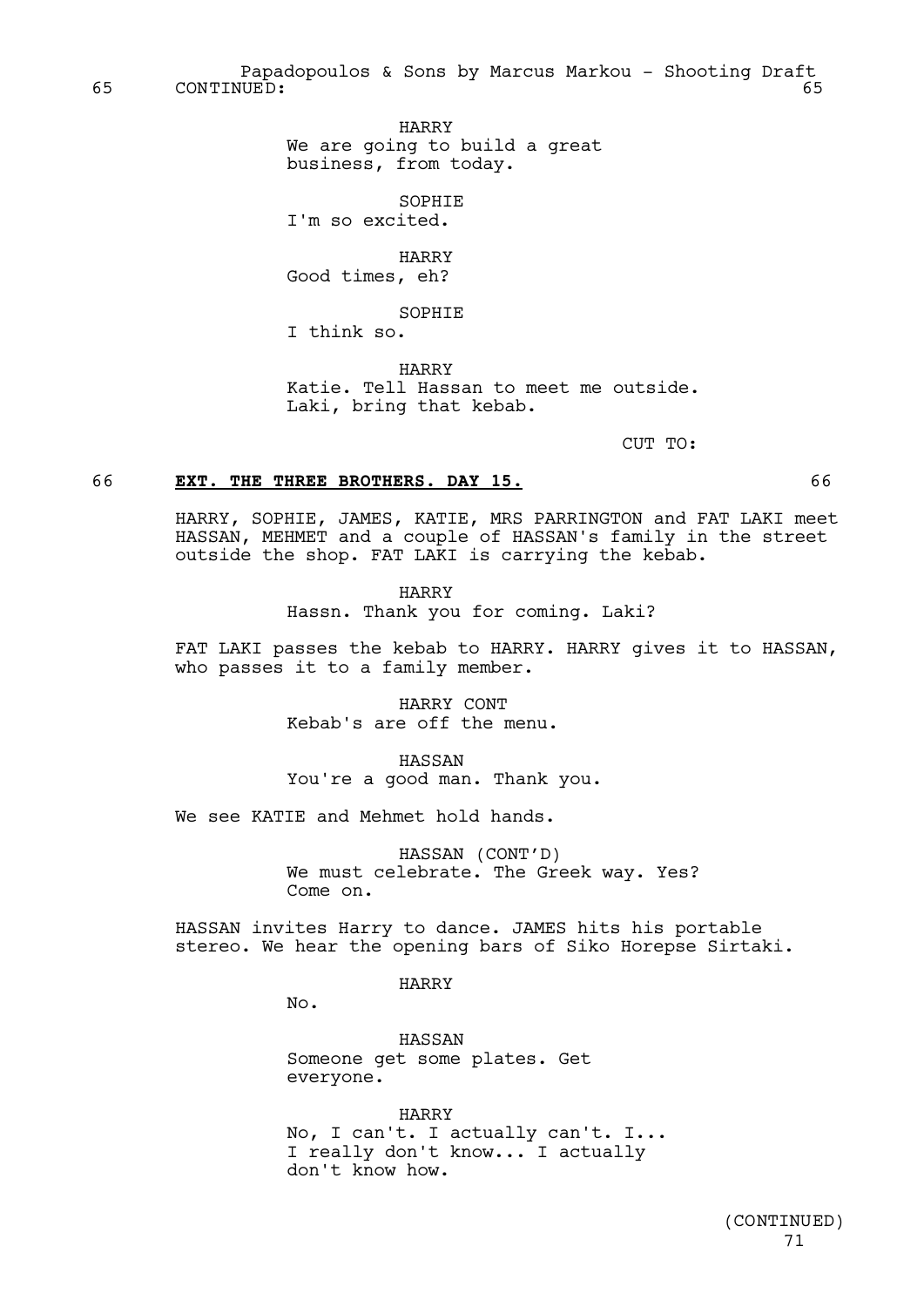65 CONTINUED: 65

HARRY
We are going to build a great business, from today.

SOPHIE
I'm so excited.

HARRY
Good times, eh?

SOPHIE
I think so.

HARRY
Katie. Tell Hassan to meet me outside. Laki, bring that kebab.

CUT TO:

## 66 **EXT. THE THREE BROTHERS. DAY 15.** 66

HARRY, SOPHIE, JAMES, KATIE, MRS PARRINGTON and FAT LAKI meet HASSAN, MEHMET and a couple of HASSAN's family in the street outside the shop. FAT LAKI is carrying the kebab.

HARRY
Hassn. Thank you for coming. Laki?

FAT LAKI passes the kebab to HARRY. HARRY gives it to HASSAN, who passes it to a family member.

HARRY CONT
Kebab's are off the menu.

HASSAN
You're a good man. Thank you.

We see KATIE and Mehmet hold hands.

HASSAN (CONT'D)
We must celebrate. The Greek way. Yes? Come on.

HASSAN invites Harry to dance. JAMES hits his portable stereo. We hear the opening bars of Siko Horepse Sirtaki.

HARRY
No.

HASSAN
Someone get some plates. Get everyone.

HARRY
No, I can't. I actually can't. I... I really don't know... I actually don't know how.

(CONTINUED)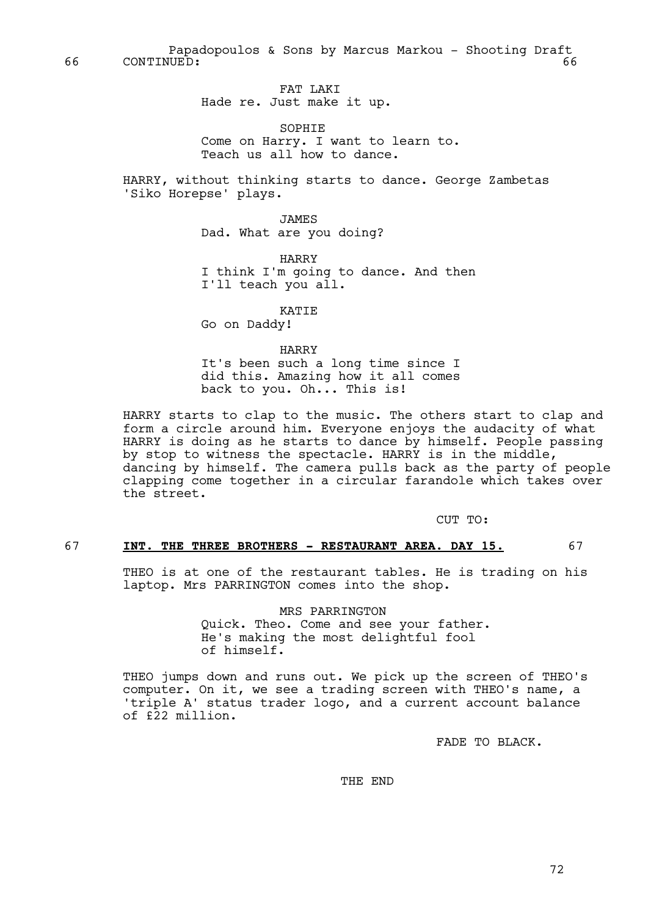66 CONTINUED: 66

FAT LAKI
Hade re. Just make it up.

SOPHIE
Come on Harry. I want to learn to. Teach us all how to dance.

HARRY, without thinking starts to dance. George Zambetas 'Siko Horepse' plays.

JAMES
Dad. What are you doing?

HARRY
I think I'm going to dance. And then I'll teach you all.

KATIE
Go on Daddy!

HARRY
It's been such a long time since I did this. Amazing how it all comes back to you. Oh... This is!

HARRY starts to clap to the music. The others start to clap and form a circle around him. Everyone enjoys the audacity of what HARRY is doing as he starts to dance by himself. People passing by stop to witness the spectacle. HARRY is in the middle, dancing by himself. The camera pulls back as the party of people clapping come together in a circular farandole which takes over the street.

CUT TO:

67 **INT. THE THREE BROTHERS - RESTAURANT AREA. DAY 15.** 67

THEO is at one of the restaurant tables. He is trading on his laptop. Mrs PARRINGTON comes into the shop.

MRS PARRINGTON
Quick. Theo. Come and see your father. He's making the most delightful fool of himself.

THEO jumps down and runs out. We pick up the screen of THEO's computer. On it, we see a trading screen with THEO's name, a 'triple A' status trader logo, and a current account balance of £22 million.

FADE TO BLACK.

THE END